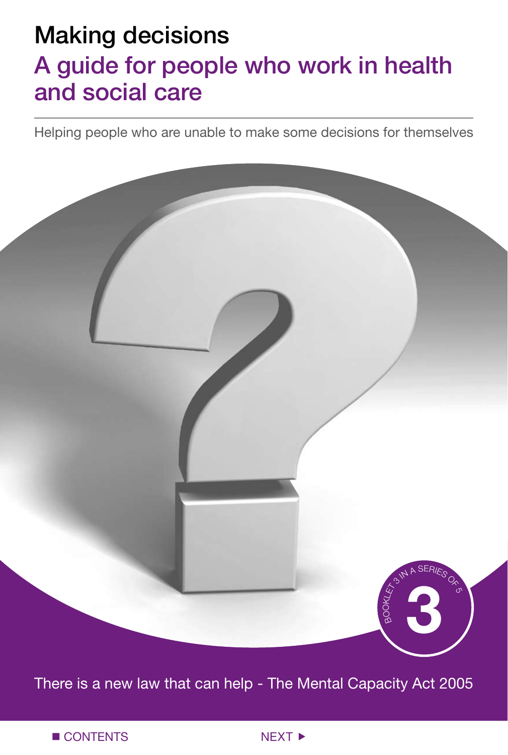# Making decisions

## A guide for people who work in health and social care

Helping people who are unable to make some decisions for themselves

BOOKLET 3 IN A SERIES OF 5

3

There is a new law that can help - The Mental Capacity Act 2005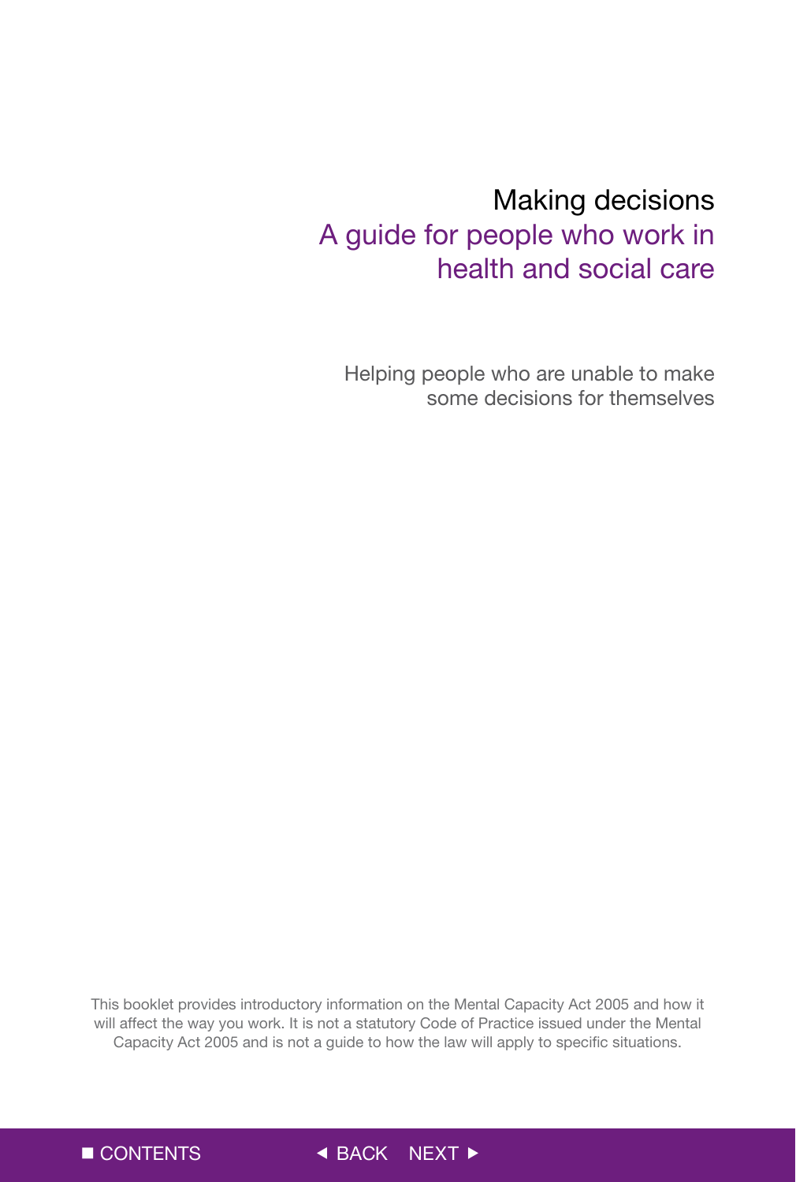# Making decisions

## A guide for people who work in health and social care

Helping people who are unable to make some decisions for themselves

This booklet provides introductory information on the Mental Capacity Act 2005 and how it will affect the way you work. It is not a statutory Code of Practice issued under the Mental Capacity Act 2005 and is not a guide to how the law will apply to specific situations.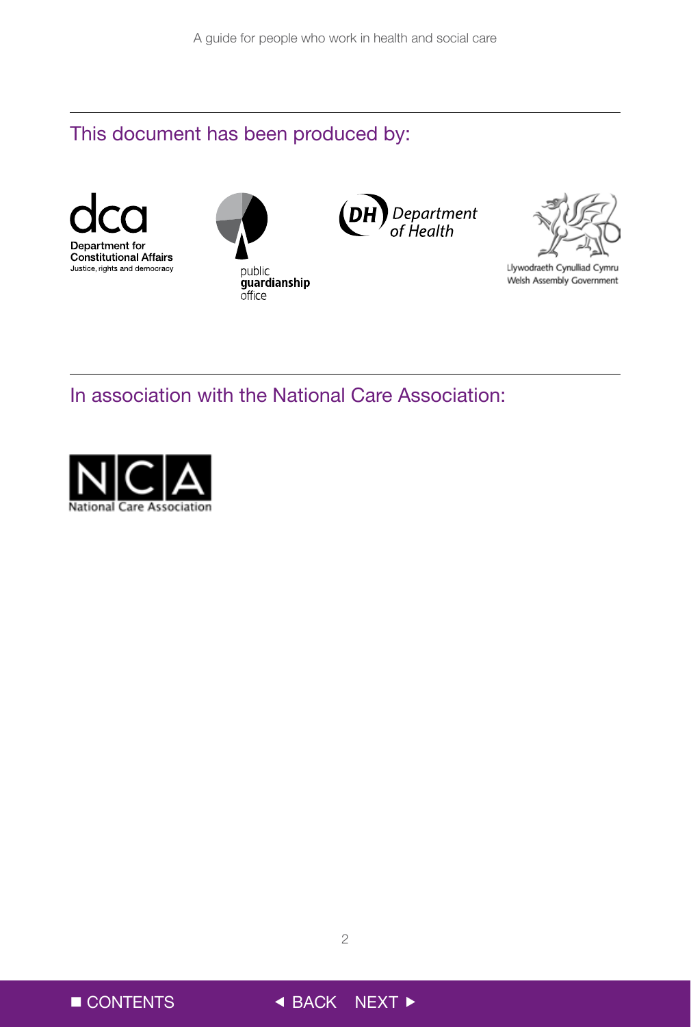## This document has been produced by:

dca
Department for Constitutional Affairs
Justice, rights and democracy

public guardianship office

DH Department of Health

Llywodraeth Cynulliad Cymru
Welsh Assembly Government

## In association with the National Care Association:

NCA
National Care Association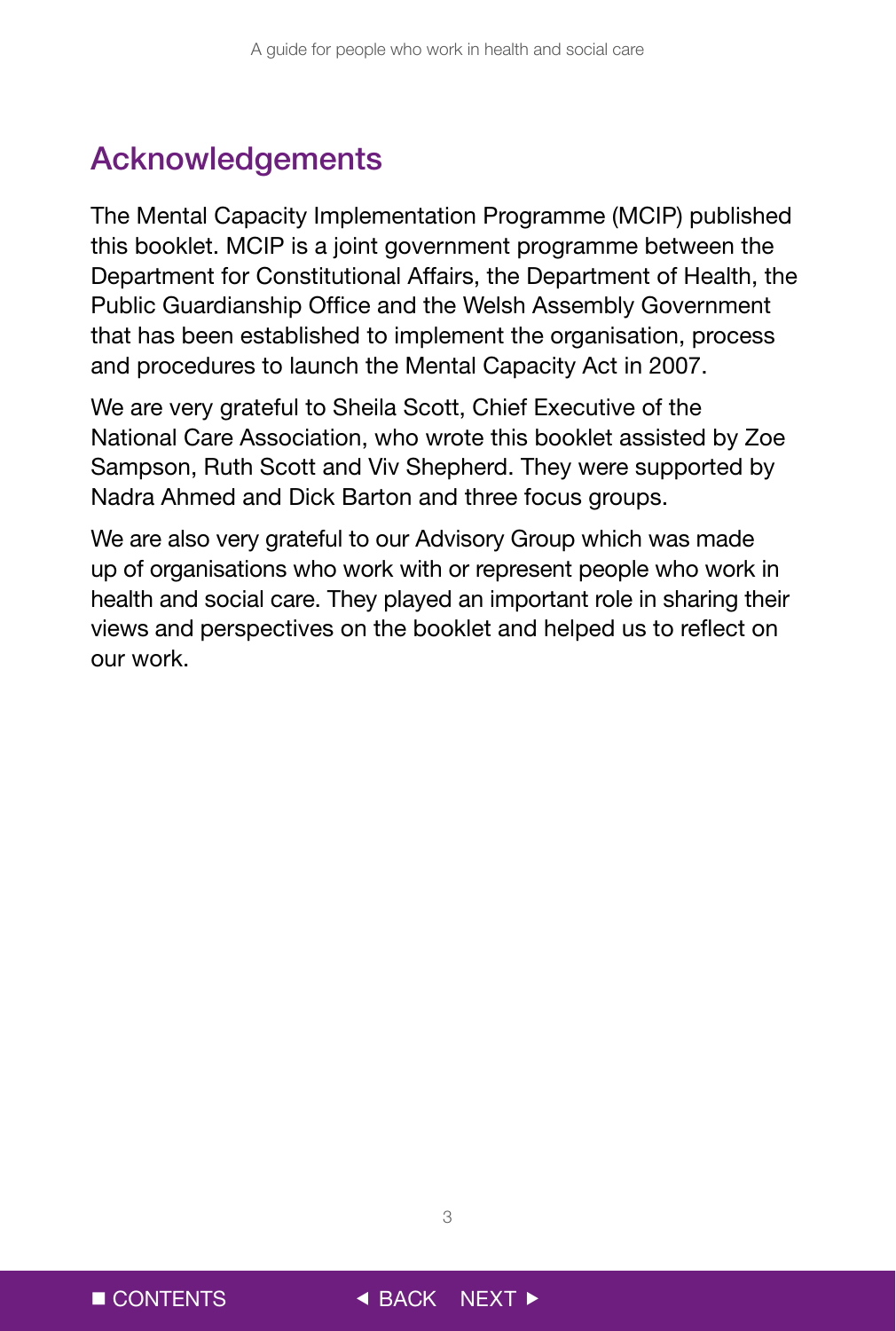# Acknowledgements

The Mental Capacity Implementation Programme (MCIP) published this booklet. MCIP is a joint government programme between the Department for Constitutional Affairs, the Department of Health, the Public Guardianship Office and the Welsh Assembly Government that has been established to implement the organisation, process and procedures to launch the Mental Capacity Act in 2007.

We are very grateful to Sheila Scott, Chief Executive of the National Care Association, who wrote this booklet assisted by Zoe Sampson, Ruth Scott and Viv Shepherd. They were supported by Nadra Ahmed and Dick Barton and three focus groups.

We are also very grateful to our Advisory Group which was made up of organisations who work with or represent people who work in health and social care. They played an important role in sharing their views and perspectives on the booklet and helped us to reflect on our work.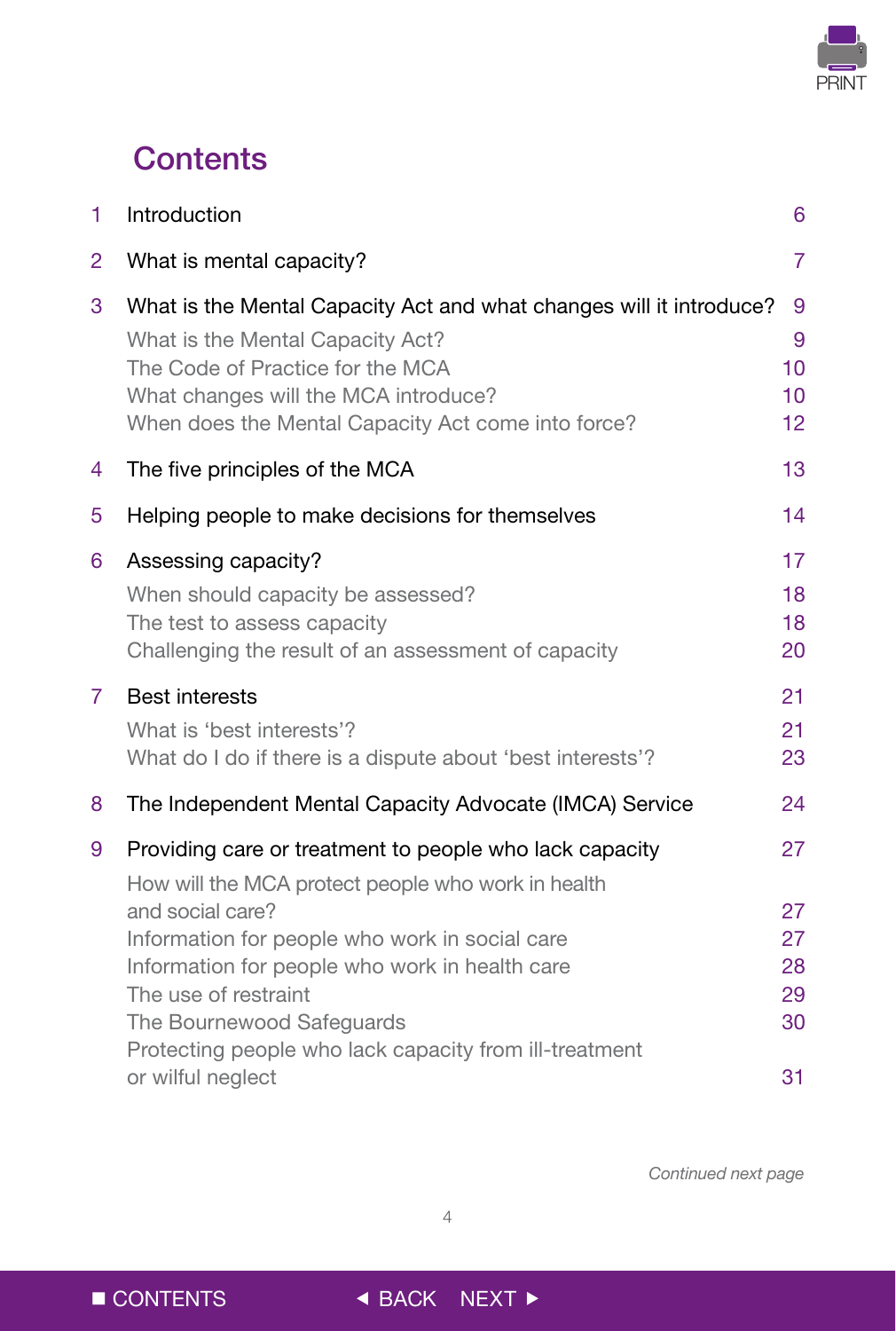# Contents

| | | |
|---|---|---|
| 1 | Introduction | 6 |
| 2 | What is mental capacity? | 7 |
| 3 | What is the Mental Capacity Act and what changes will it introduce? | 9 |
| | What is the Mental Capacity Act? | 9 |
| | The Code of Practice for the MCA | 10 |
| | What changes will the MCA introduce? | 10 |
| | When does the Mental Capacity Act come into force? | 12 |
| 4 | The five principles of the MCA | 13 |
| 5 | Helping people to make decisions for themselves | 14 |
| 6 | Assessing capacity? | 17 |
| | When should capacity be assessed? | 18 |
| | The test to assess capacity | 18 |
| | Challenging the result of an assessment of capacity | 20 |
| 7 | Best interests | 21 |
| | What is 'best interests'? | 21 |
| | What do I do if there is a dispute about 'best interests'? | 23 |
| 8 | The Independent Mental Capacity Advocate (IMCA) Service | 24 |
| 9 | Providing care or treatment to people who lack capacity | 27 |
| | How will the MCA protect people who work in health and social care? | 27 |
| | Information for people who work in social care | 27 |
| | Information for people who work in health care | 28 |
| | The use of restraint | 29 |
| | The Bournewood Safeguards | 30 |
| | Protecting people who lack capacity from ill-treatment or wilful neglect | 31 |

*Continued next page*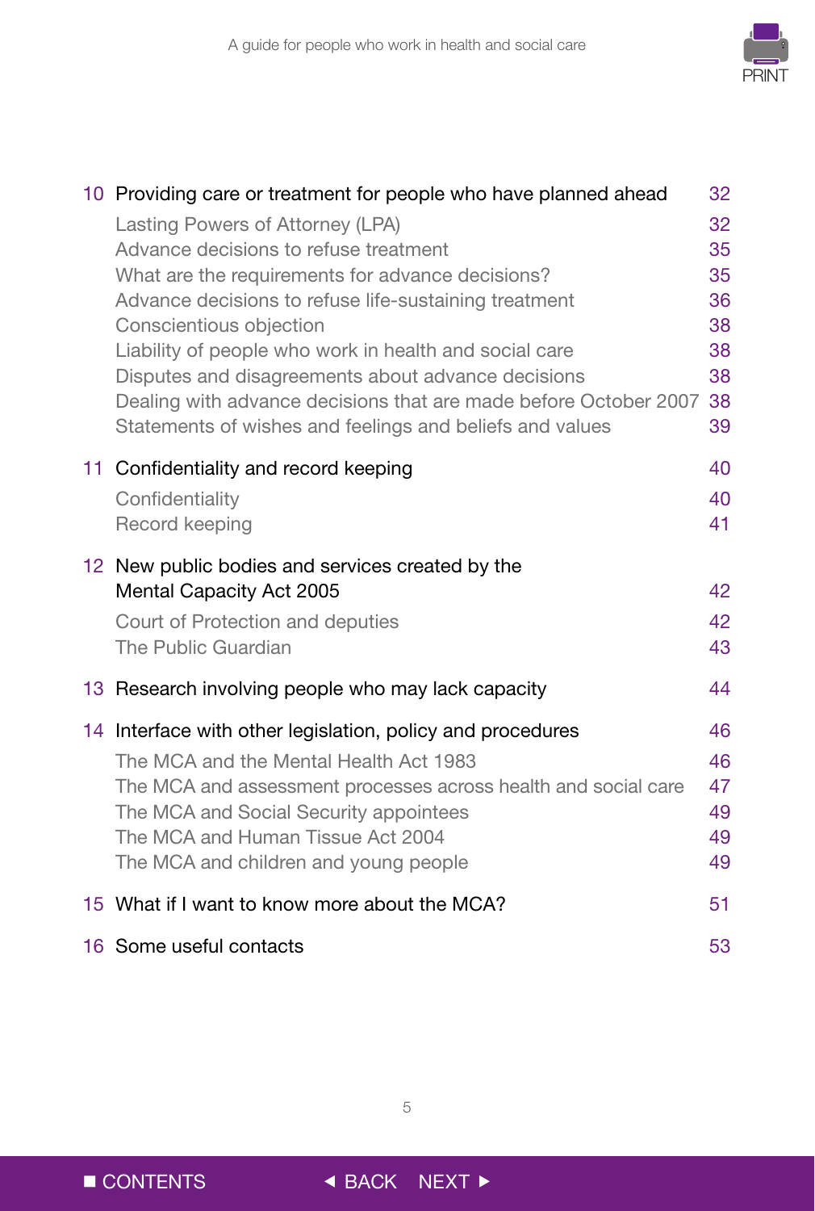| | | |
|---|---|---|
| 10 | Providing care or treatment for people who have planned ahead | 32 |
| | Lasting Powers of Attorney (LPA) | 32 |
| | Advance decisions to refuse treatment | 35 |
| | What are the requirements for advance decisions? | 35 |
| | Advance decisions to refuse life-sustaining treatment | 36 |
| | Conscientious objection | 38 |
| | Liability of people who work in health and social care | 38 |
| | Disputes and disagreements about advance decisions | 38 |
| | Dealing with advance decisions that are made before October 2007 | 38 |
| | Statements of wishes and feelings and beliefs and values | 39 |
| 11 | Confidentiality and record keeping | 40 |
| | Confidentiality | 40 |
| | Record keeping | 41 |
| 12 | New public bodies and services created by the Mental Capacity Act 2005 | 42 |
| | Court of Protection and deputies | 42 |
| | The Public Guardian | 43 |
| 13 | Research involving people who may lack capacity | 44 |
| 14 | Interface with other legislation, policy and procedures | 46 |
| | The MCA and the Mental Health Act 1983 | 46 |
| | The MCA and assessment processes across health and social care | 47 |
| | The MCA and Social Security appointees | 49 |
| | The MCA and Human Tissue Act 2004 | 49 |
| | The MCA and children and young people | 49 |
| 15 | What if I want to know more about the MCA? | 51 |
| 16 | Some useful contacts | 53 |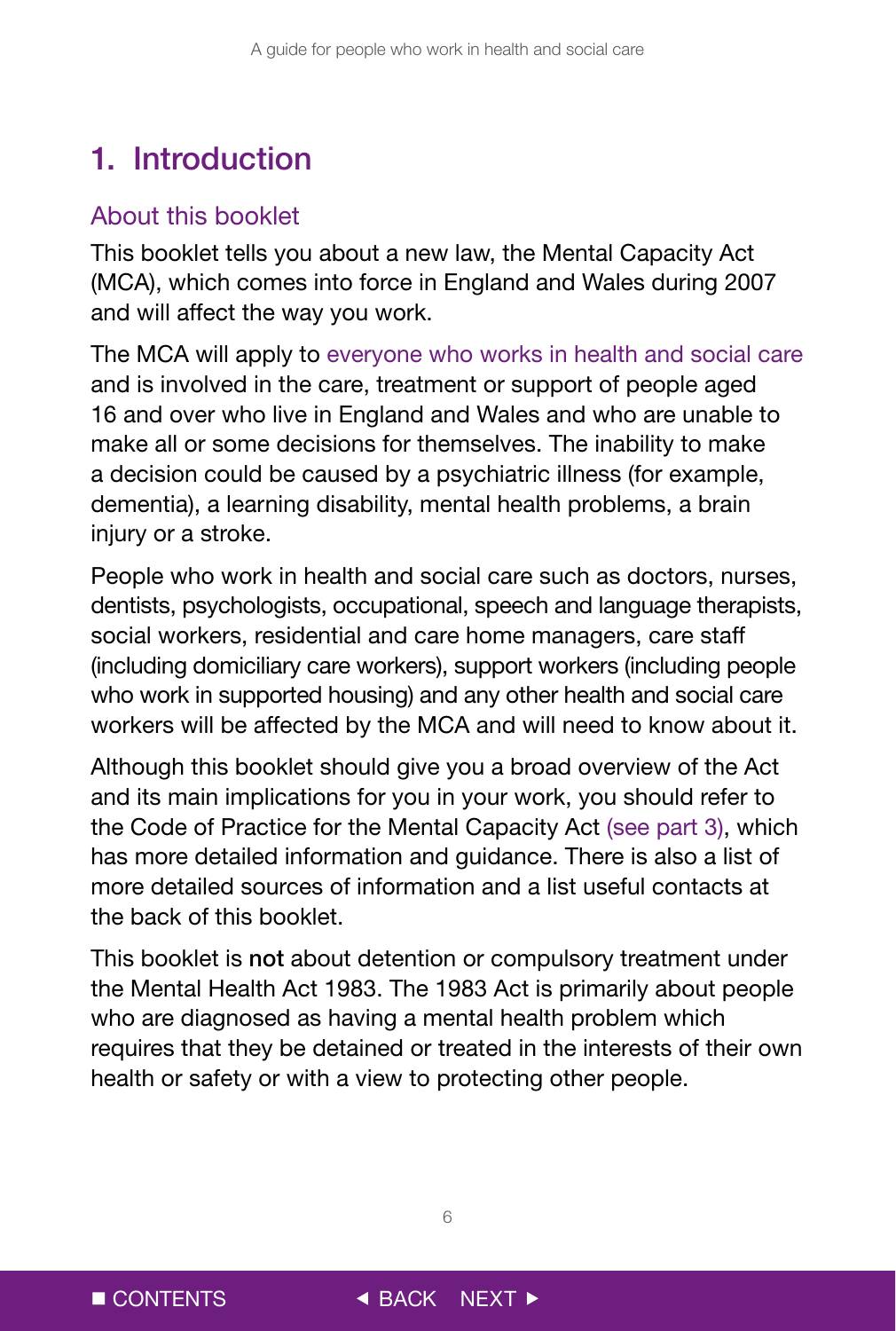# 1. Introduction

## About this booklet

This booklet tells you about a new law, the Mental Capacity Act (MCA), which comes into force in England and Wales during 2007 and will affect the way you work.

The MCA will apply to everyone who works in health and social care and is involved in the care, treatment or support of people aged 16 and over who live in England and Wales and who are unable to make all or some decisions for themselves. The inability to make a decision could be caused by a psychiatric illness (for example, dementia), a learning disability, mental health problems, a brain injury or a stroke.

People who work in health and social care such as doctors, nurses, dentists, psychologists, occupational, speech and language therapists, social workers, residential and care home managers, care staff (including domiciliary care workers), support workers (including people who work in supported housing) and any other health and social care workers will be affected by the MCA and will need to know about it.

Although this booklet should give you a broad overview of the Act and its main implications for you in your work, you should refer to the Code of Practice for the Mental Capacity Act (see part 3), which has more detailed information and guidance. There is also a list of more detailed sources of information and a list useful contacts at the back of this booklet.

This booklet is **not** about detention or compulsory treatment under the Mental Health Act 1983. The 1983 Act is primarily about people who are diagnosed as having a mental health problem which requires that they be detained or treated in the interests of their own health or safety or with a view to protecting other people.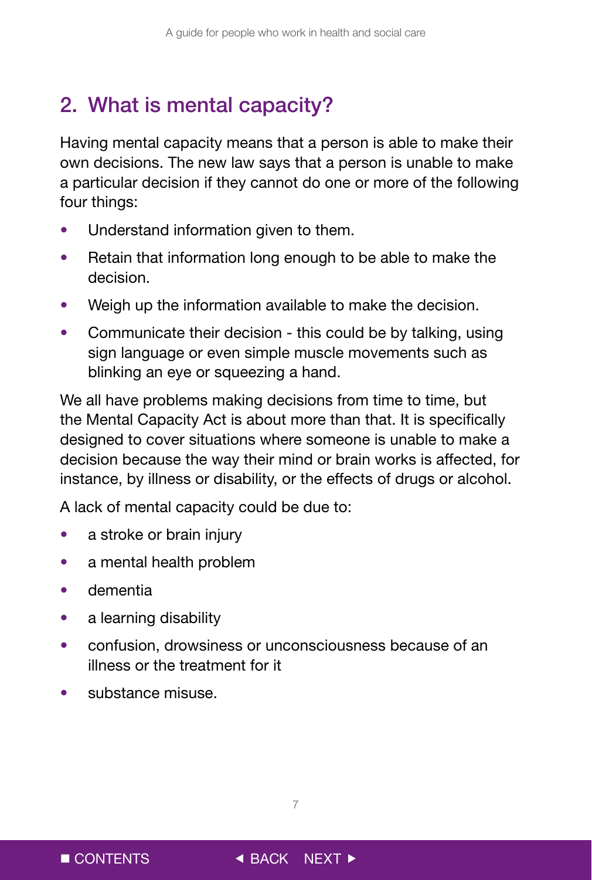## 2. What is mental capacity?

Having mental capacity means that a person is able to make their own decisions. The new law says that a person is unable to make a particular decision if they cannot do one or more of the following four things:

- Understand information given to them.
- Retain that information long enough to be able to make the decision.
- Weigh up the information available to make the decision.
- Communicate their decision - this could be by talking, using sign language or even simple muscle movements such as blinking an eye or squeezing a hand.

We all have problems making decisions from time to time, but the Mental Capacity Act is about more than that. It is specifically designed to cover situations where someone is unable to make a decision because the way their mind or brain works is affected, for instance, by illness or disability, or the effects of drugs or alcohol.

A lack of mental capacity could be due to:

- a stroke or brain injury
- a mental health problem
- dementia
- a learning disability
- confusion, drowsiness or unconsciousness because of an illness or the treatment for it
- substance misuse.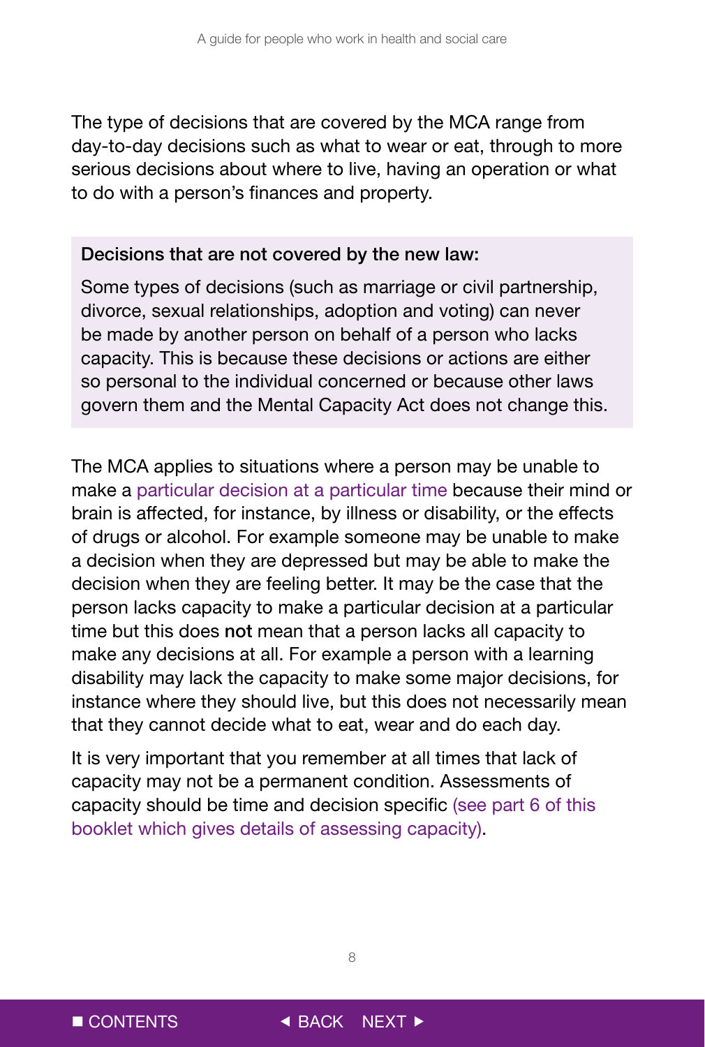The type of decisions that are covered by the MCA range from day-to-day decisions such as what to wear or eat, through to more serious decisions about where to live, having an operation or what to do with a person's finances and property.

> **Decisions that are not covered by the new law:**
>
> Some types of decisions (such as marriage or civil partnership, divorce, sexual relationships, adoption and voting) can never be made by another person on behalf of a person who lacks capacity. This is because these decisions or actions are either so personal to the individual concerned or because other laws govern them and the Mental Capacity Act does not change this.

The MCA applies to situations where a person may be unable to make a particular decision at a particular time because their mind or brain is affected, for instance, by illness or disability, or the effects of drugs or alcohol. For example someone may be unable to make a decision when they are depressed but may be able to make the decision when they are feeling better. It may be the case that the person lacks capacity to make a particular decision at a particular time but this does **not** mean that a person lacks all capacity to make any decisions at all. For example a person with a learning disability may lack the capacity to make some major decisions, for instance where they should live, but this does not necessarily mean that they cannot decide what to eat, wear and do each day.

It is very important that you remember at all times that lack of capacity may not be a permanent condition. Assessments of capacity should be time and decision specific (see part 6 of this booklet which gives details of assessing capacity).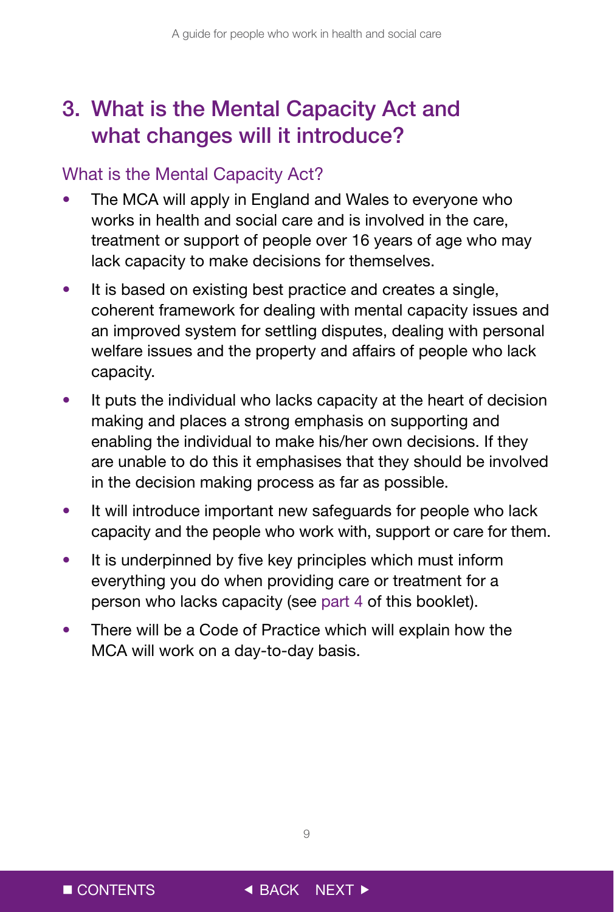## 3. What is the Mental Capacity Act and what changes will it introduce?

### What is the Mental Capacity Act?

- The MCA will apply in England and Wales to everyone who works in health and social care and is involved in the care, treatment or support of people over 16 years of age who may lack capacity to make decisions for themselves.
- It is based on existing best practice and creates a single, coherent framework for dealing with mental capacity issues and an improved system for settling disputes, dealing with personal welfare issues and the property and affairs of people who lack capacity.
- It puts the individual who lacks capacity at the heart of decision making and places a strong emphasis on supporting and enabling the individual to make his/her own decisions. If they are unable to do this it emphasises that they should be involved in the decision making process as far as possible.
- It will introduce important new safeguards for people who lack capacity and the people who work with, support or care for them.
- It is underpinned by five key principles which must inform everything you do when providing care or treatment for a person who lacks capacity (see part 4 of this booklet).
- There will be a Code of Practice which will explain how the MCA will work on a day-to-day basis.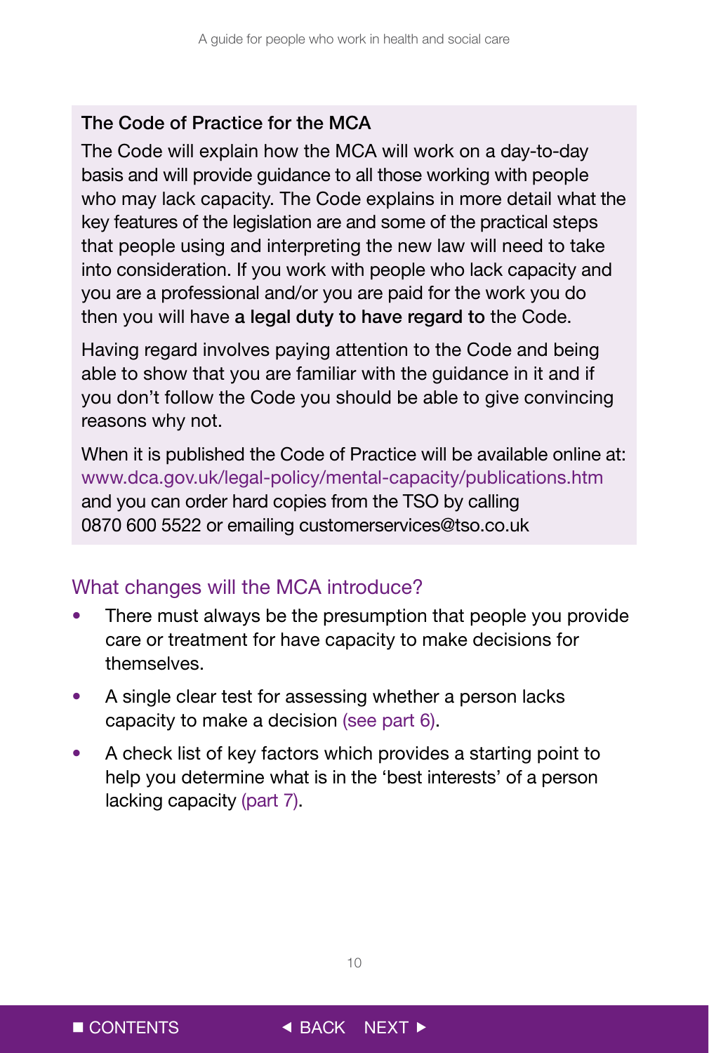### The Code of Practice for the MCA

The Code will explain how the MCA will work on a day-to-day basis and will provide guidance to all those working with people who may lack capacity. The Code explains in more detail what the key features of the legislation are and some of the practical steps that people using and interpreting the new law will need to take into consideration. If you work with people who lack capacity and you are a professional and/or you are paid for the work you do then you will have **a legal duty to have regard to** the Code.

Having regard involves paying attention to the Code and being able to show that you are familiar with the guidance in it and if you don't follow the Code you should be able to give convincing reasons why not.

When it is published the Code of Practice will be available online at: www.dca.gov.uk/legal-policy/mental-capacity/publications.htm and you can order hard copies from the TSO by calling 0870 600 5522 or emailing customerservices@tso.co.uk

## What changes will the MCA introduce?

- There must always be the presumption that people you provide care or treatment for have capacity to make decisions for themselves.
- A single clear test for assessing whether a person lacks capacity to make a decision (see part 6).
- A check list of key factors which provides a starting point to help you determine what is in the 'best interests' of a person lacking capacity (part 7).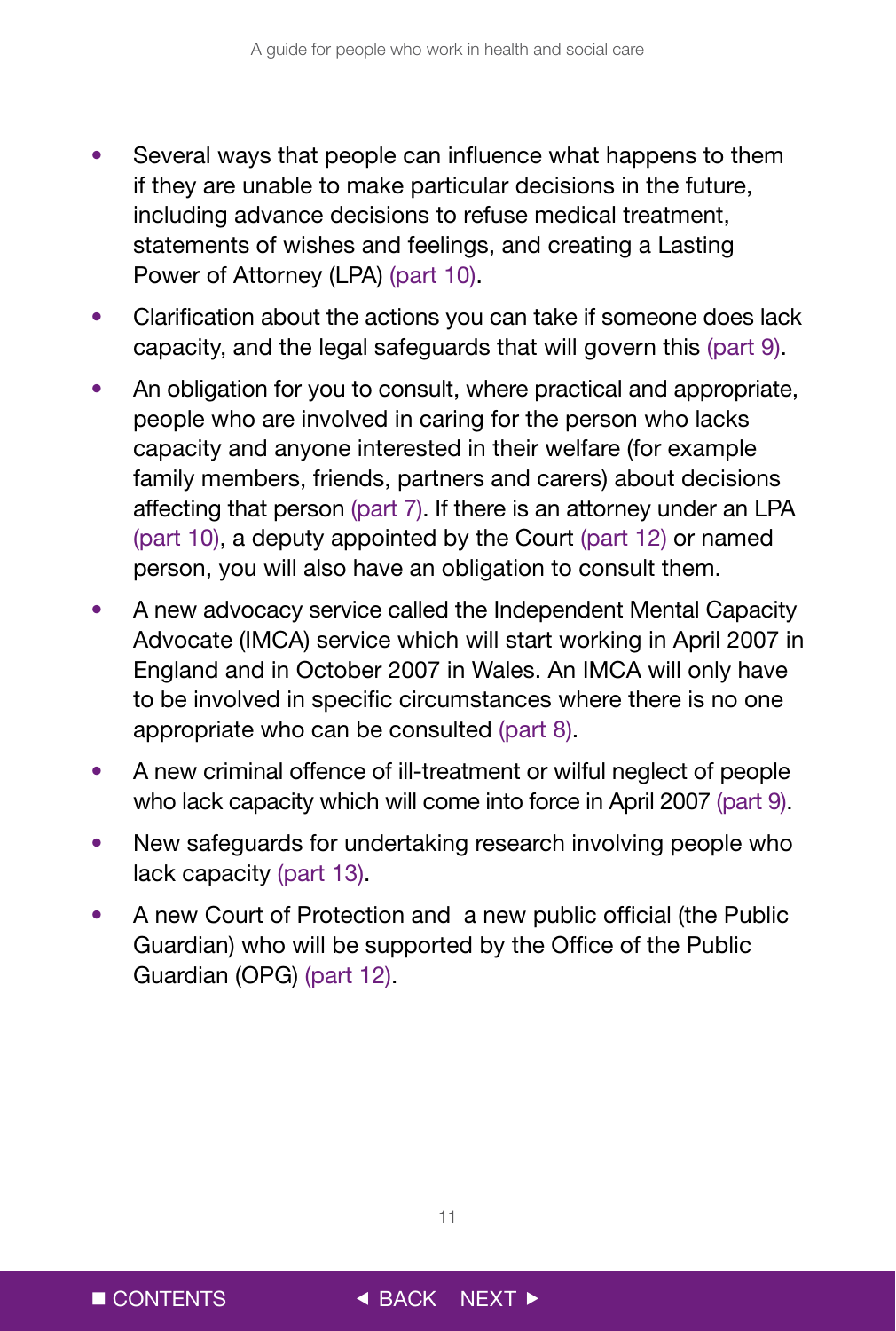- Several ways that people can influence what happens to them if they are unable to make particular decisions in the future, including advance decisions to refuse medical treatment, statements of wishes and feelings, and creating a Lasting Power of Attorney (LPA) (part 10).
- Clarification about the actions you can take if someone does lack capacity, and the legal safeguards that will govern this (part 9).
- An obligation for you to consult, where practical and appropriate, people who are involved in caring for the person who lacks capacity and anyone interested in their welfare (for example family members, friends, partners and carers) about decisions affecting that person (part 7). If there is an attorney under an LPA (part 10), a deputy appointed by the Court (part 12) or named person, you will also have an obligation to consult them.
- A new advocacy service called the Independent Mental Capacity Advocate (IMCA) service which will start working in April 2007 in England and in October 2007 in Wales. An IMCA will only have to be involved in specific circumstances where there is no one appropriate who can be consulted (part 8).
- A new criminal offence of ill-treatment or wilful neglect of people who lack capacity which will come into force in April 2007 (part 9).
- New safeguards for undertaking research involving people who lack capacity (part 13).
- A new Court of Protection and a new public official (the Public Guardian) who will be supported by the Office of the Public Guardian (OPG) (part 12).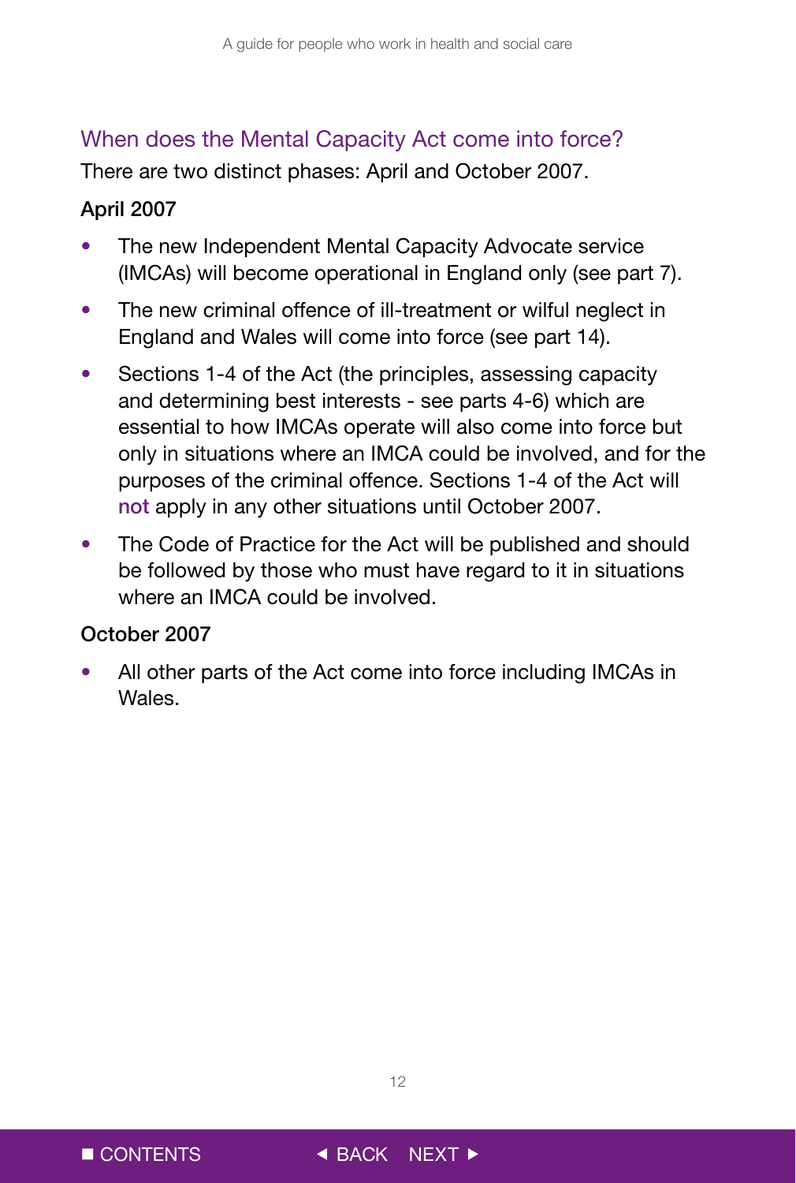## When does the Mental Capacity Act come into force?

There are two distinct phases: April and October 2007.

### April 2007

- The new Independent Mental Capacity Advocate service (IMCAs) will become operational in England only (see part 7).
- The new criminal offence of ill-treatment or wilful neglect in England and Wales will come into force (see part 14).
- Sections 1-4 of the Act (the principles, assessing capacity and determining best interests - see parts 4-6) which are essential to how IMCAs operate will also come into force but only in situations where an IMCA could be involved, and for the purposes of the criminal offence. Sections 1-4 of the Act will **not** apply in any other situations until October 2007.
- The Code of Practice for the Act will be published and should be followed by those who must have regard to it in situations where an IMCA could be involved.

### October 2007

- All other parts of the Act come into force including IMCAs in Wales.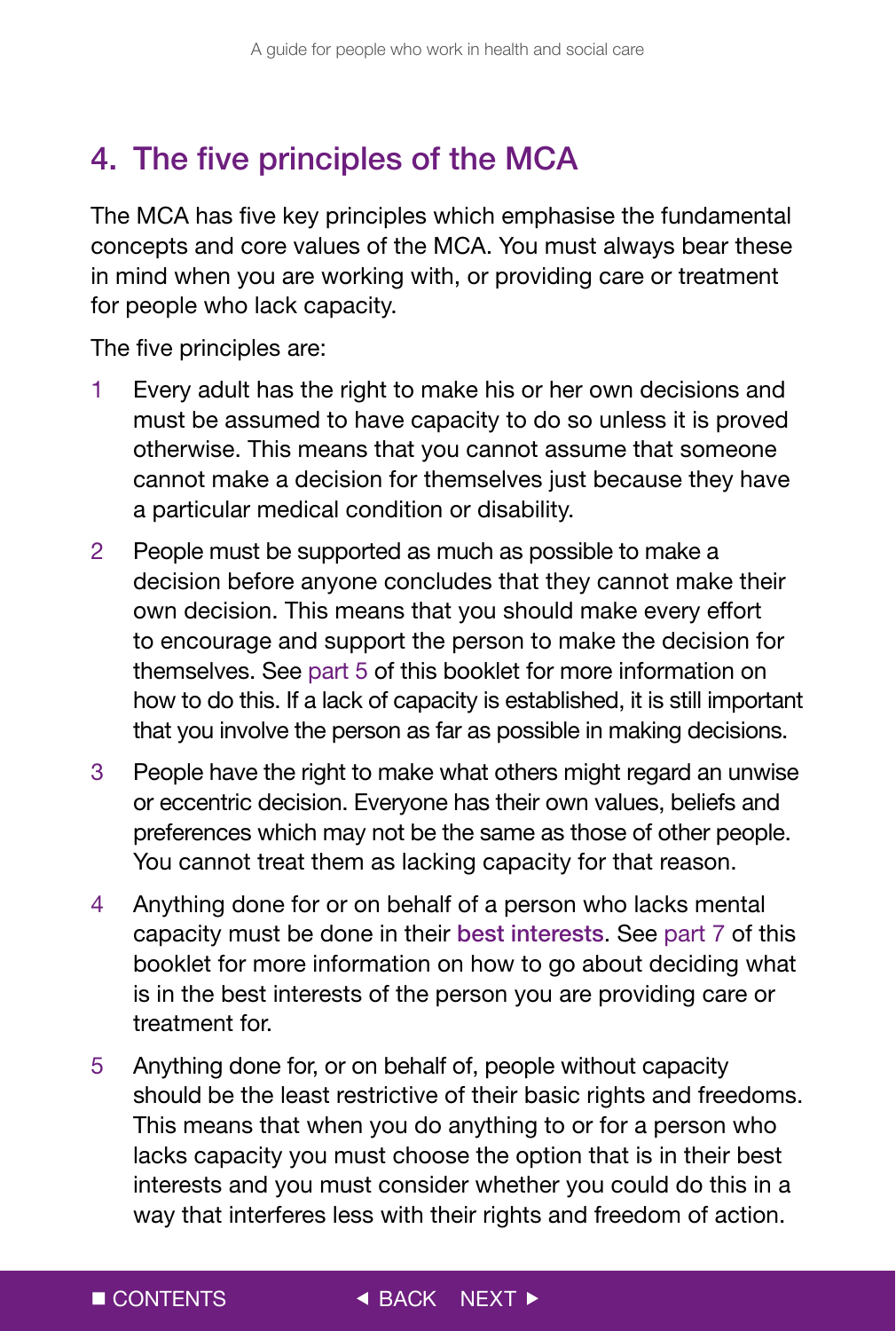## 4. The five principles of the MCA

The MCA has five key principles which emphasise the fundamental concepts and core values of the MCA. You must always bear these in mind when you are working with, or providing care or treatment for people who lack capacity.

The five principles are:

1. Every adult has the right to make his or her own decisions and must be assumed to have capacity to do so unless it is proved otherwise. This means that you cannot assume that someone cannot make a decision for themselves just because they have a particular medical condition or disability.
2. People must be supported as much as possible to make a decision before anyone concludes that they cannot make their own decision. This means that you should make every effort to encourage and support the person to make the decision for themselves. See part 5 of this booklet for more information on how to do this. If a lack of capacity is established, it is still important that you involve the person as far as possible in making decisions.
3. People have the right to make what others might regard an unwise or eccentric decision. Everyone has their own values, beliefs and preferences which may not be the same as those of other people. You cannot treat them as lacking capacity for that reason.
4. Anything done for or on behalf of a person who lacks mental capacity must be done in their **best interests**. See part 7 of this booklet for more information on how to go about deciding what is in the best interests of the person you are providing care or treatment for.
5. Anything done for, or on behalf of, people without capacity should be the least restrictive of their basic rights and freedoms. This means that when you do anything to or for a person who lacks capacity you must choose the option that is in their best interests and you must consider whether you could do this in a way that interferes less with their rights and freedom of action.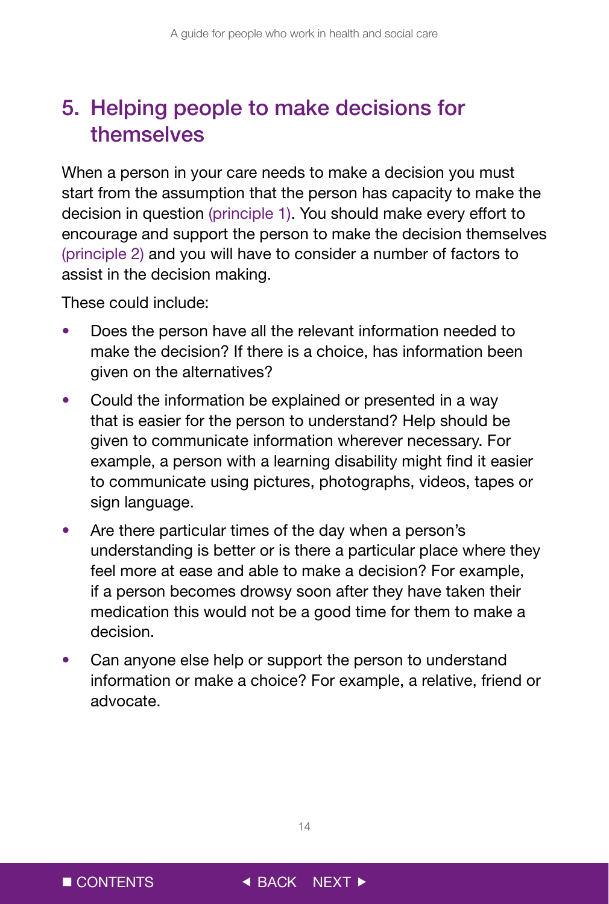## 5. Helping people to make decisions for themselves

When a person in your care needs to make a decision you must start from the assumption that the person has capacity to make the decision in question (principle 1). You should make every effort to encourage and support the person to make the decision themselves (principle 2) and you will have to consider a number of factors to assist in the decision making.

These could include:

- Does the person have all the relevant information needed to make the decision? If there is a choice, has information been given on the alternatives?
- Could the information be explained or presented in a way that is easier for the person to understand? Help should be given to communicate information wherever necessary. For example, a person with a learning disability might find it easier to communicate using pictures, photographs, videos, tapes or sign language.
- Are there particular times of the day when a person's understanding is better or is there a particular place where they feel more at ease and able to make a decision? For example, if a person becomes drowsy soon after they have taken their medication this would not be a good time for them to make a decision.
- Can anyone else help or support the person to understand information or make a choice? For example, a relative, friend or advocate.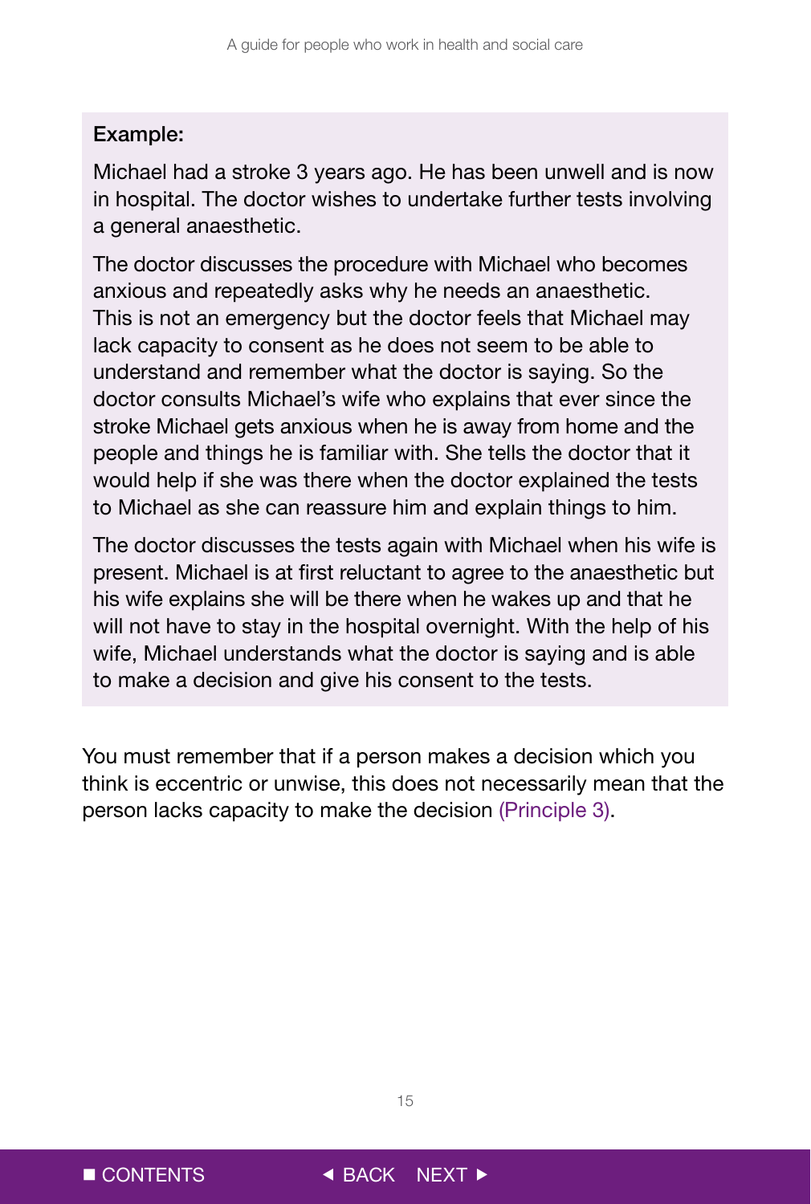**Example:**

Michael had a stroke 3 years ago. He has been unwell and is now in hospital. The doctor wishes to undertake further tests involving a general anaesthetic.

The doctor discusses the procedure with Michael who becomes anxious and repeatedly asks why he needs an anaesthetic. This is not an emergency but the doctor feels that Michael may lack capacity to consent as he does not seem to be able to understand and remember what the doctor is saying. So the doctor consults Michael's wife who explains that ever since the stroke Michael gets anxious when he is away from home and the people and things he is familiar with. She tells the doctor that it would help if she was there when the doctor explained the tests to Michael as she can reassure him and explain things to him.

The doctor discusses the tests again with Michael when his wife is present. Michael is at first reluctant to agree to the anaesthetic but his wife explains she will be there when he wakes up and that he will not have to stay in the hospital overnight. With the help of his wife, Michael understands what the doctor is saying and is able to make a decision and give his consent to the tests.

You must remember that if a person makes a decision which you think is eccentric or unwise, this does not necessarily mean that the person lacks capacity to make the decision (Principle 3).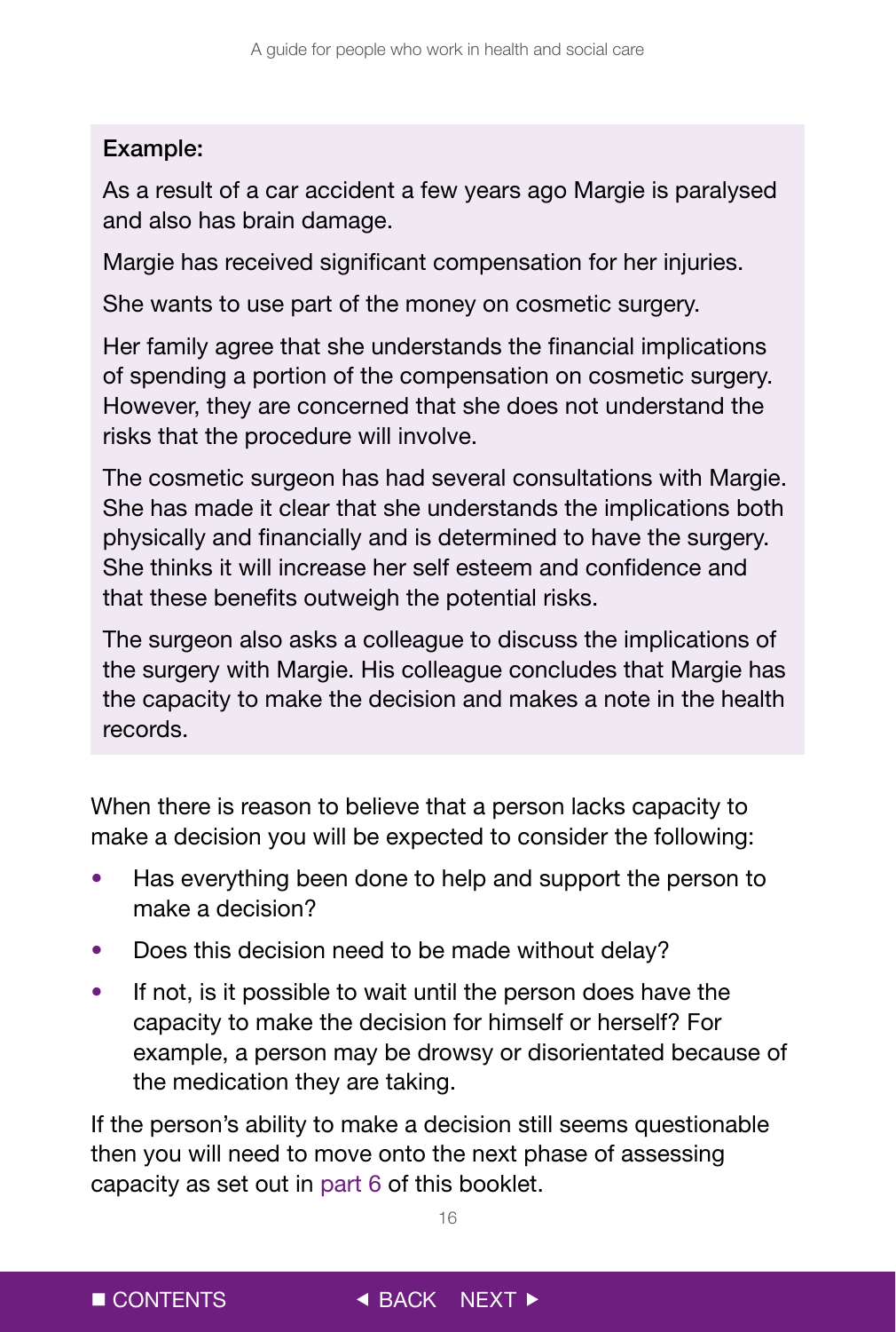**Example:**

As a result of a car accident a few years ago Margie is paralysed and also has brain damage.

Margie has received significant compensation for her injuries.

She wants to use part of the money on cosmetic surgery.

Her family agree that she understands the financial implications of spending a portion of the compensation on cosmetic surgery. However, they are concerned that she does not understand the risks that the procedure will involve.

The cosmetic surgeon has had several consultations with Margie. She has made it clear that she understands the implications both physically and financially and is determined to have the surgery. She thinks it will increase her self esteem and confidence and that these benefits outweigh the potential risks.

The surgeon also asks a colleague to discuss the implications of the surgery with Margie. His colleague concludes that Margie has the capacity to make the decision and makes a note in the health records.

When there is reason to believe that a person lacks capacity to make a decision you will be expected to consider the following:

- Has everything been done to help and support the person to make a decision?
- Does this decision need to be made without delay?
- If not, is it possible to wait until the person does have the capacity to make the decision for himself or herself? For example, a person may be drowsy or disorientated because of the medication they are taking.

If the person's ability to make a decision still seems questionable then you will need to move onto the next phase of assessing capacity as set out in part 6 of this booklet.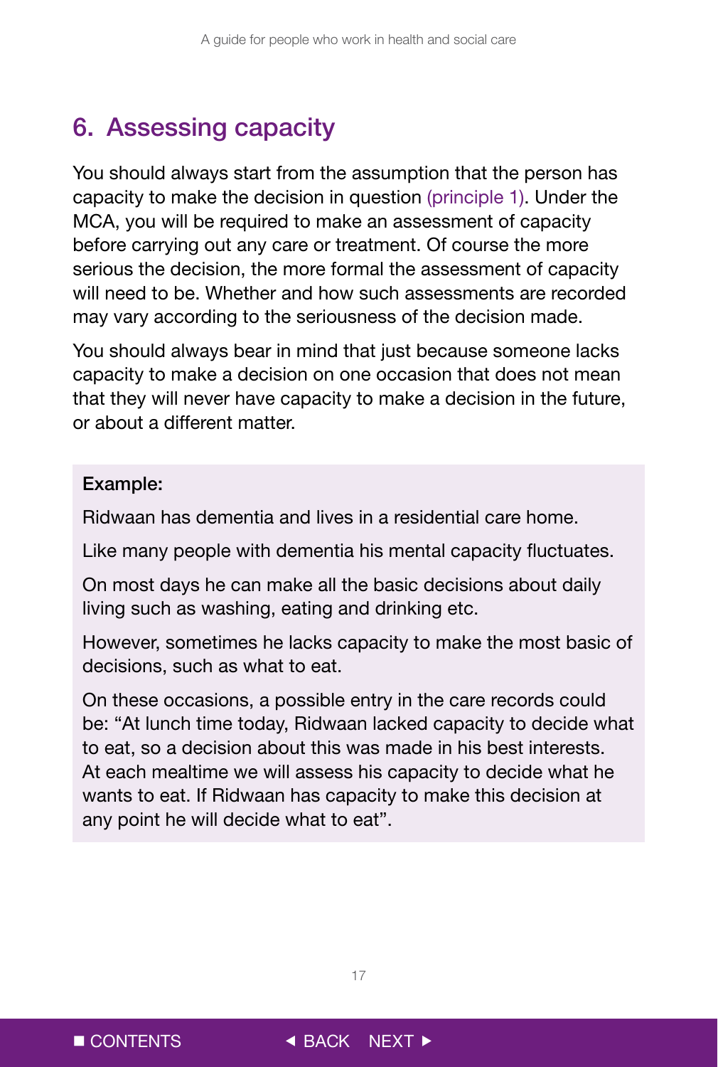## 6. Assessing capacity

You should always start from the assumption that the person has capacity to make the decision in question (principle 1). Under the MCA, you will be required to make an assessment of capacity before carrying out any care or treatment. Of course the more serious the decision, the more formal the assessment of capacity will need to be. Whether and how such assessments are recorded may vary according to the seriousness of the decision made.

You should always bear in mind that just because someone lacks capacity to make a decision on one occasion that does not mean that they will never have capacity to make a decision in the future, or about a different matter.

**Example:**

Ridwaan has dementia and lives in a residential care home.

Like many people with dementia his mental capacity fluctuates.

On most days he can make all the basic decisions about daily living such as washing, eating and drinking etc.

However, sometimes he lacks capacity to make the most basic of decisions, such as what to eat.

On these occasions, a possible entry in the care records could be: "At lunch time today, Ridwaan lacked capacity to decide what to eat, so a decision about this was made in his best interests. At each mealtime we will assess his capacity to decide what he wants to eat. If Ridwaan has capacity to make this decision at any point he will decide what to eat".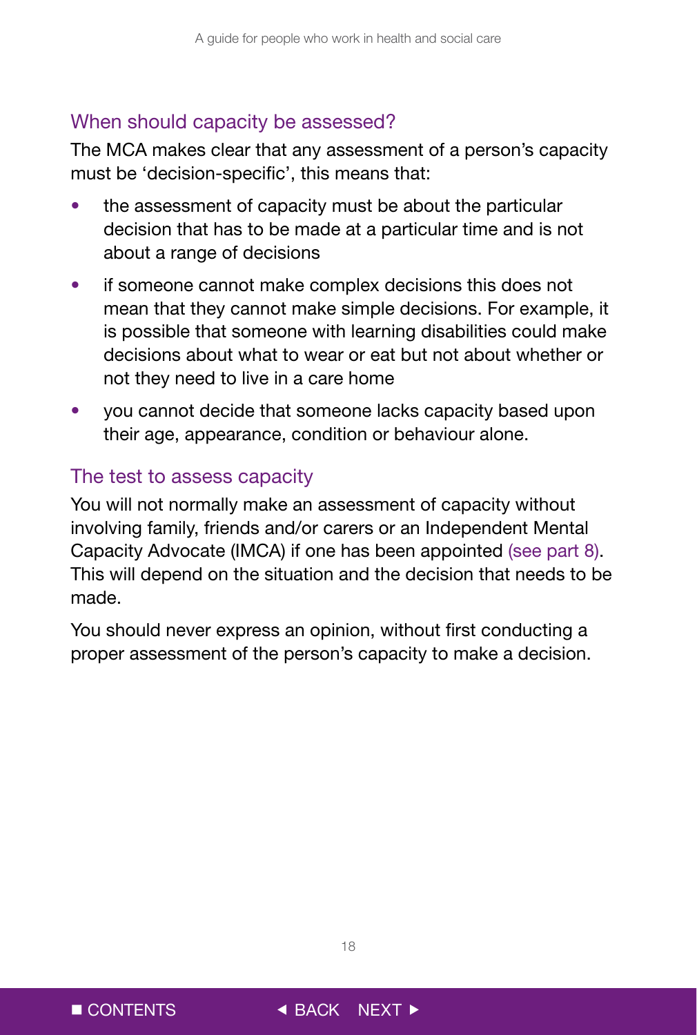## When should capacity be assessed?

The MCA makes clear that any assessment of a person's capacity must be 'decision-specific', this means that:

- the assessment of capacity must be about the particular decision that has to be made at a particular time and is not about a range of decisions
- if someone cannot make complex decisions this does not mean that they cannot make simple decisions. For example, it is possible that someone with learning disabilities could make decisions about what to wear or eat but not about whether or not they need to live in a care home
- you cannot decide that someone lacks capacity based upon their age, appearance, condition or behaviour alone.

## The test to assess capacity

You will not normally make an assessment of capacity without involving family, friends and/or carers or an Independent Mental Capacity Advocate (IMCA) if one has been appointed (see part 8). This will depend on the situation and the decision that needs to be made.

You should never express an opinion, without first conducting a proper assessment of the person's capacity to make a decision.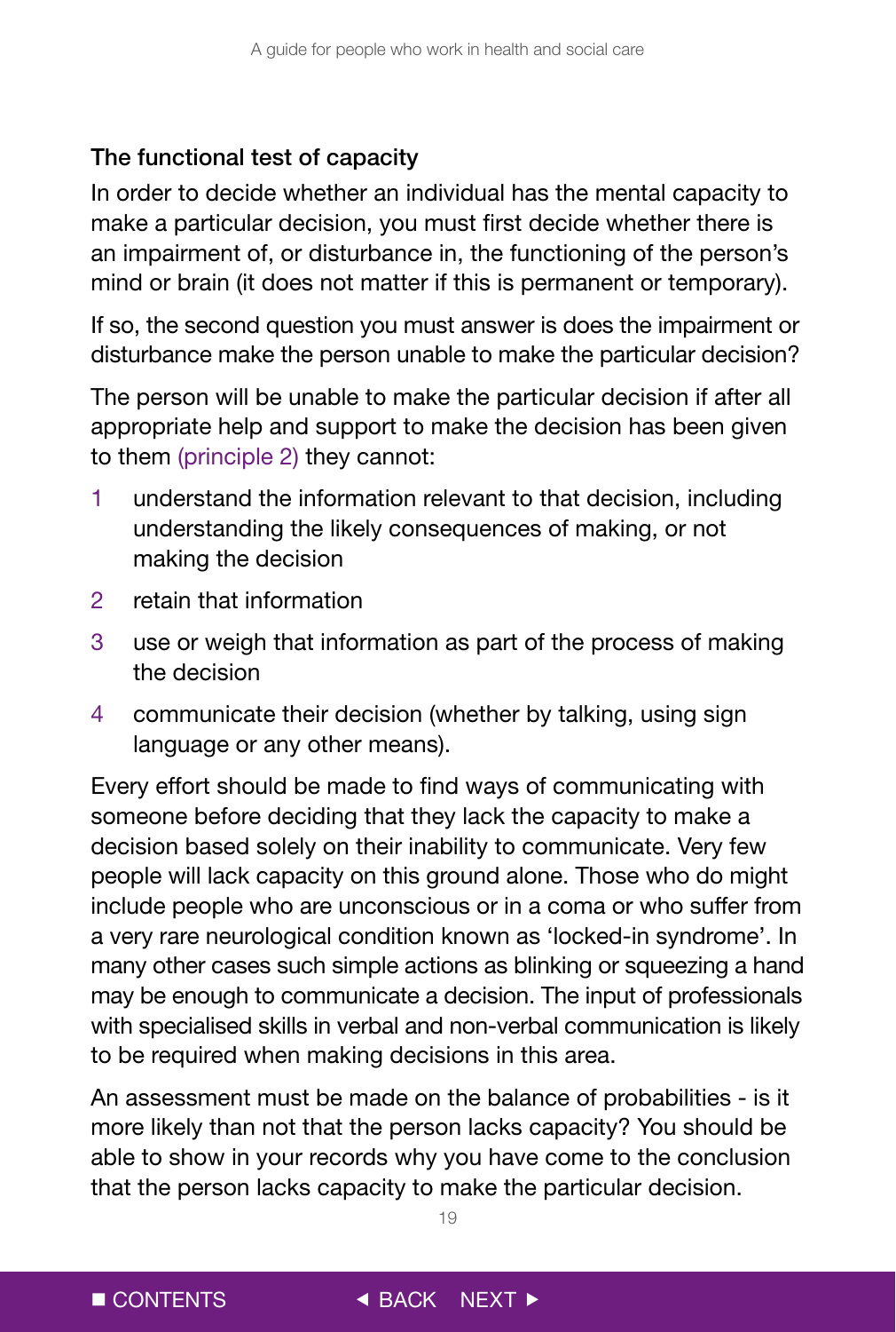### The functional test of capacity

In order to decide whether an individual has the mental capacity to make a particular decision, you must first decide whether there is an impairment of, or disturbance in, the functioning of the person's mind or brain (it does not matter if this is permanent or temporary).

If so, the second question you must answer is does the impairment or disturbance make the person unable to make the particular decision?

The person will be unable to make the particular decision if after all appropriate help and support to make the decision has been given to them (principle 2) they cannot:

1. understand the information relevant to that decision, including understanding the likely consequences of making, or not making the decision
2. retain that information
3. use or weigh that information as part of the process of making the decision
4. communicate their decision (whether by talking, using sign language or any other means).

Every effort should be made to find ways of communicating with someone before deciding that they lack the capacity to make a decision based solely on their inability to communicate. Very few people will lack capacity on this ground alone. Those who do might include people who are unconscious or in a coma or who suffer from a very rare neurological condition known as 'locked-in syndrome'. In many other cases such simple actions as blinking or squeezing a hand may be enough to communicate a decision. The input of professionals with specialised skills in verbal and non-verbal communication is likely to be required when making decisions in this area.

An assessment must be made on the balance of probabilities - is it more likely than not that the person lacks capacity? You should be able to show in your records why you have come to the conclusion that the person lacks capacity to make the particular decision.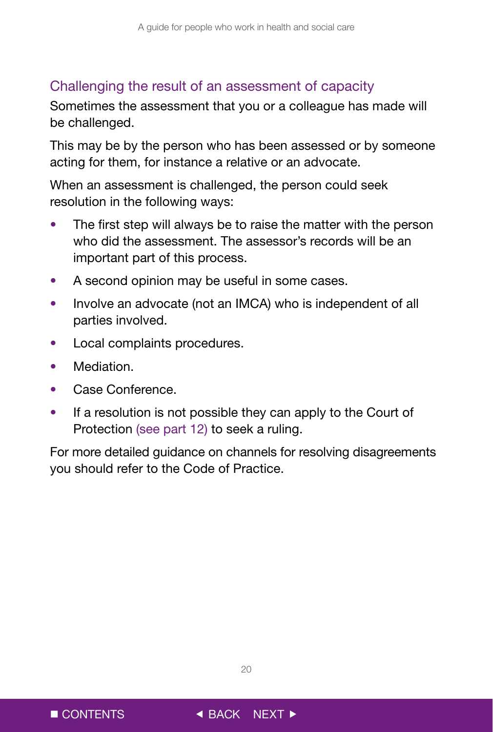## Challenging the result of an assessment of capacity

Sometimes the assessment that you or a colleague has made will be challenged.

This may be by the person who has been assessed or by someone acting for them, for instance a relative or an advocate.

When an assessment is challenged, the person could seek resolution in the following ways:

- The first step will always be to raise the matter with the person who did the assessment. The assessor's records will be an important part of this process.
- A second opinion may be useful in some cases.
- Involve an advocate (not an IMCA) who is independent of all parties involved.
- Local complaints procedures.
- Mediation.
- Case Conference.
- If a resolution is not possible they can apply to the Court of Protection (see part 12) to seek a ruling.

For more detailed guidance on channels for resolving disagreements you should refer to the Code of Practice.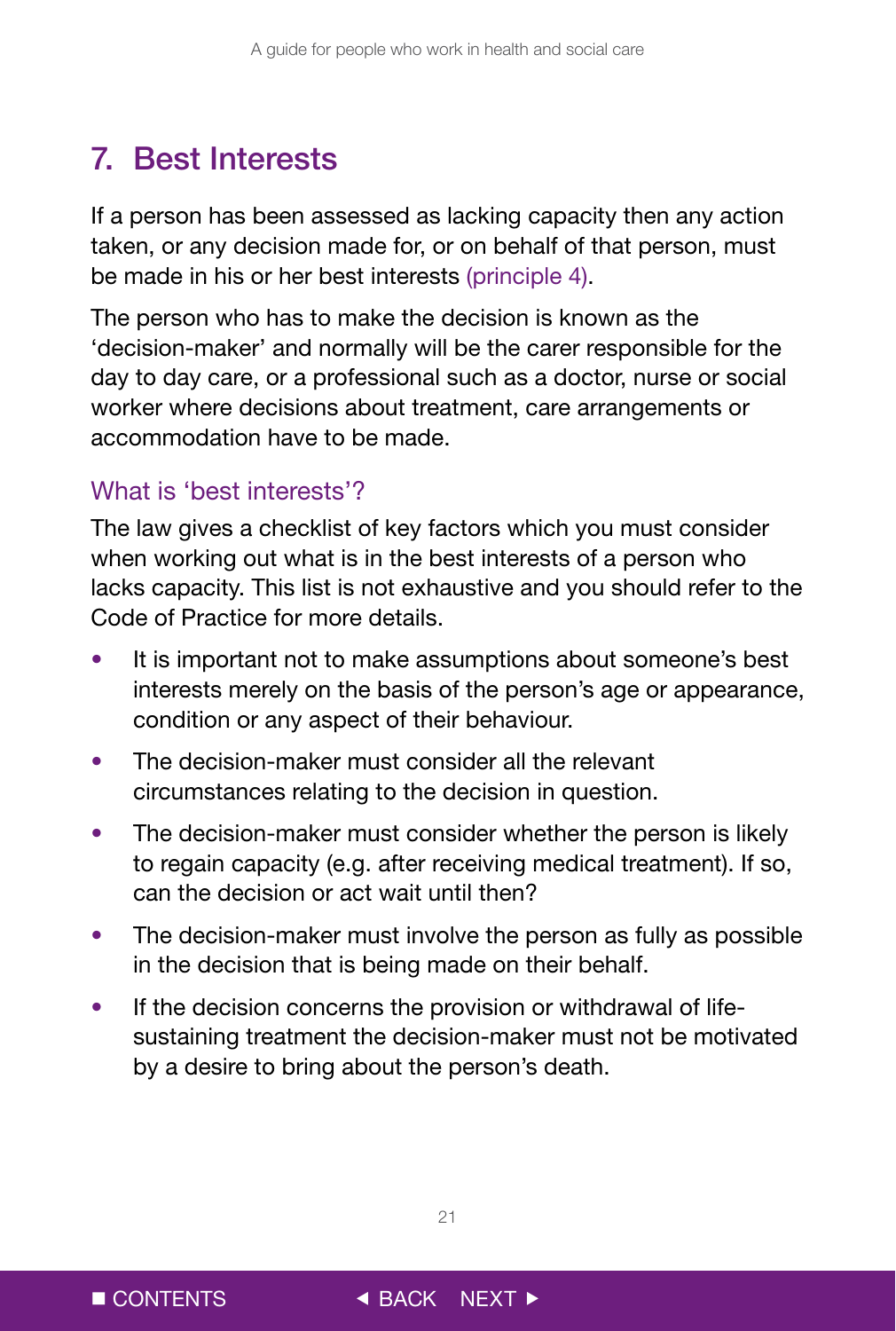## 7. Best Interests

If a person has been assessed as lacking capacity then any action taken, or any decision made for, or on behalf of that person, must be made in his or her best interests (principle 4).

The person who has to make the decision is known as the 'decision-maker' and normally will be the carer responsible for the day to day care, or a professional such as a doctor, nurse or social worker where decisions about treatment, care arrangements or accommodation have to be made.

### What is 'best interests'?

The law gives a checklist of key factors which you must consider when working out what is in the best interests of a person who lacks capacity. This list is not exhaustive and you should refer to the Code of Practice for more details.

- It is important not to make assumptions about someone's best interests merely on the basis of the person's age or appearance, condition or any aspect of their behaviour.
- The decision-maker must consider all the relevant circumstances relating to the decision in question.
- The decision-maker must consider whether the person is likely to regain capacity (e.g. after receiving medical treatment). If so, can the decision or act wait until then?
- The decision-maker must involve the person as fully as possible in the decision that is being made on their behalf.
- If the decision concerns the provision or withdrawal of life-sustaining treatment the decision-maker must not be motivated by a desire to bring about the person's death.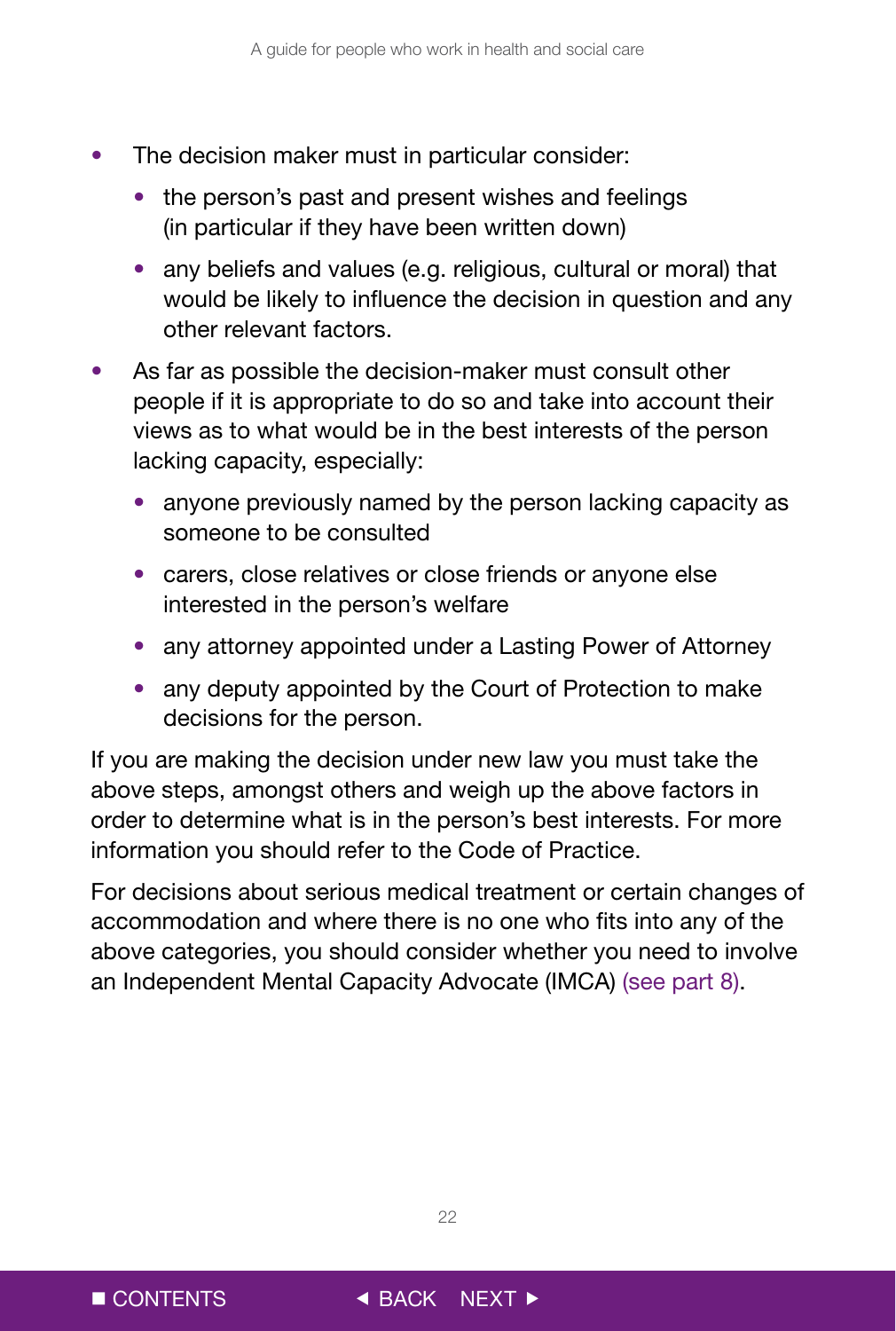- The decision maker must in particular consider:
  - the person's past and present wishes and feelings (in particular if they have been written down)
  - any beliefs and values (e.g. religious, cultural or moral) that would be likely to influence the decision in question and any other relevant factors.
- As far as possible the decision-maker must consult other people if it is appropriate to do so and take into account their views as to what would be in the best interests of the person lacking capacity, especially:
  - anyone previously named by the person lacking capacity as someone to be consulted
  - carers, close relatives or close friends or anyone else interested in the person's welfare
  - any attorney appointed under a Lasting Power of Attorney
  - any deputy appointed by the Court of Protection to make decisions for the person.

If you are making the decision under new law you must take the above steps, amongst others and weigh up the above factors in order to determine what is in the person's best interests. For more information you should refer to the Code of Practice.

For decisions about serious medical treatment or certain changes of accommodation and where there is no one who fits into any of the above categories, you should consider whether you need to involve an Independent Mental Capacity Advocate (IMCA) (see part 8).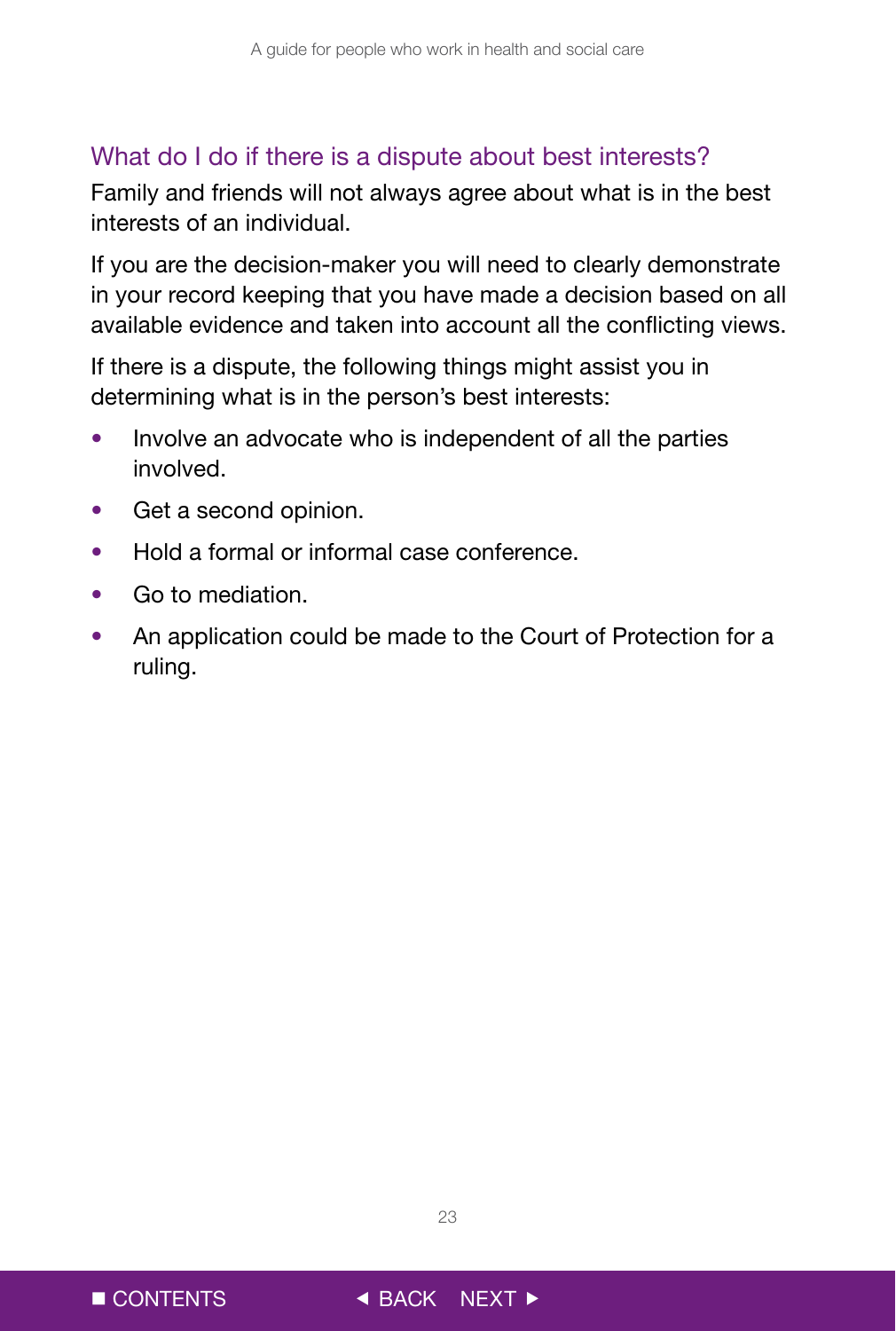## What do I do if there is a dispute about best interests?

Family and friends will not always agree about what is in the best interests of an individual.

If you are the decision-maker you will need to clearly demonstrate in your record keeping that you have made a decision based on all available evidence and taken into account all the conflicting views.

If there is a dispute, the following things might assist you in determining what is in the person's best interests:

- Involve an advocate who is independent of all the parties involved.
- Get a second opinion.
- Hold a formal or informal case conference.
- Go to mediation.
- An application could be made to the Court of Protection for a ruling.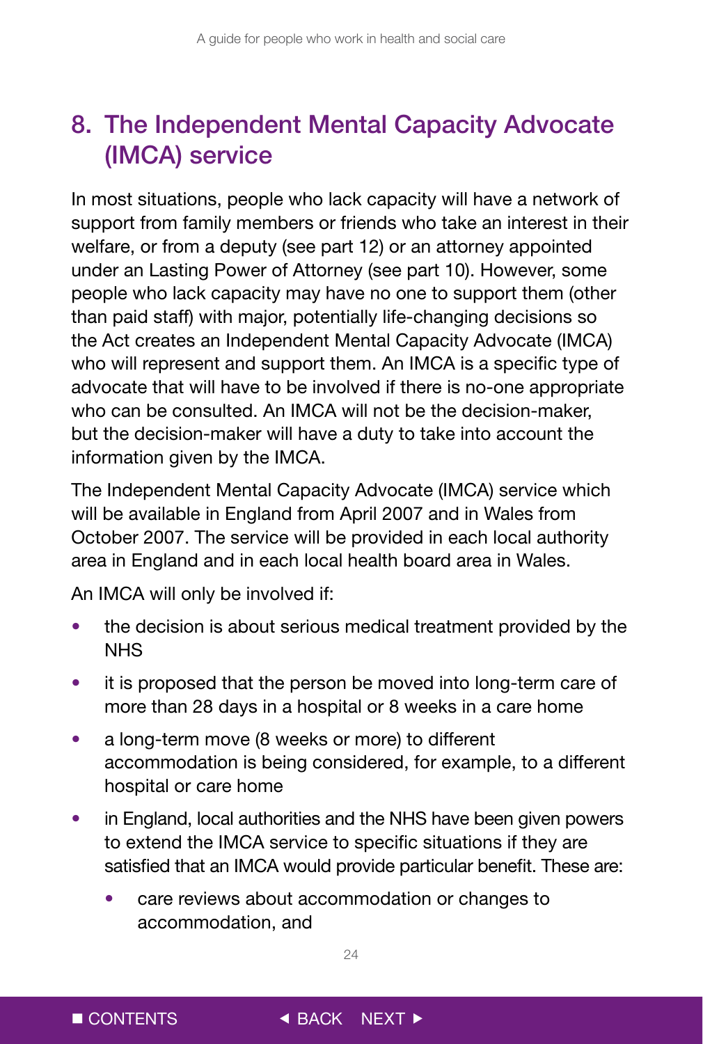## 8. The Independent Mental Capacity Advocate (IMCA) service

In most situations, people who lack capacity will have a network of support from family members or friends who take an interest in their welfare, or from a deputy (see part 12) or an attorney appointed under an Lasting Power of Attorney (see part 10). However, some people who lack capacity may have no one to support them (other than paid staff) with major, potentially life-changing decisions so the Act creates an Independent Mental Capacity Advocate (IMCA) who will represent and support them. An IMCA is a specific type of advocate that will have to be involved if there is no-one appropriate who can be consulted. An IMCA will not be the decision-maker, but the decision-maker will have a duty to take into account the information given by the IMCA.

The Independent Mental Capacity Advocate (IMCA) service which will be available in England from April 2007 and in Wales from October 2007. The service will be provided in each local authority area in England and in each local health board area in Wales.

An IMCA will only be involved if:

- the decision is about serious medical treatment provided by the NHS
- it is proposed that the person be moved into long-term care of more than 28 days in a hospital or 8 weeks in a care home
- a long-term move (8 weeks or more) to different accommodation is being considered, for example, to a different hospital or care home
- in England, local authorities and the NHS have been given powers to extend the IMCA service to specific situations if they are satisfied that an IMCA would provide particular benefit. These are:
    - care reviews about accommodation or changes to accommodation, and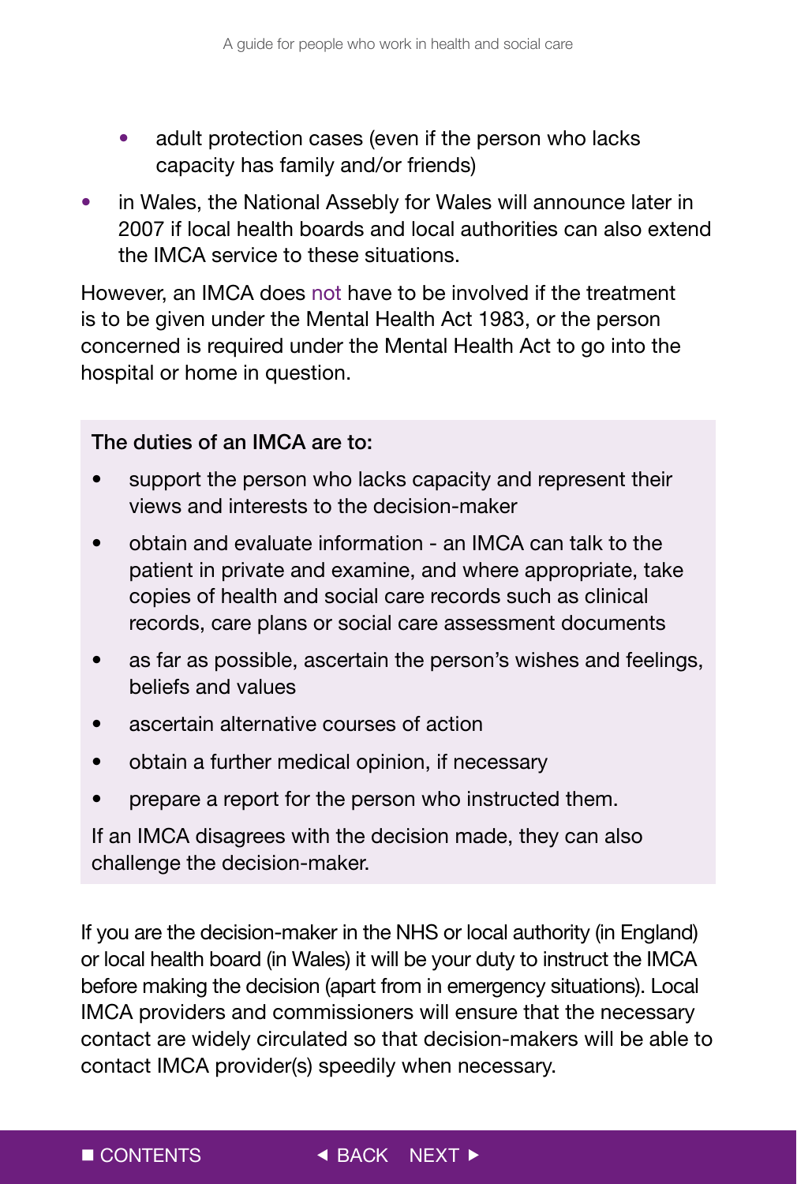- adult protection cases (even if the person who lacks capacity has family and/or friends)
- in Wales, the National Assebly for Wales will announce later in 2007 if local health boards and local authorities can also extend the IMCA service to these situations.

However, an IMCA does not have to be involved if the treatment is to be given under the Mental Health Act 1983, or the person concerned is required under the Mental Health Act to go into the hospital or home in question.

**The duties of an IMCA are to:**

- support the person who lacks capacity and represent their views and interests to the decision-maker
- obtain and evaluate information - an IMCA can talk to the patient in private and examine, and where appropriate, take copies of health and social care records such as clinical records, care plans or social care assessment documents
- as far as possible, ascertain the person's wishes and feelings, beliefs and values
- ascertain alternative courses of action
- obtain a further medical opinion, if necessary
- prepare a report for the person who instructed them.

If an IMCA disagrees with the decision made, they can also challenge the decision-maker.

If you are the decision-maker in the NHS or local authority (in England) or local health board (in Wales) it will be your duty to instruct the IMCA before making the decision (apart from in emergency situations). Local IMCA providers and commissioners will ensure that the necessary contact are widely circulated so that decision-makers will be able to contact IMCA provider(s) speedily when necessary.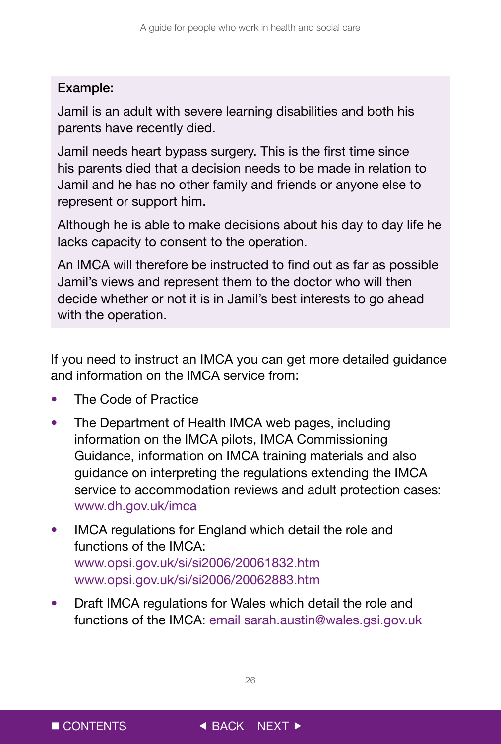**Example:**

Jamil is an adult with severe learning disabilities and both his parents have recently died.

Jamil needs heart bypass surgery. This is the first time since his parents died that a decision needs to be made in relation to Jamil and he has no other family and friends or anyone else to represent or support him.

Although he is able to make decisions about his day to day life he lacks capacity to consent to the operation.

An IMCA will therefore be instructed to find out as far as possible Jamil's views and represent them to the doctor who will then decide whether or not it is in Jamil's best interests to go ahead with the operation.

If you need to instruct an IMCA you can get more detailed guidance and information on the IMCA service from:

- The Code of Practice
- The Department of Health IMCA web pages, including information on the IMCA pilots, IMCA Commissioning Guidance, information on IMCA training materials and also guidance on interpreting the regulations extending the IMCA service to accommodation reviews and adult protection cases: www.dh.gov.uk/imca
- IMCA regulations for England which detail the role and functions of the IMCA:
  www.opsi.gov.uk/si/si2006/20061832.htm
  www.opsi.gov.uk/si/si2006/20062883.htm
- Draft IMCA regulations for Wales which detail the role and functions of the IMCA: email sarah.austin@wales.gsi.gov.uk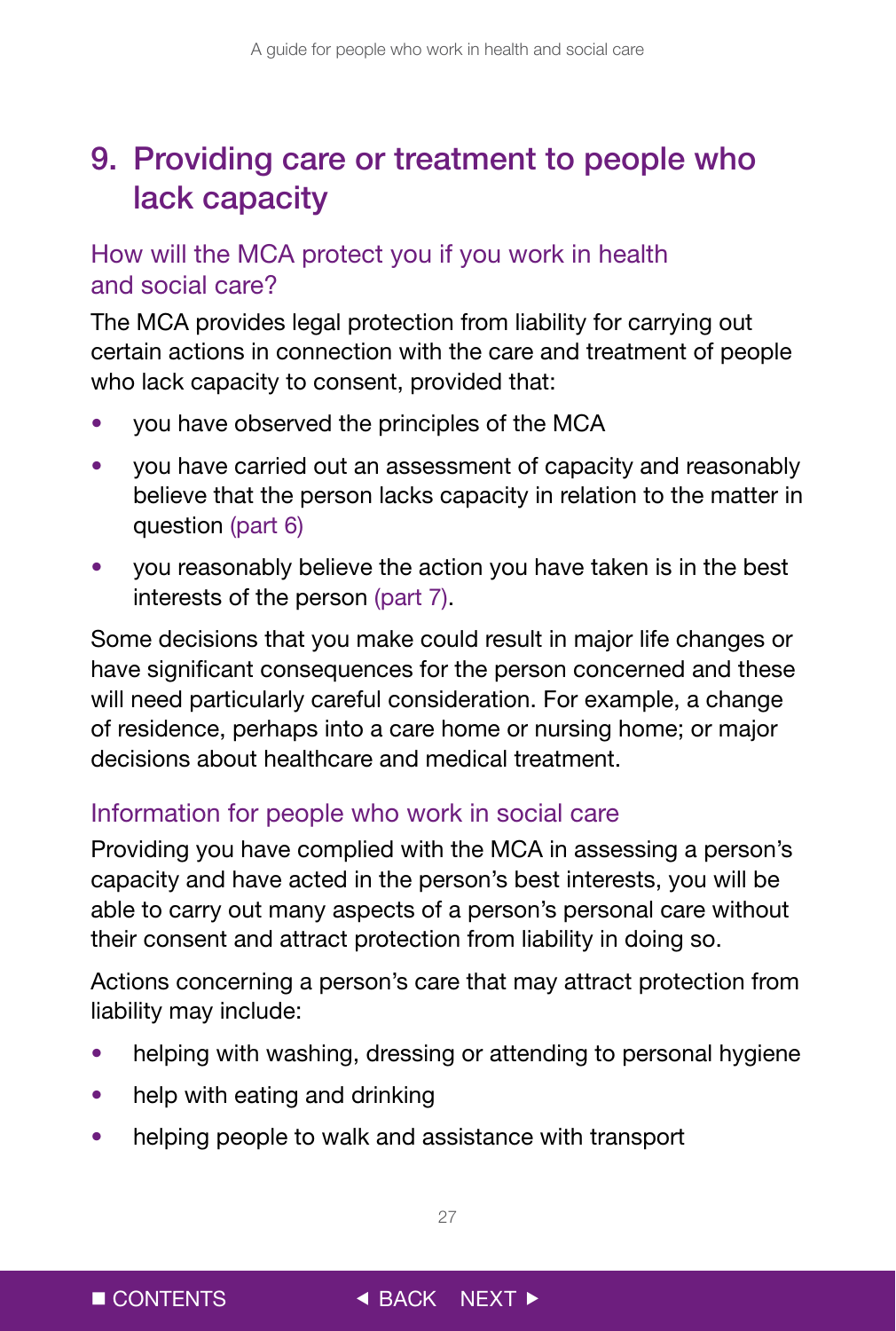# 9. Providing care or treatment to people who lack capacity

## How will the MCA protect you if you work in health and social care?

The MCA provides legal protection from liability for carrying out certain actions in connection with the care and treatment of people who lack capacity to consent, provided that:

- you have observed the principles of the MCA
- you have carried out an assessment of capacity and reasonably believe that the person lacks capacity in relation to the matter in question (part 6)
- you reasonably believe the action you have taken is in the best interests of the person (part 7).

Some decisions that you make could result in major life changes or have significant consequences for the person concerned and these will need particularly careful consideration. For example, a change of residence, perhaps into a care home or nursing home; or major decisions about healthcare and medical treatment.

## Information for people who work in social care

Providing you have complied with the MCA in assessing a person's capacity and have acted in the person's best interests, you will be able to carry out many aspects of a person's personal care without their consent and attract protection from liability in doing so.

Actions concerning a person's care that may attract protection from liability may include:

- helping with washing, dressing or attending to personal hygiene
- help with eating and drinking
- helping people to walk and assistance with transport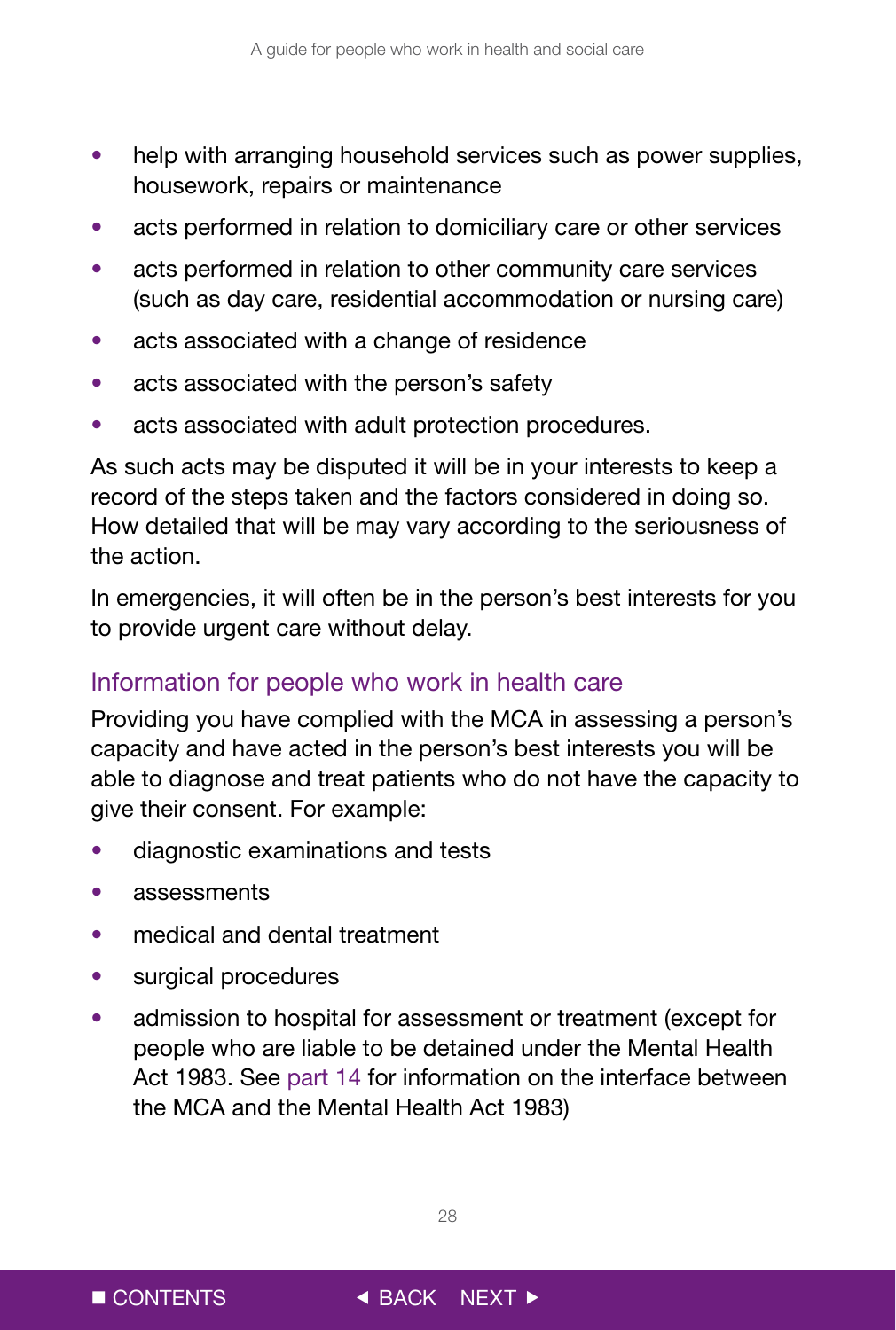- help with arranging household services such as power supplies, housework, repairs or maintenance
- acts performed in relation to domiciliary care or other services
- acts performed in relation to other community care services (such as day care, residential accommodation or nursing care)
- acts associated with a change of residence
- acts associated with the person's safety
- acts associated with adult protection procedures.

As such acts may be disputed it will be in your interests to keep a record of the steps taken and the factors considered in doing so. How detailed that will be may vary according to the seriousness of the action.

In emergencies, it will often be in the person's best interests for you to provide urgent care without delay.

## Information for people who work in health care

Providing you have complied with the MCA in assessing a person's capacity and have acted in the person's best interests you will be able to diagnose and treat patients who do not have the capacity to give their consent. For example:

- diagnostic examinations and tests
- assessments
- medical and dental treatment
- surgical procedures
- admission to hospital for assessment or treatment (except for people who are liable to be detained under the Mental Health Act 1983. See part 14 for information on the interface between the MCA and the Mental Health Act 1983)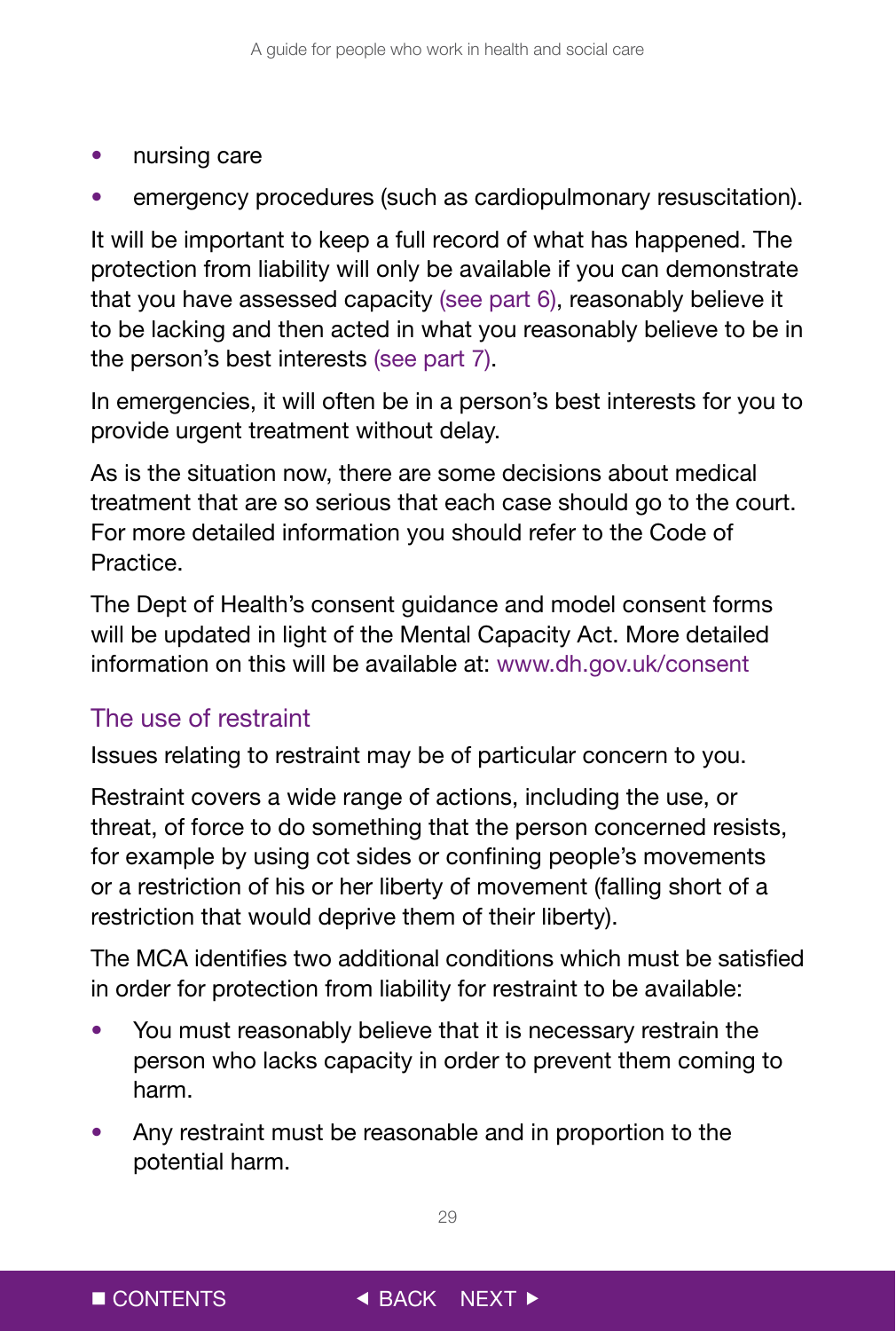- nursing care
- emergency procedures (such as cardiopulmonary resuscitation).

It will be important to keep a full record of what has happened. The protection from liability will only be available if you can demonstrate that you have assessed capacity (see part 6), reasonably believe it to be lacking and then acted in what you reasonably believe to be in the person's best interests (see part 7).

In emergencies, it will often be in a person's best interests for you to provide urgent treatment without delay.

As is the situation now, there are some decisions about medical treatment that are so serious that each case should go to the court. For more detailed information you should refer to the Code of Practice.

The Dept of Health's consent guidance and model consent forms will be updated in light of the Mental Capacity Act. More detailed information on this will be available at: www.dh.gov.uk/consent

## The use of restraint

Issues relating to restraint may be of particular concern to you.

Restraint covers a wide range of actions, including the use, or threat, of force to do something that the person concerned resists, for example by using cot sides or confining people's movements or a restriction of his or her liberty of movement (falling short of a restriction that would deprive them of their liberty).

The MCA identifies two additional conditions which must be satisfied in order for protection from liability for restraint to be available:

- You must reasonably believe that it is necessary restrain the person who lacks capacity in order to prevent them coming to harm.
- Any restraint must be reasonable and in proportion to the potential harm.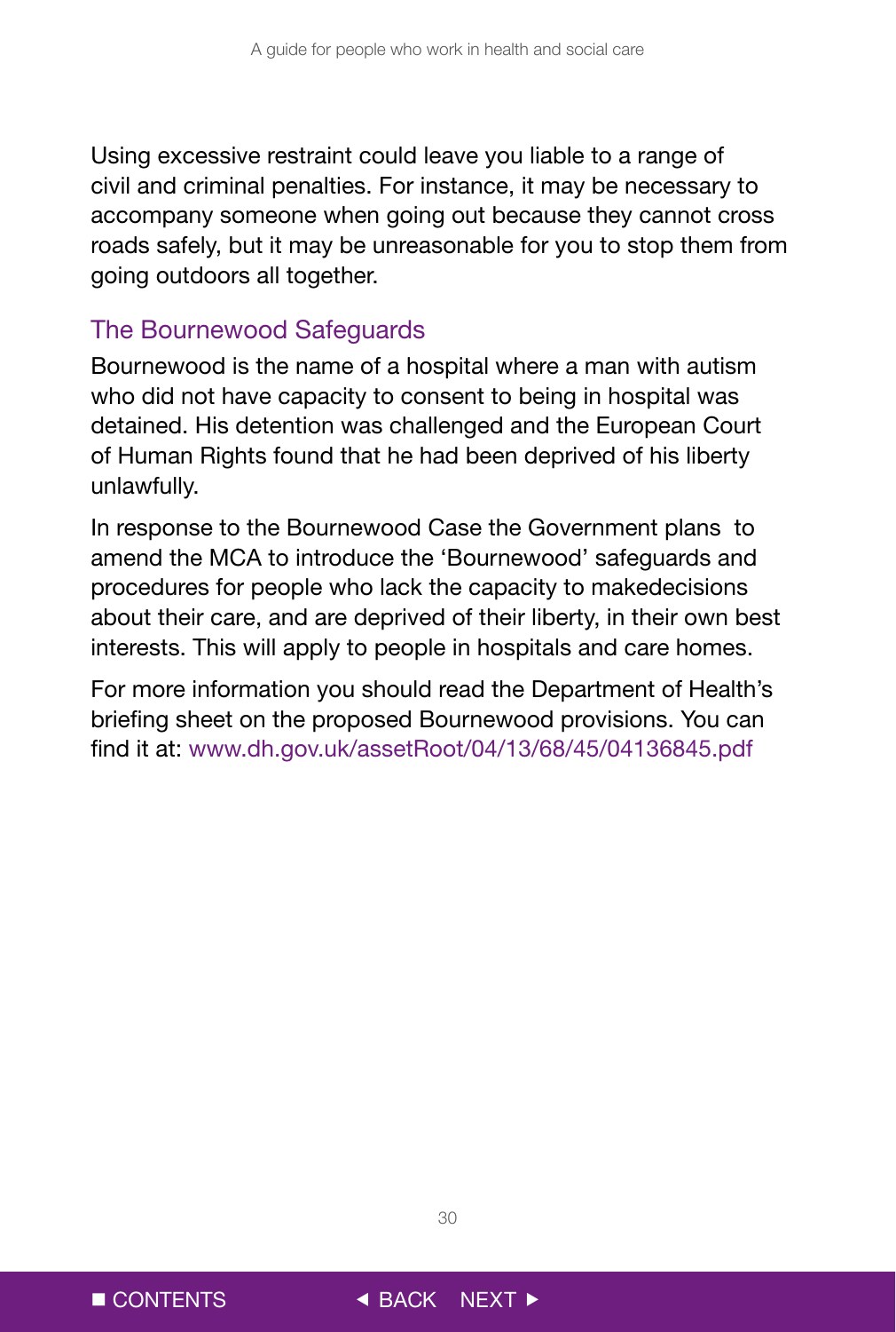Using excessive restraint could leave you liable to a range of civil and criminal penalties. For instance, it may be necessary to accompany someone when going out because they cannot cross roads safely, but it may be unreasonable for you to stop them from going outdoors all together.

## The Bournewood Safeguards

Bournewood is the name of a hospital where a man with autism who did not have capacity to consent to being in hospital was detained. His detention was challenged and the European Court of Human Rights found that he had been deprived of his liberty unlawfully.

In response to the Bournewood Case the Government plans to amend the MCA to introduce the 'Bournewood' safeguards and procedures for people who lack the capacity to makedecisions about their care, and are deprived of their liberty, in their own best interests. This will apply to people in hospitals and care homes.

For more information you should read the Department of Health's briefing sheet on the proposed Bournewood provisions. You can find it at: www.dh.gov.uk/assetRoot/04/13/68/45/04136845.pdf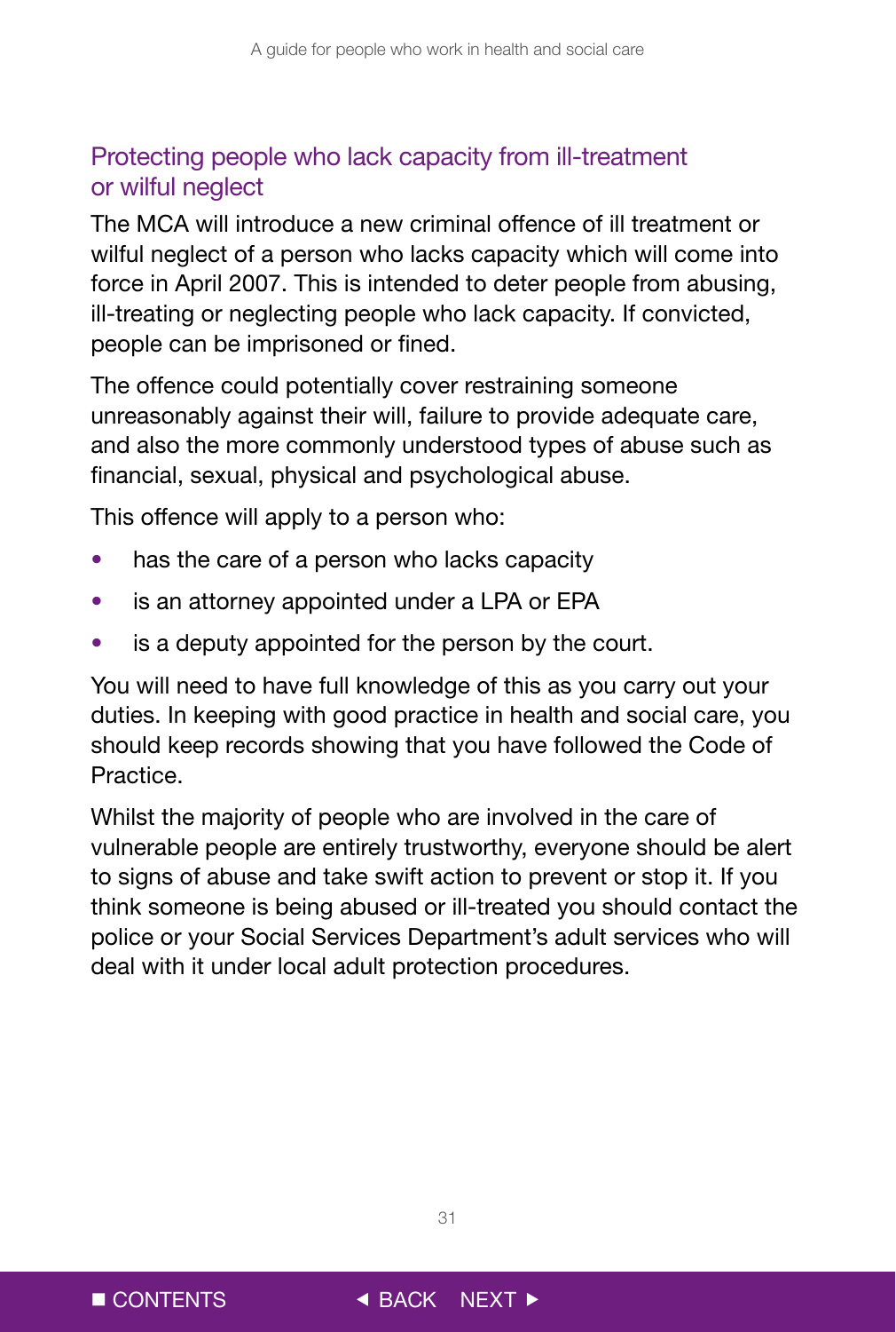## Protecting people who lack capacity from ill-treatment or wilful neglect

The MCA will introduce a new criminal offence of ill treatment or wilful neglect of a person who lacks capacity which will come into force in April 2007. This is intended to deter people from abusing, ill-treating or neglecting people who lack capacity. If convicted, people can be imprisoned or fined.

The offence could potentially cover restraining someone unreasonably against their will, failure to provide adequate care, and also the more commonly understood types of abuse such as financial, sexual, physical and psychological abuse.

This offence will apply to a person who:

- has the care of a person who lacks capacity
- is an attorney appointed under a LPA or EPA
- is a deputy appointed for the person by the court.

You will need to have full knowledge of this as you carry out your duties. In keeping with good practice in health and social care, you should keep records showing that you have followed the Code of Practice.

Whilst the majority of people who are involved in the care of vulnerable people are entirely trustworthy, everyone should be alert to signs of abuse and take swift action to prevent or stop it. If you think someone is being abused or ill-treated you should contact the police or your Social Services Department's adult services who will deal with it under local adult protection procedures.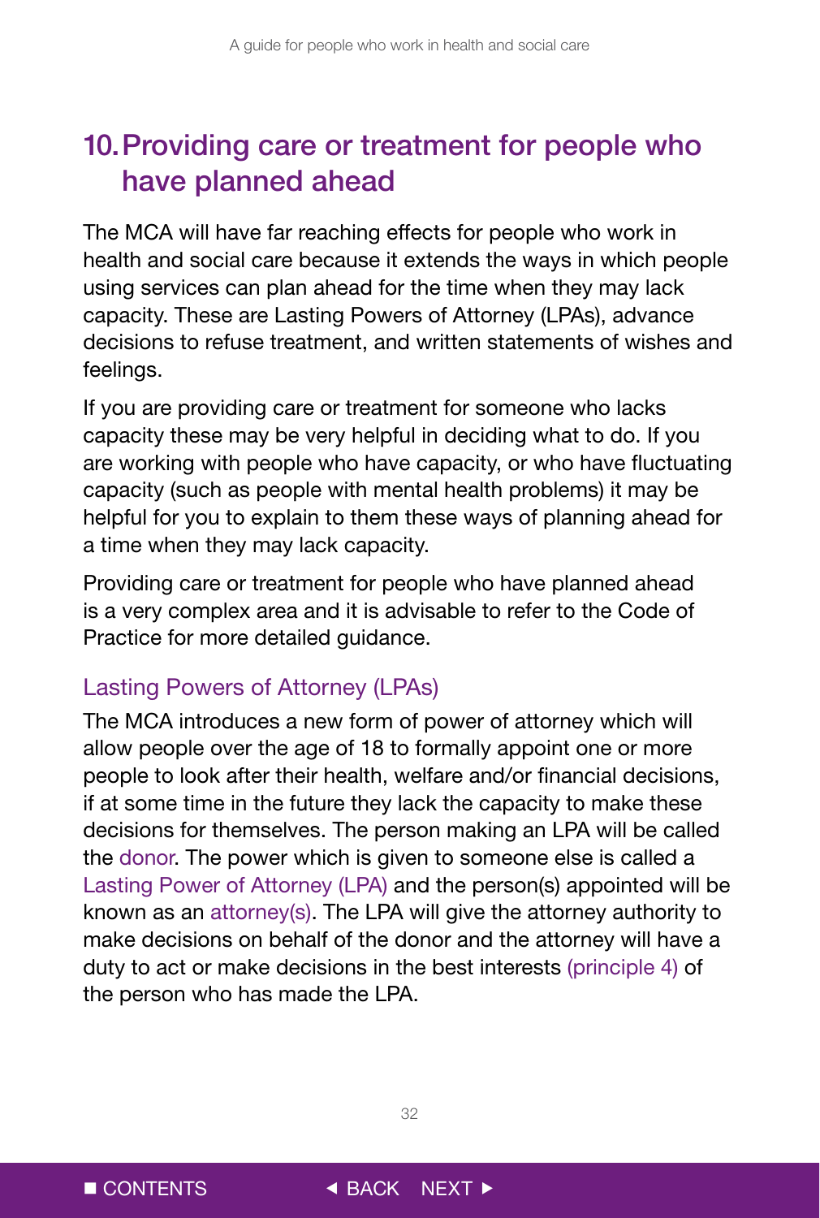## 10. Providing care or treatment for people who have planned ahead

The MCA will have far reaching effects for people who work in health and social care because it extends the ways in which people using services can plan ahead for the time when they may lack capacity. These are Lasting Powers of Attorney (LPAs), advance decisions to refuse treatment, and written statements of wishes and feelings.

If you are providing care or treatment for someone who lacks capacity these may be very helpful in deciding what to do. If you are working with people who have capacity, or who have fluctuating capacity (such as people with mental health problems) it may be helpful for you to explain to them these ways of planning ahead for a time when they may lack capacity.

Providing care or treatment for people who have planned ahead is a very complex area and it is advisable to refer to the Code of Practice for more detailed guidance.

### Lasting Powers of Attorney (LPAs)

The MCA introduces a new form of power of attorney which will allow people over the age of 18 to formally appoint one or more people to look after their health, welfare and/or financial decisions, if at some time in the future they lack the capacity to make these decisions for themselves. The person making an LPA will be called the donor. The power which is given to someone else is called a Lasting Power of Attorney (LPA) and the person(s) appointed will be known as an attorney(s). The LPA will give the attorney authority to make decisions on behalf of the donor and the attorney will have a duty to act or make decisions in the best interests (principle 4) of the person who has made the LPA.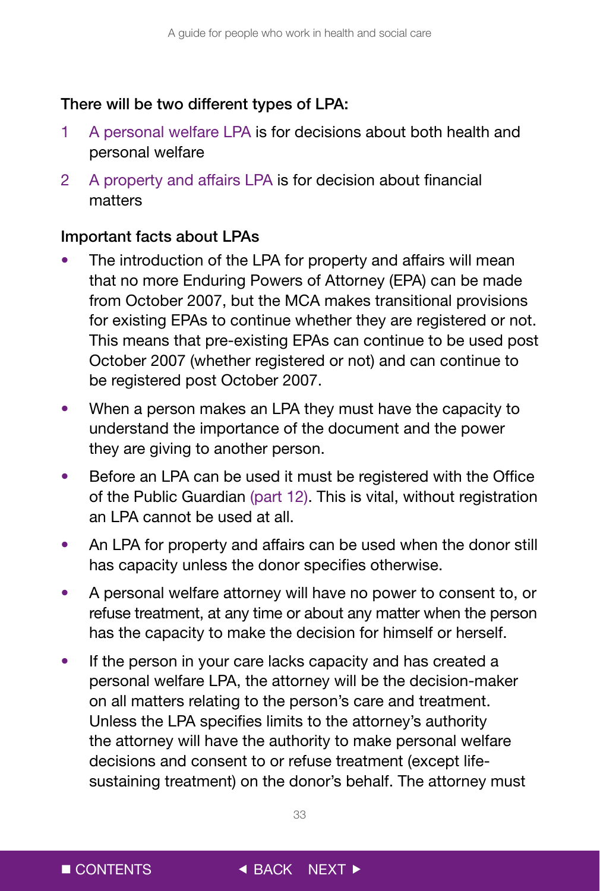**There will be two different types of LPA:**

1. A personal welfare LPA is for decisions about both health and personal welfare
2. A property and affairs LPA is for decision about financial matters

**Important facts about LPAs**

- The introduction of the LPA for property and affairs will mean that no more Enduring Powers of Attorney (EPA) can be made from October 2007, but the MCA makes transitional provisions for existing EPAs to continue whether they are registered or not. This means that pre-existing EPAs can continue to be used post October 2007 (whether registered or not) and can continue to be registered post October 2007.
- When a person makes an LPA they must have the capacity to understand the importance of the document and the power they are giving to another person.
- Before an LPA can be used it must be registered with the Office of the Public Guardian (part 12). This is vital, without registration an LPA cannot be used at all.
- An LPA for property and affairs can be used when the donor still has capacity unless the donor specifies otherwise.
- A personal welfare attorney will have no power to consent to, or refuse treatment, at any time or about any matter when the person has the capacity to make the decision for himself or herself.
- If the person in your care lacks capacity and has created a personal welfare LPA, the attorney will be the decision-maker on all matters relating to the person's care and treatment. Unless the LPA specifies limits to the attorney's authority the attorney will have the authority to make personal welfare decisions and consent to or refuse treatment (except life-sustaining treatment) on the donor's behalf. The attorney must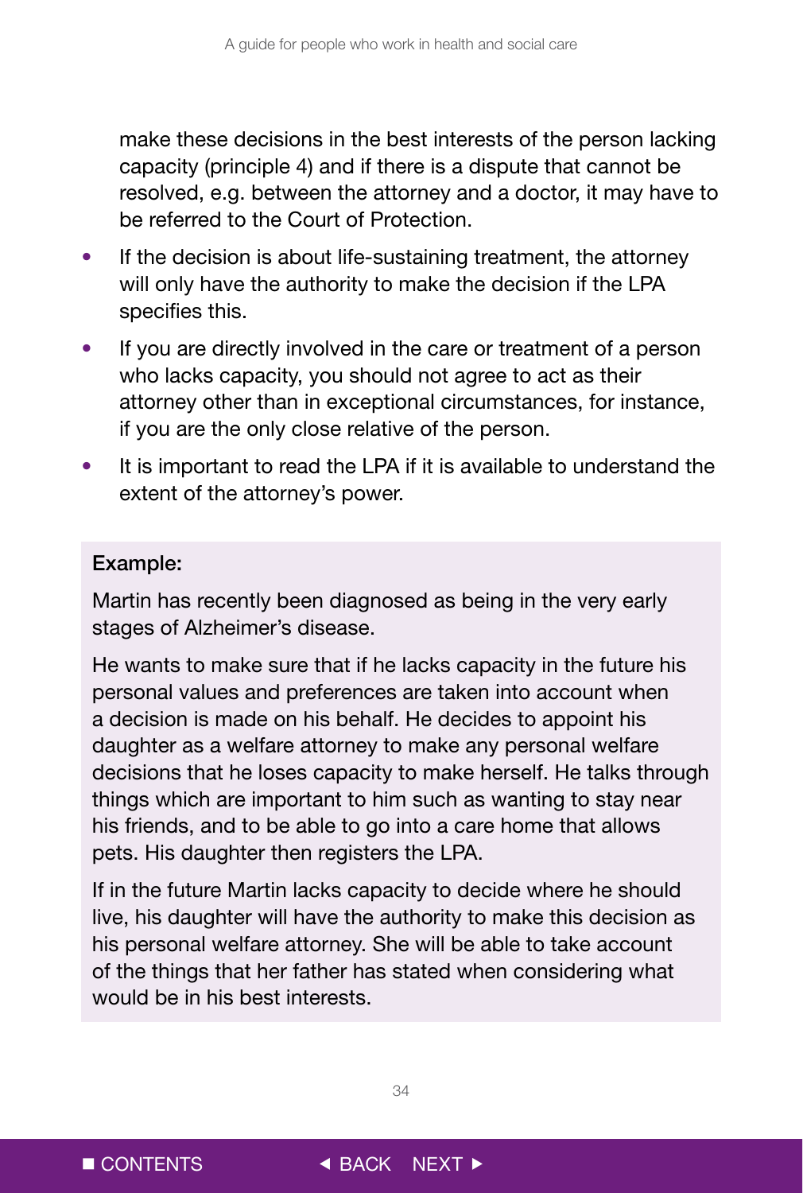make these decisions in the best interests of the person lacking capacity (principle 4) and if there is a dispute that cannot be resolved, e.g. between the attorney and a doctor, it may have to be referred to the Court of Protection.

- If the decision is about life-sustaining treatment, the attorney will only have the authority to make the decision if the LPA specifies this.
- If you are directly involved in the care or treatment of a person who lacks capacity, you should not agree to act as their attorney other than in exceptional circumstances, for instance, if you are the only close relative of the person.
- It is important to read the LPA if it is available to understand the extent of the attorney's power.

**Example:**

Martin has recently been diagnosed as being in the very early stages of Alzheimer's disease.

He wants to make sure that if he lacks capacity in the future his personal values and preferences are taken into account when a decision is made on his behalf. He decides to appoint his daughter as a welfare attorney to make any personal welfare decisions that he loses capacity to make herself. He talks through things which are important to him such as wanting to stay near his friends, and to be able to go into a care home that allows pets. His daughter then registers the LPA.

If in the future Martin lacks capacity to decide where he should live, his daughter will have the authority to make this decision as his personal welfare attorney. She will be able to take account of the things that her father has stated when considering what would be in his best interests.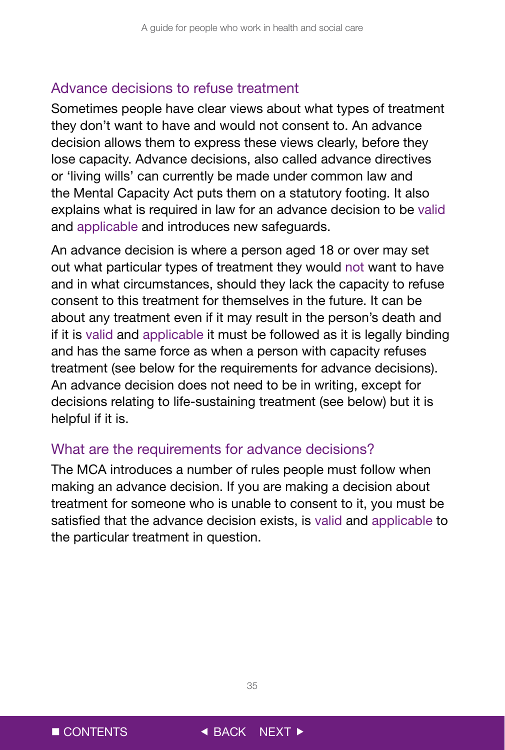## Advance decisions to refuse treatment

Sometimes people have clear views about what types of treatment they don't want to have and would not consent to. An advance decision allows them to express these views clearly, before they lose capacity. Advance decisions, also called advance directives or 'living wills' can currently be made under common law and the Mental Capacity Act puts them on a statutory footing. It also explains what is required in law for an advance decision to be valid and applicable and introduces new safeguards.

An advance decision is where a person aged 18 or over may set out what particular types of treatment they would not want to have and in what circumstances, should they lack the capacity to refuse consent to this treatment for themselves in the future. It can be about any treatment even if it may result in the person's death and if it is valid and applicable it must be followed as it is legally binding and has the same force as when a person with capacity refuses treatment (see below for the requirements for advance decisions). An advance decision does not need to be in writing, except for decisions relating to life-sustaining treatment (see below) but it is helpful if it is.

## What are the requirements for advance decisions?

The MCA introduces a number of rules people must follow when making an advance decision. If you are making a decision about treatment for someone who is unable to consent to it, you must be satisfied that the advance decision exists, is valid and applicable to the particular treatment in question.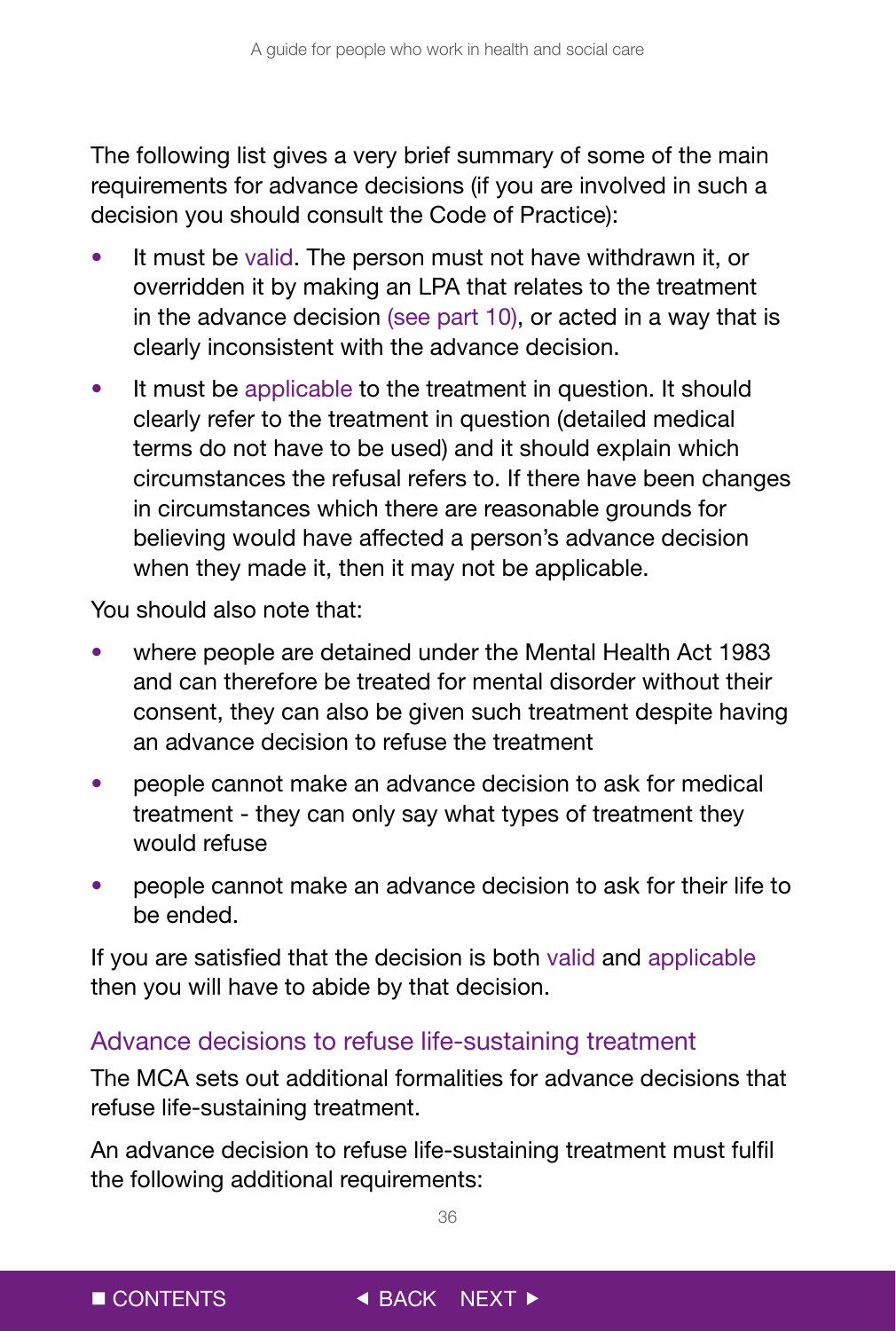The following list gives a very brief summary of some of the main requirements for advance decisions (if you are involved in such a decision you should consult the Code of Practice):

- It must be valid. The person must not have withdrawn it, or overridden it by making an LPA that relates to the treatment in the advance decision (see part 10), or acted in a way that is clearly inconsistent with the advance decision.
- It must be applicable to the treatment in question. It should clearly refer to the treatment in question (detailed medical terms do not have to be used) and it should explain which circumstances the refusal refers to. If there have been changes in circumstances which there are reasonable grounds for believing would have affected a person's advance decision when they made it, then it may not be applicable.

You should also note that:

- where people are detained under the Mental Health Act 1983 and can therefore be treated for mental disorder without their consent, they can also be given such treatment despite having an advance decision to refuse the treatment
- people cannot make an advance decision to ask for medical treatment - they can only say what types of treatment they would refuse
- people cannot make an advance decision to ask for their life to be ended.

If you are satisfied that the decision is both valid and applicable then you will have to abide by that decision.

## Advance decisions to refuse life-sustaining treatment

The MCA sets out additional formalities for advance decisions that refuse life-sustaining treatment.

An advance decision to refuse life-sustaining treatment must fulfil the following additional requirements: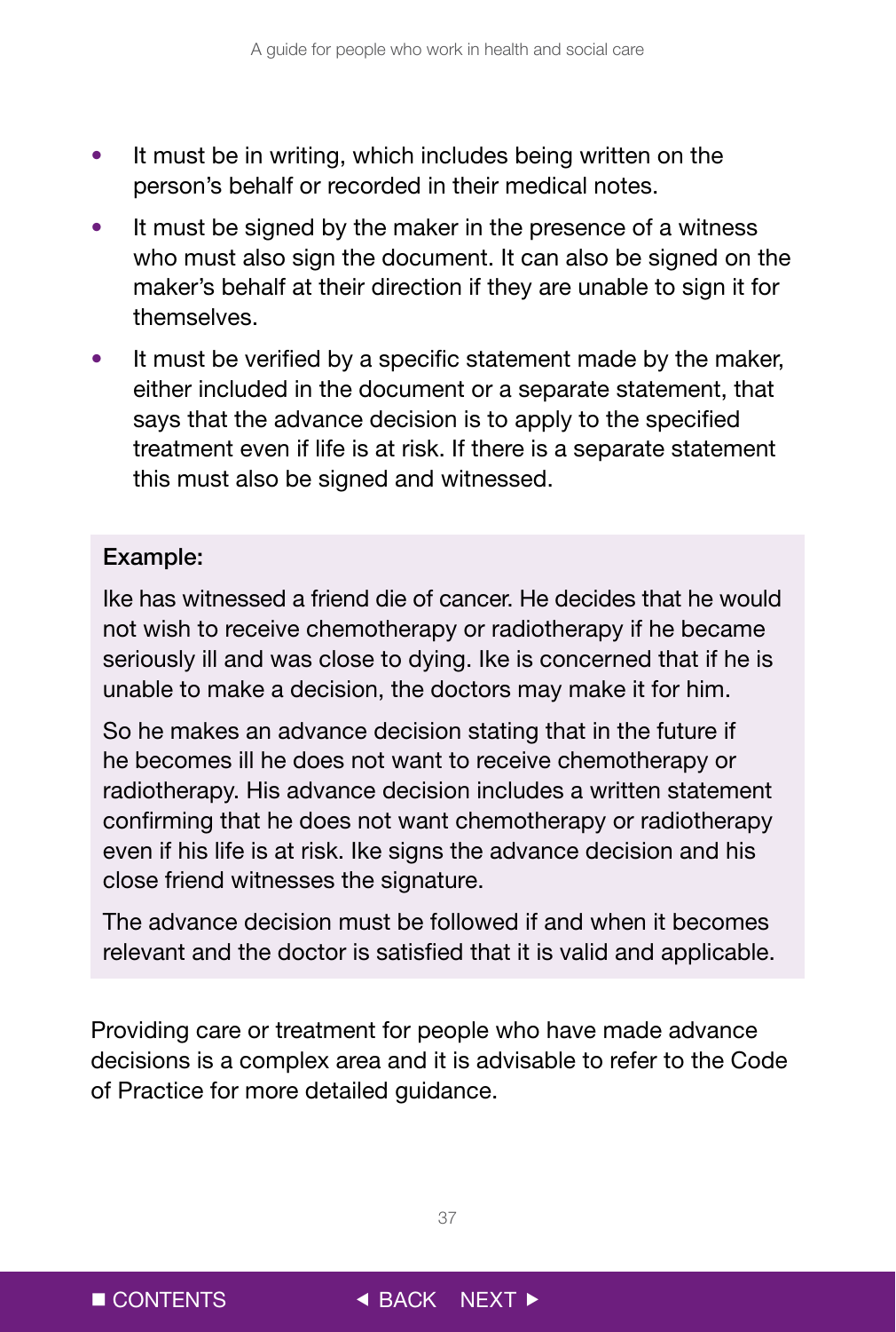- It must be in writing, which includes being written on the person's behalf or recorded in their medical notes.
- It must be signed by the maker in the presence of a witness who must also sign the document. It can also be signed on the maker's behalf at their direction if they are unable to sign it for themselves.
- It must be verified by a specific statement made by the maker, either included in the document or a separate statement, that says that the advance decision is to apply to the specified treatment even if life is at risk. If there is a separate statement this must also be signed and witnessed.

**Example:**

Ike has witnessed a friend die of cancer. He decides that he would not wish to receive chemotherapy or radiotherapy if he became seriously ill and was close to dying. Ike is concerned that if he is unable to make a decision, the doctors may make it for him.

So he makes an advance decision stating that in the future if he becomes ill he does not want to receive chemotherapy or radiotherapy. His advance decision includes a written statement confirming that he does not want chemotherapy or radiotherapy even if his life is at risk. Ike signs the advance decision and his close friend witnesses the signature.

The advance decision must be followed if and when it becomes relevant and the doctor is satisfied that it is valid and applicable.

Providing care or treatment for people who have made advance decisions is a complex area and it is advisable to refer to the Code of Practice for more detailed guidance.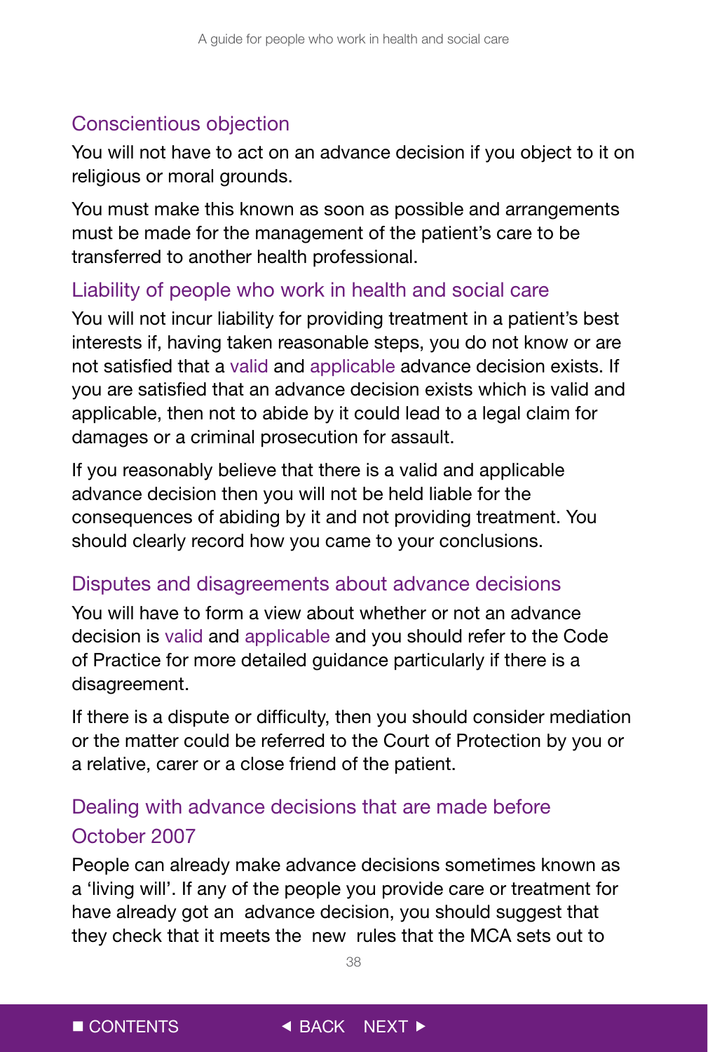## Conscientious objection

You will not have to act on an advance decision if you object to it on religious or moral grounds.

You must make this known as soon as possible and arrangements must be made for the management of the patient's care to be transferred to another health professional.

## Liability of people who work in health and social care

You will not incur liability for providing treatment in a patient's best interests if, having taken reasonable steps, you do not know or are not satisfied that a valid and applicable advance decision exists. If you are satisfied that an advance decision exists which is valid and applicable, then not to abide by it could lead to a legal claim for damages or a criminal prosecution for assault.

If you reasonably believe that there is a valid and applicable advance decision then you will not be held liable for the consequences of abiding by it and not providing treatment. You should clearly record how you came to your conclusions.

## Disputes and disagreements about advance decisions

You will have to form a view about whether or not an advance decision is valid and applicable and you should refer to the Code of Practice for more detailed guidance particularly if there is a disagreement.

If there is a dispute or difficulty, then you should consider mediation or the matter could be referred to the Court of Protection by you or a relative, carer or a close friend of the patient.

## Dealing with advance decisions that are made before October 2007

People can already make advance decisions sometimes known as a 'living will'. If any of the people you provide care or treatment for have already got an advance decision, you should suggest that they check that it meets the new rules that the MCA sets out to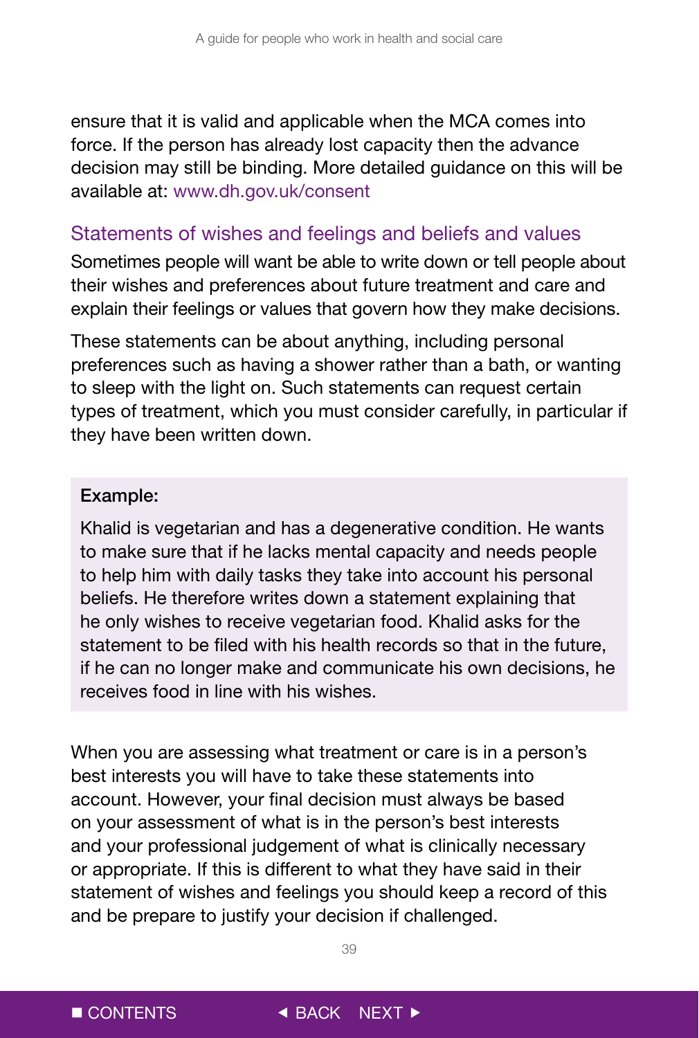ensure that it is valid and applicable when the MCA comes into force. If the person has already lost capacity then the advance decision may still be binding. More detailed guidance on this will be available at: www.dh.gov.uk/consent

## Statements of wishes and feelings and beliefs and values

Sometimes people will want be able to write down or tell people about their wishes and preferences about future treatment and care and explain their feelings or values that govern how they make decisions.

These statements can be about anything, including personal preferences such as having a shower rather than a bath, or wanting to sleep with the light on. Such statements can request certain types of treatment, which you must consider carefully, in particular if they have been written down.

> **Example:**
>
> Khalid is vegetarian and has a degenerative condition. He wants to make sure that if he lacks mental capacity and needs people to help him with daily tasks they take into account his personal beliefs. He therefore writes down a statement explaining that he only wishes to receive vegetarian food. Khalid asks for the statement to be filed with his health records so that in the future, if he can no longer make and communicate his own decisions, he receives food in line with his wishes.

When you are assessing what treatment or care is in a person's best interests you will have to take these statements into account. However, your final decision must always be based on your assessment of what is in the person's best interests and your professional judgement of what is clinically necessary or appropriate. If this is different to what they have said in their statement of wishes and feelings you should keep a record of this and be prepare to justify your decision if challenged.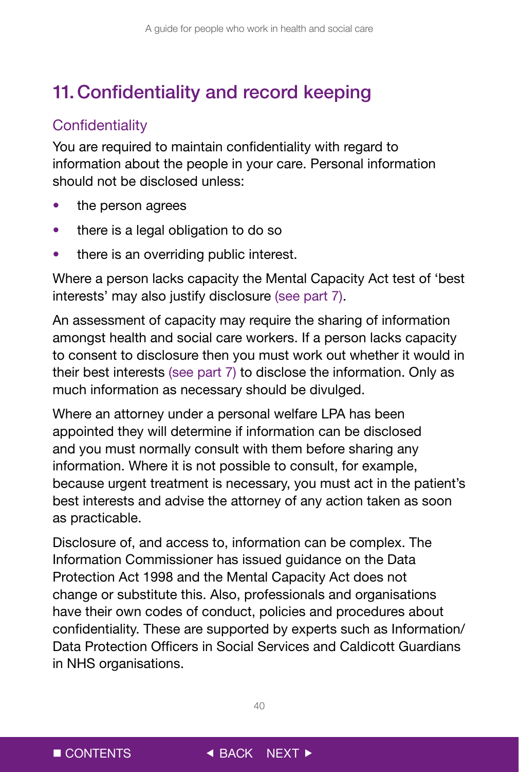## 11. Confidentiality and record keeping

### Confidentiality

You are required to maintain confidentiality with regard to information about the people in your care. Personal information should not be disclosed unless:

- the person agrees
- there is a legal obligation to do so
- there is an overriding public interest.

Where a person lacks capacity the Mental Capacity Act test of 'best interests' may also justify disclosure (see part 7).

An assessment of capacity may require the sharing of information amongst health and social care workers. If a person lacks capacity to consent to disclosure then you must work out whether it would in their best interests (see part 7) to disclose the information. Only as much information as necessary should be divulged.

Where an attorney under a personal welfare LPA has been appointed they will determine if information can be disclosed and you must normally consult with them before sharing any information. Where it is not possible to consult, for example, because urgent treatment is necessary, you must act in the patient's best interests and advise the attorney of any action taken as soon as practicable.

Disclosure of, and access to, information can be complex. The Information Commissioner has issued guidance on the Data Protection Act 1998 and the Mental Capacity Act does not change or substitute this. Also, professionals and organisations have their own codes of conduct, policies and procedures about confidentiality. These are supported by experts such as Information/Data Protection Officers in Social Services and Caldicott Guardians in NHS organisations.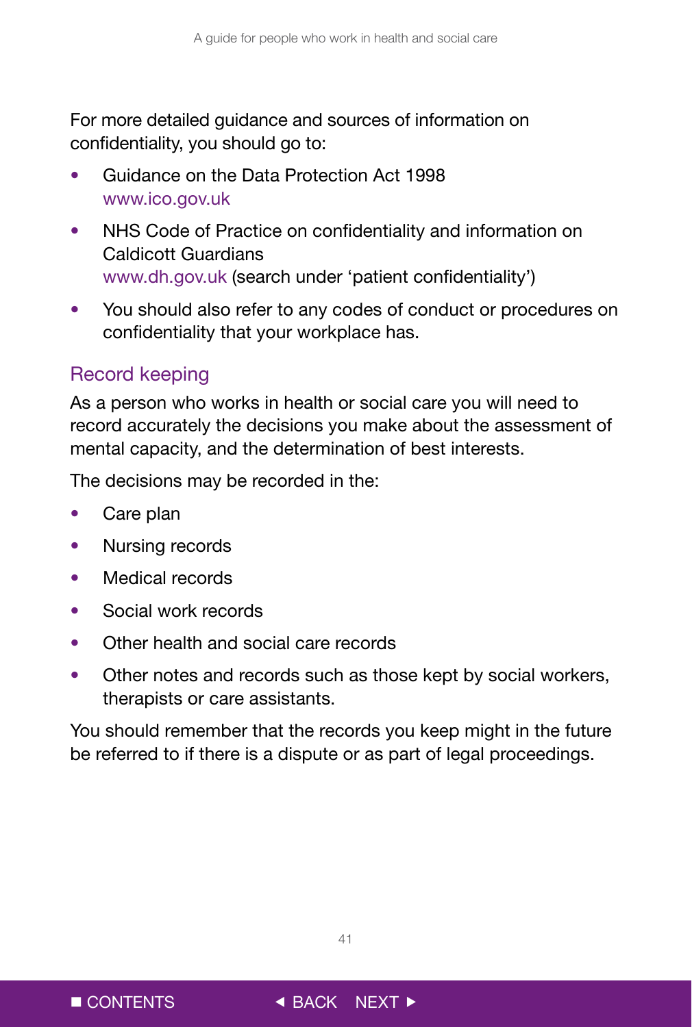For more detailed guidance and sources of information on confidentiality, you should go to:

- Guidance on the Data Protection Act 1998
  www.ico.gov.uk
- NHS Code of Practice on confidentiality and information on Caldicott Guardians
  www.dh.gov.uk (search under 'patient confidentiality')
- You should also refer to any codes of conduct or procedures on confidentiality that your workplace has.

## Record keeping

As a person who works in health or social care you will need to record accurately the decisions you make about the assessment of mental capacity, and the determination of best interests.

The decisions may be recorded in the:

- Care plan
- Nursing records
- Medical records
- Social work records
- Other health and social care records
- Other notes and records such as those kept by social workers, therapists or care assistants.

You should remember that the records you keep might in the future be referred to if there is a dispute or as part of legal proceedings.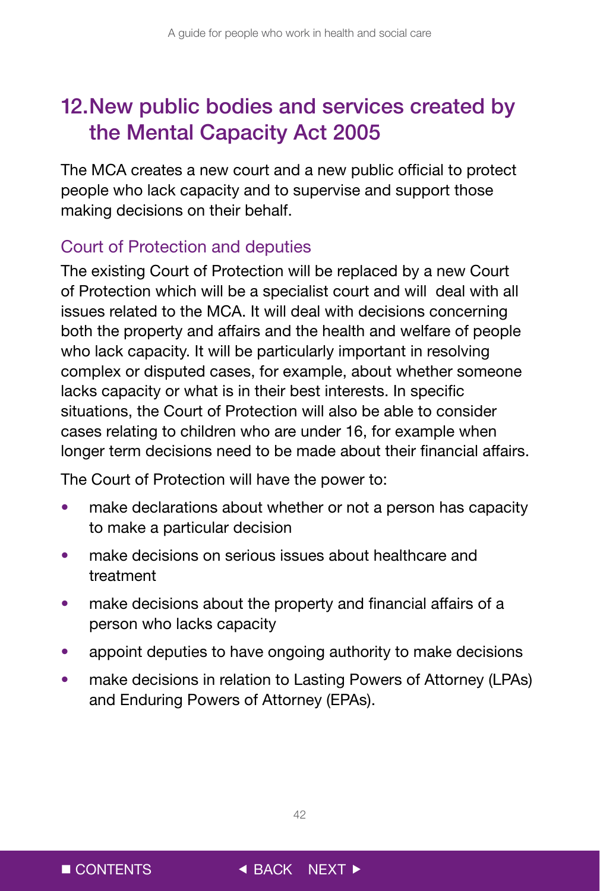# 12. New public bodies and services created by the Mental Capacity Act 2005

The MCA creates a new court and a new public official to protect people who lack capacity and to supervise and support those making decisions on their behalf.

## Court of Protection and deputies

The existing Court of Protection will be replaced by a new Court of Protection which will be a specialist court and will deal with all issues related to the MCA. It will deal with decisions concerning both the property and affairs and the health and welfare of people who lack capacity. It will be particularly important in resolving complex or disputed cases, for example, about whether someone lacks capacity or what is in their best interests. In specific situations, the Court of Protection will also be able to consider cases relating to children who are under 16, for example when longer term decisions need to be made about their financial affairs.

The Court of Protection will have the power to:

- make declarations about whether or not a person has capacity to make a particular decision
- make decisions on serious issues about healthcare and treatment
- make decisions about the property and financial affairs of a person who lacks capacity
- appoint deputies to have ongoing authority to make decisions
- make decisions in relation to Lasting Powers of Attorney (LPAs) and Enduring Powers of Attorney (EPAs).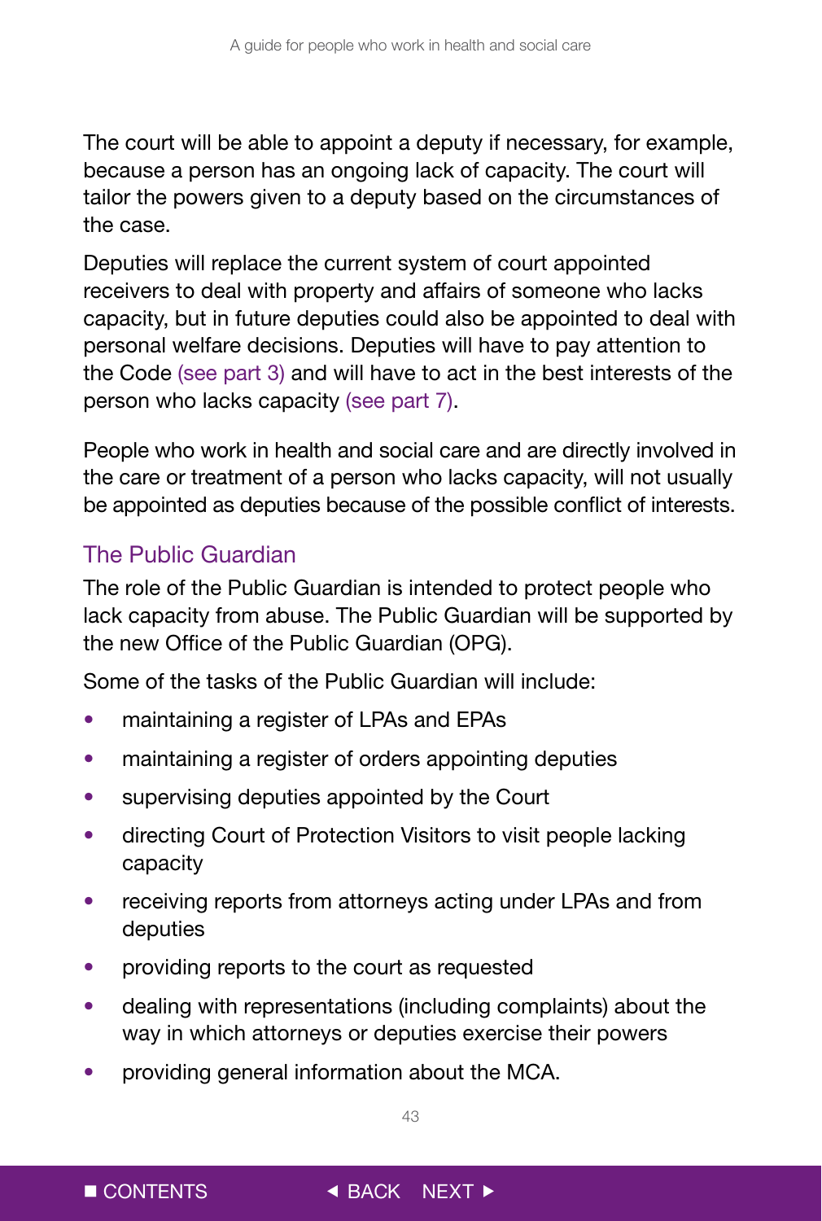The court will be able to appoint a deputy if necessary, for example, because a person has an ongoing lack of capacity. The court will tailor the powers given to a deputy based on the circumstances of the case.

Deputies will replace the current system of court appointed receivers to deal with property and affairs of someone who lacks capacity, but in future deputies could also be appointed to deal with personal welfare decisions. Deputies will have to pay attention to the Code (see part 3) and will have to act in the best interests of the person who lacks capacity (see part 7).

People who work in health and social care and are directly involved in the care or treatment of a person who lacks capacity, will not usually be appointed as deputies because of the possible conflict of interests.

## The Public Guardian

The role of the Public Guardian is intended to protect people who lack capacity from abuse. The Public Guardian will be supported by the new Office of the Public Guardian (OPG).

Some of the tasks of the Public Guardian will include:

- maintaining a register of LPAs and EPAs
- maintaining a register of orders appointing deputies
- supervising deputies appointed by the Court
- directing Court of Protection Visitors to visit people lacking capacity
- receiving reports from attorneys acting under LPAs and from deputies
- providing reports to the court as requested
- dealing with representations (including complaints) about the way in which attorneys or deputies exercise their powers
- providing general information about the MCA.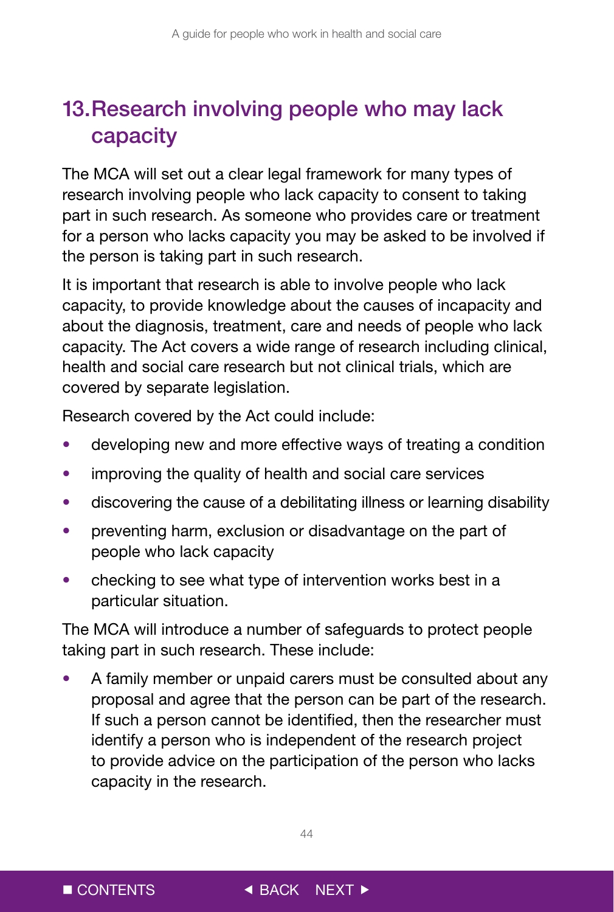## 13. Research involving people who may lack capacity

The MCA will set out a clear legal framework for many types of research involving people who lack capacity to consent to taking part in such research. As someone who provides care or treatment for a person who lacks capacity you may be asked to be involved if the person is taking part in such research.

It is important that research is able to involve people who lack capacity, to provide knowledge about the causes of incapacity and about the diagnosis, treatment, care and needs of people who lack capacity. The Act covers a wide range of research including clinical, health and social care research but not clinical trials, which are covered by separate legislation.

Research covered by the Act could include:

- developing new and more effective ways of treating a condition
- improving the quality of health and social care services
- discovering the cause of a debilitating illness or learning disability
- preventing harm, exclusion or disadvantage on the part of people who lack capacity
- checking to see what type of intervention works best in a particular situation.

The MCA will introduce a number of safeguards to protect people taking part in such research. These include:

- A family member or unpaid carers must be consulted about any proposal and agree that the person can be part of the research. If such a person cannot be identified, then the researcher must identify a person who is independent of the research project to provide advice on the participation of the person who lacks capacity in the research.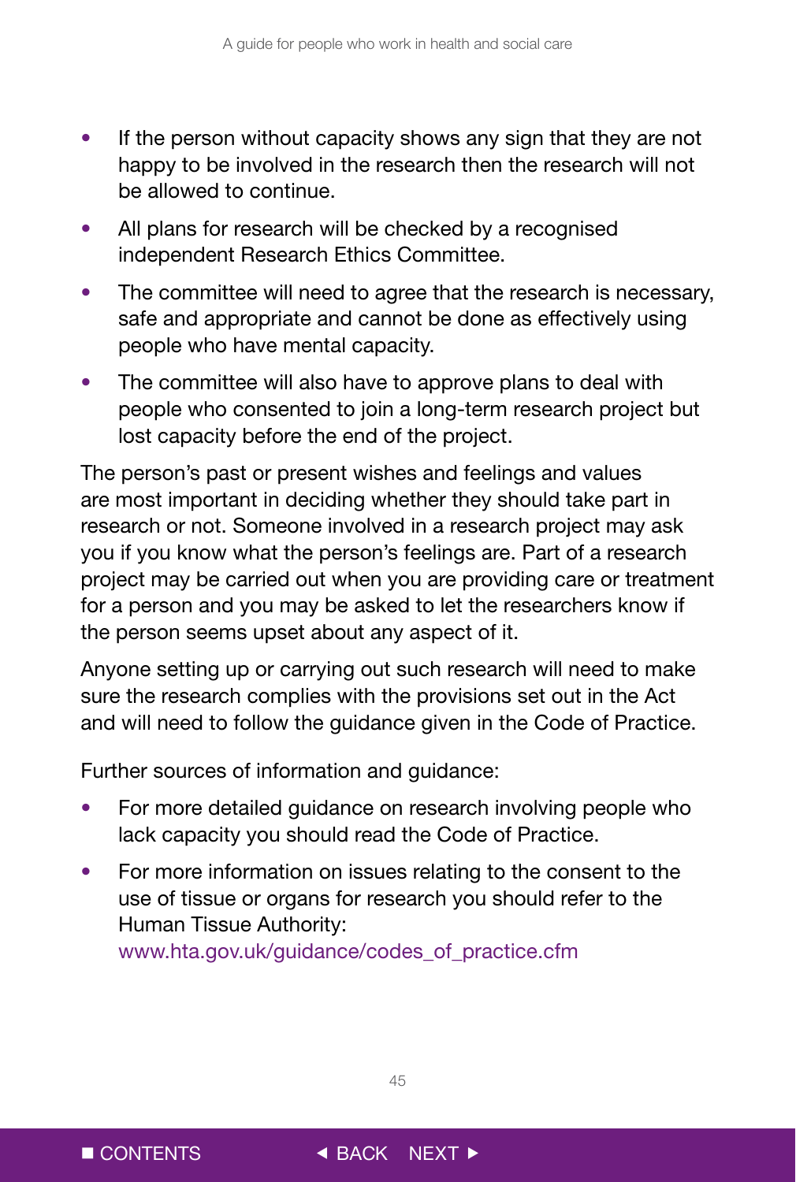- If the person without capacity shows any sign that they are not happy to be involved in the research then the research will not be allowed to continue.
- All plans for research will be checked by a recognised independent Research Ethics Committee.
- The committee will need to agree that the research is necessary, safe and appropriate and cannot be done as effectively using people who have mental capacity.
- The committee will also have to approve plans to deal with people who consented to join a long-term research project but lost capacity before the end of the project.

The person's past or present wishes and feelings and values are most important in deciding whether they should take part in research or not. Someone involved in a research project may ask you if you know what the person's feelings are. Part of a research project may be carried out when you are providing care or treatment for a person and you may be asked to let the researchers know if the person seems upset about any aspect of it.

Anyone setting up or carrying out such research will need to make sure the research complies with the provisions set out in the Act and will need to follow the guidance given in the Code of Practice.

Further sources of information and guidance:

- For more detailed guidance on research involving people who lack capacity you should read the Code of Practice.
- For more information on issues relating to the consent to the use of tissue or organs for research you should refer to the Human Tissue Authority: www.hta.gov.uk/guidance/codes_of_practice.cfm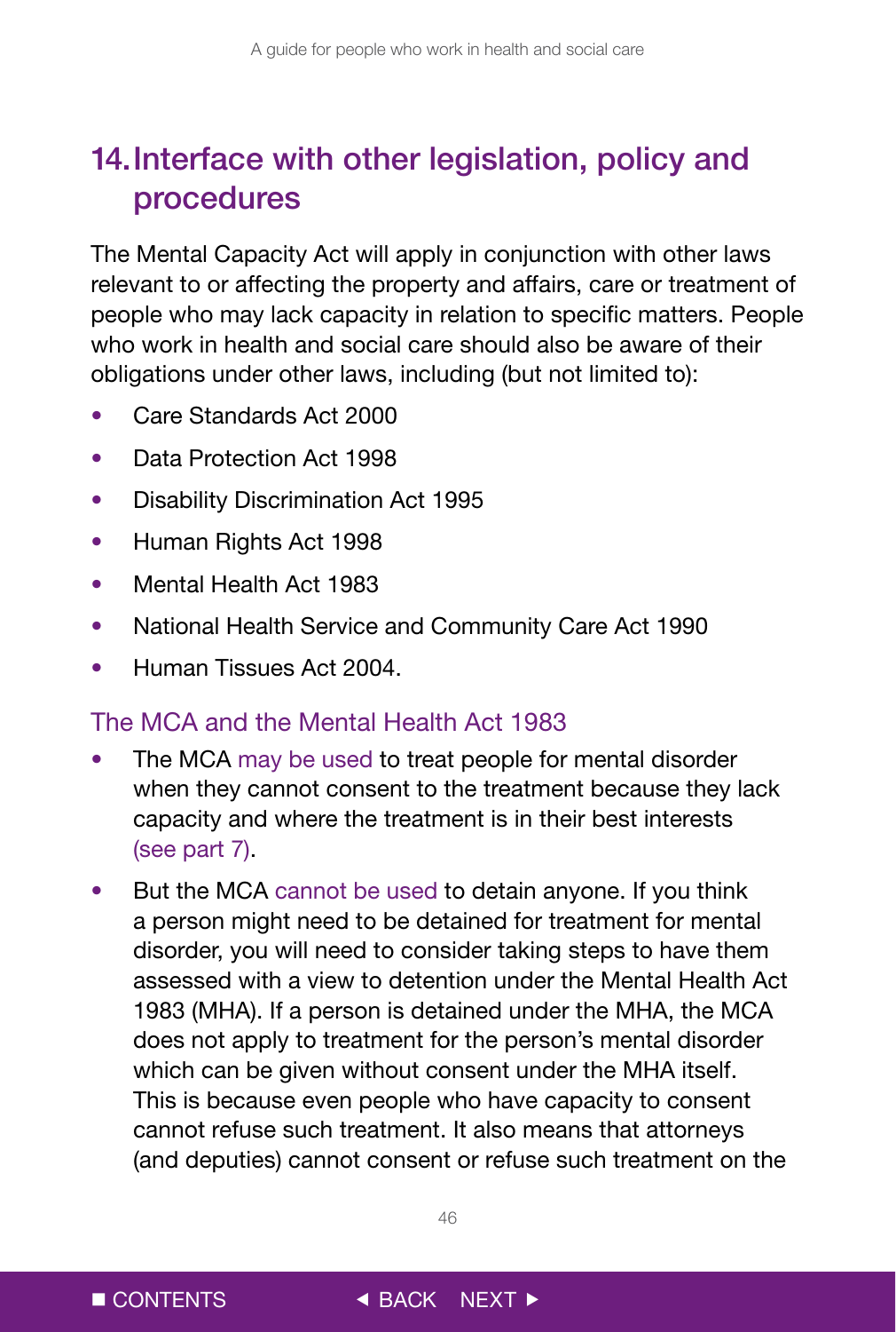## 14. Interface with other legislation, policy and procedures

The Mental Capacity Act will apply in conjunction with other laws relevant to or affecting the property and affairs, care or treatment of people who may lack capacity in relation to specific matters. People who work in health and social care should also be aware of their obligations under other laws, including (but not limited to):

- Care Standards Act 2000
- Data Protection Act 1998
- Disability Discrimination Act 1995
- Human Rights Act 1998
- Mental Health Act 1983
- National Health Service and Community Care Act 1990
- Human Tissues Act 2004.

### The MCA and the Mental Health Act 1983

- The MCA may be used to treat people for mental disorder when they cannot consent to the treatment because they lack capacity and where the treatment is in their best interests (see part 7).
- But the MCA cannot be used to detain anyone. If you think a person might need to be detained for treatment for mental disorder, you will need to consider taking steps to have them assessed with a view to detention under the Mental Health Act 1983 (MHA). If a person is detained under the MHA, the MCA does not apply to treatment for the person's mental disorder which can be given without consent under the MHA itself. This is because even people who have capacity to consent cannot refuse such treatment. It also means that attorneys (and deputies) cannot consent or refuse such treatment on the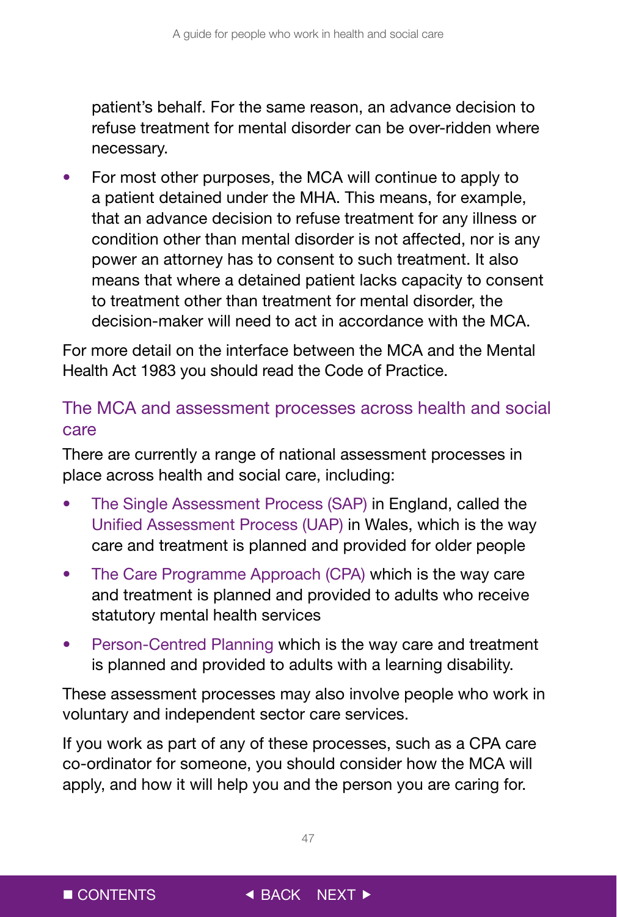patient's behalf. For the same reason, an advance decision to refuse treatment for mental disorder can be over-ridden where necessary.

- For most other purposes, the MCA will continue to apply to a patient detained under the MHA. This means, for example, that an advance decision to refuse treatment for any illness or condition other than mental disorder is not affected, nor is any power an attorney has to consent to such treatment. It also means that where a detained patient lacks capacity to consent to treatment other than treatment for mental disorder, the decision-maker will need to act in accordance with the MCA.

For more detail on the interface between the MCA and the Mental Health Act 1983 you should read the Code of Practice.

## The MCA and assessment processes across health and social care

There are currently a range of national assessment processes in place across health and social care, including:

- The Single Assessment Process (SAP) in England, called the Unified Assessment Process (UAP) in Wales, which is the way care and treatment is planned and provided for older people
- The Care Programme Approach (CPA) which is the way care and treatment is planned and provided to adults who receive statutory mental health services
- Person-Centred Planning which is the way care and treatment is planned and provided to adults with a learning disability.

These assessment processes may also involve people who work in voluntary and independent sector care services.

If you work as part of any of these processes, such as a CPA care co-ordinator for someone, you should consider how the MCA will apply, and how it will help you and the person you are caring for.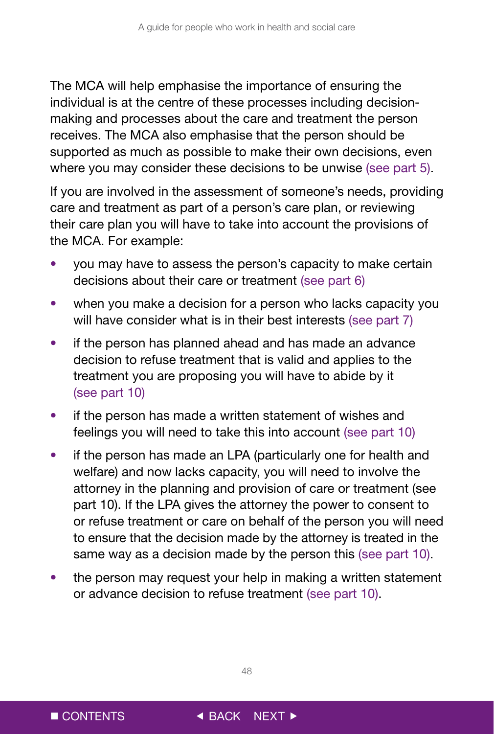The MCA will help emphasise the importance of ensuring the individual is at the centre of these processes including decision-making and processes about the care and treatment the person receives. The MCA also emphasise that the person should be supported as much as possible to make their own decisions, even where you may consider these decisions to be unwise (see part 5).

If you are involved in the assessment of someone's needs, providing care and treatment as part of a person's care plan, or reviewing their care plan you will have to take into account the provisions of the MCA. For example:

- you may have to assess the person's capacity to make certain decisions about their care or treatment (see part 6)
- when you make a decision for a person who lacks capacity you will have consider what is in their best interests (see part 7)
- if the person has planned ahead and has made an advance decision to refuse treatment that is valid and applies to the treatment you are proposing you will have to abide by it (see part 10)
- if the person has made a written statement of wishes and feelings you will need to take this into account (see part 10)
- if the person has made an LPA (particularly one for health and welfare) and now lacks capacity, you will need to involve the attorney in the planning and provision of care or treatment (see part 10). If the LPA gives the attorney the power to consent to or refuse treatment or care on behalf of the person you will need to ensure that the decision made by the attorney is treated in the same way as a decision made by the person this (see part 10).
- the person may request your help in making a written statement or advance decision to refuse treatment (see part 10).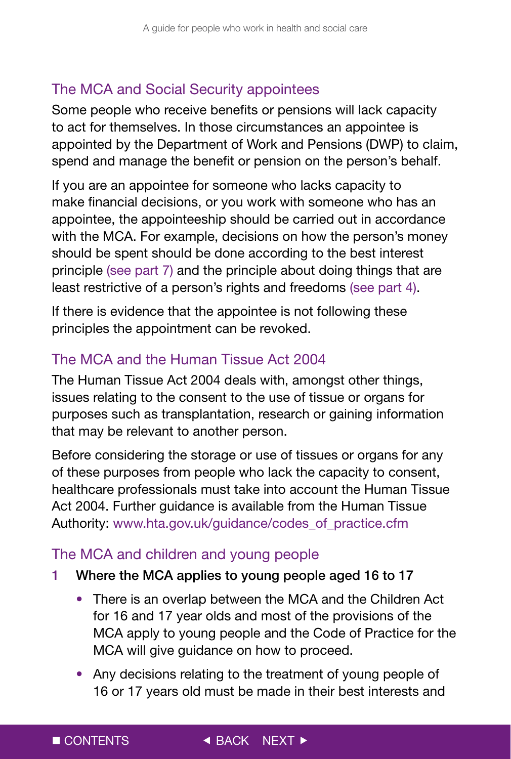## The MCA and Social Security appointees

Some people who receive benefits or pensions will lack capacity to act for themselves. In those circumstances an appointee is appointed by the Department of Work and Pensions (DWP) to claim, spend and manage the benefit or pension on the person's behalf.

If you are an appointee for someone who lacks capacity to make financial decisions, or you work with someone who has an appointee, the appointeeship should be carried out in accordance with the MCA. For example, decisions on how the person's money should be spent should be done according to the best interest principle (see part 7) and the principle about doing things that are least restrictive of a person's rights and freedoms (see part 4).

If there is evidence that the appointee is not following these principles the appointment can be revoked.

## The MCA and the Human Tissue Act 2004

The Human Tissue Act 2004 deals with, amongst other things, issues relating to the consent to the use of tissue or organs for purposes such as transplantation, research or gaining information that may be relevant to another person.

Before considering the storage or use of tissues or organs for any of these purposes from people who lack the capacity to consent, healthcare professionals must take into account the Human Tissue Act 2004. Further guidance is available from the Human Tissue Authority: www.hta.gov.uk/guidance/codes_of_practice.cfm

## The MCA and children and young people

**1 Where the MCA applies to young people aged 16 to 17**

- There is an overlap between the MCA and the Children Act for 16 and 17 year olds and most of the provisions of the MCA apply to young people and the Code of Practice for the MCA will give guidance on how to proceed.
- Any decisions relating to the treatment of young people of 16 or 17 years old must be made in their best interests and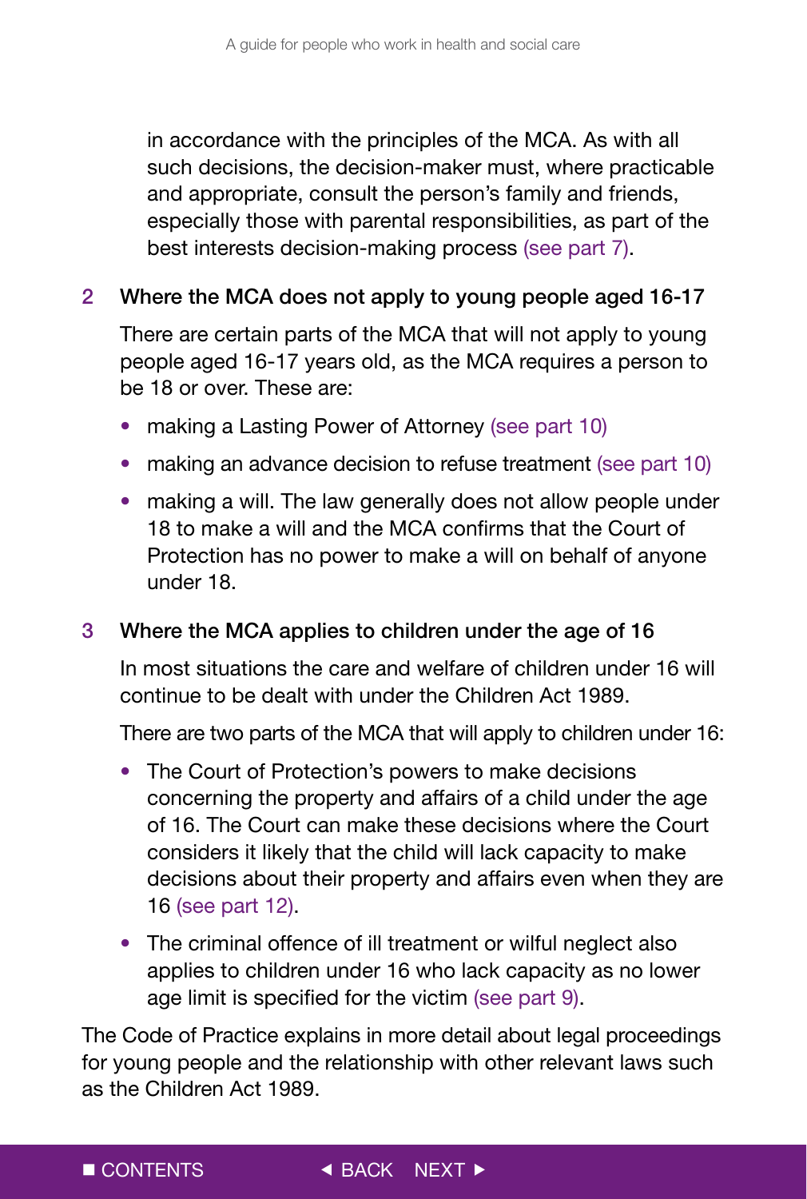in accordance with the principles of the MCA. As with all such decisions, the decision-maker must, where practicable and appropriate, consult the person's family and friends, especially those with parental responsibilities, as part of the best interests decision-making process (see part 7).

### 2 Where the MCA does not apply to young people aged 16-17

There are certain parts of the MCA that will not apply to young people aged 16-17 years old, as the MCA requires a person to be 18 or over. These are:

- making a Lasting Power of Attorney (see part 10)
- making an advance decision to refuse treatment (see part 10)
- making a will. The law generally does not allow people under 18 to make a will and the MCA confirms that the Court of Protection has no power to make a will on behalf of anyone under 18.

### 3 Where the MCA applies to children under the age of 16

In most situations the care and welfare of children under 16 will continue to be dealt with under the Children Act 1989.

There are two parts of the MCA that will apply to children under 16:

- The Court of Protection's powers to make decisions concerning the property and affairs of a child under the age of 16. The Court can make these decisions where the Court considers it likely that the child will lack capacity to make decisions about their property and affairs even when they are 16 (see part 12).
- The criminal offence of ill treatment or wilful neglect also applies to children under 16 who lack capacity as no lower age limit is specified for the victim (see part 9).

The Code of Practice explains in more detail about legal proceedings for young people and the relationship with other relevant laws such as the Children Act 1989.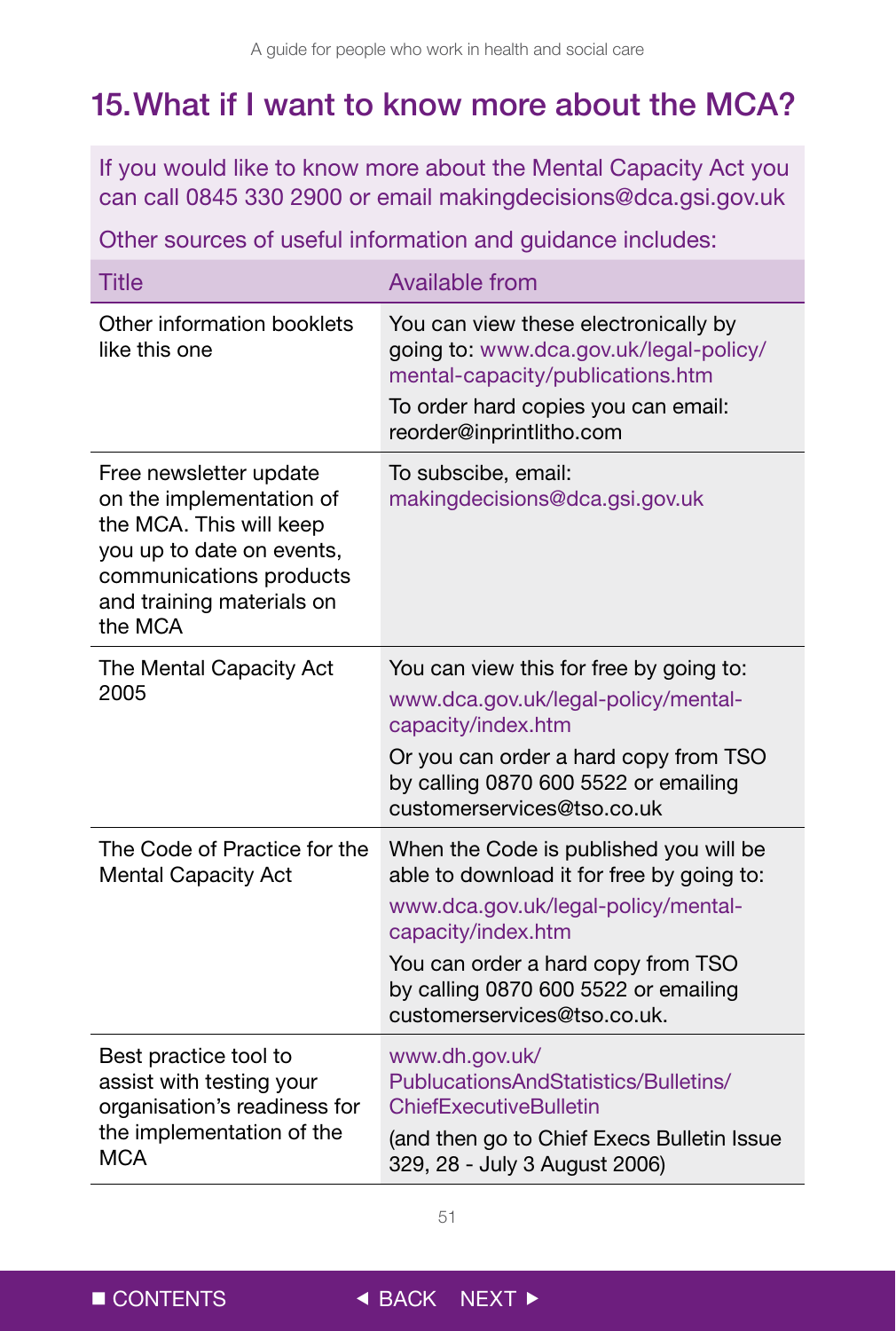## 15. What if I want to know more about the MCA?

If you would like to know more about the Mental Capacity Act you can call 0845 330 2900 or email makingdecisions@dca.gsi.gov.uk

Other sources of useful information and guidance includes:

| Title | Available from |
|---|---|
| Other information booklets like this one | You can view these electronically by going to: www.dca.gov.uk/legal-policy/mental-capacity/publications.htm<br>To order hard copies you can email: reorder@inprintlitho.com |
| Free newsletter update on the implementation of the MCA. This will keep you up to date on events, communications products and training materials on the MCA | To subscibe, email: makingdecisions@dca.gsi.gov.uk |
| The Mental Capacity Act 2005 | You can view this for free by going to: www.dca.gov.uk/legal-policy/mental-capacity/index.htm<br>Or you can order a hard copy from TSO by calling 0870 600 5522 or emailing customerservices@tso.co.uk |
| The Code of Practice for the Mental Capacity Act | When the Code is published you will be able to download it for free by going to: www.dca.gov.uk/legal-policy/mental-capacity/index.htm<br>You can order a hard copy from TSO by calling 0870 600 5522 or emailing customerservices@tso.co.uk. |
| Best practice tool to assist with testing your organisation's readiness for the implementation of the MCA | www.dh.gov.uk/PublucationsAndStatistics/Bulletins/ChiefExecutiveBulletin<br>(and then go to Chief Execs Bulletin Issue 329, 28 - July 3 August 2006) |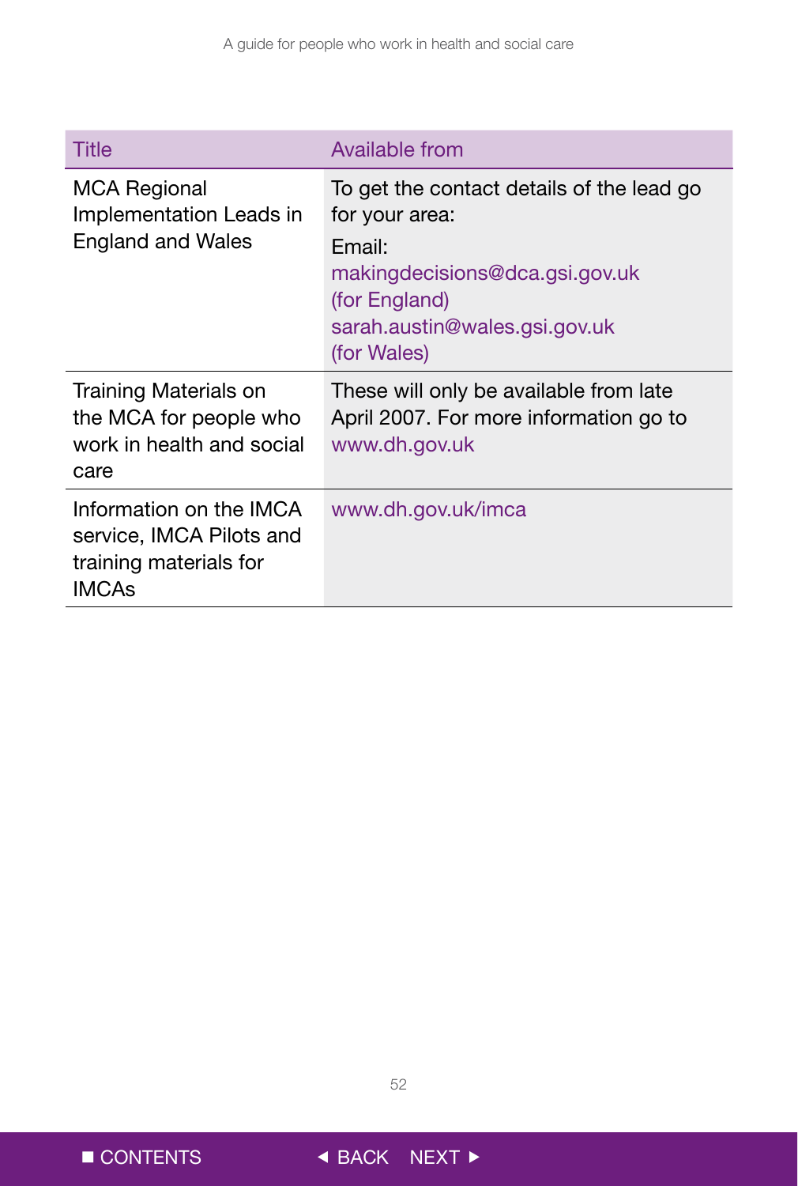| Title | Available from |
| --- | --- |
| MCA Regional Implementation Leads in England and Wales | To get the contact details of the lead go for your area: Email: makingdecisions@dca.gsi.gov.uk (for England) sarah.austin@wales.gsi.gov.uk (for Wales) |
| Training Materials on the MCA for people who work in health and social care | These will only be available from late April 2007. For more information go to www.dh.gov.uk |
| Information on the IMCA service, IMCA Pilots and training materials for IMCAs | www.dh.gov.uk/imca |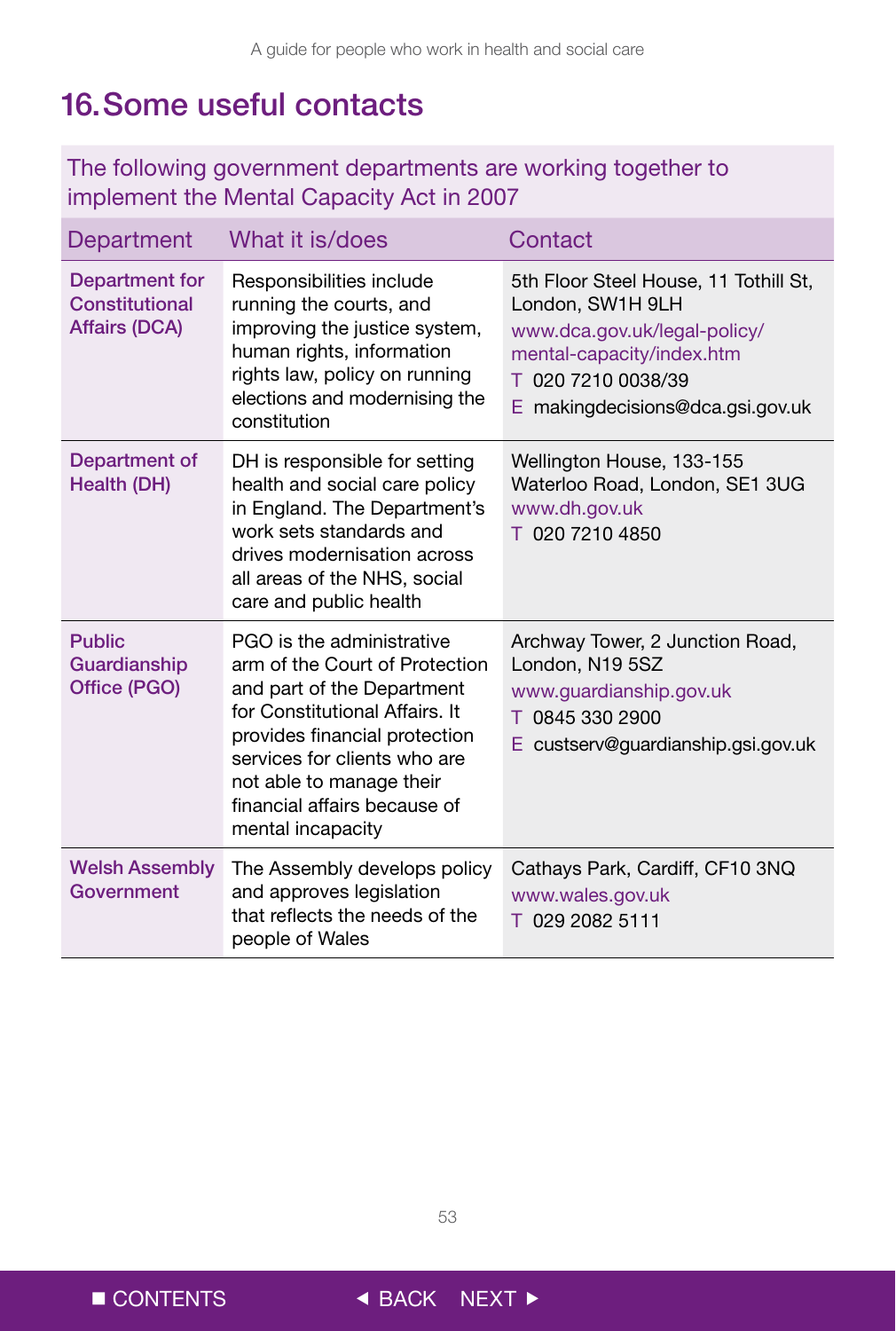# 16. Some useful contacts

The following government departments are working together to implement the Mental Capacity Act in 2007

| Department | What it is/does | Contact |
|---|---|---|
| Department for Constitutional Affairs (DCA) | Responsibilities include running the courts, and improving the justice system, human rights, information rights law, policy on running elections and modernising the constitution | 5th Floor Steel House, 11 Tothill St, London, SW1H 9LH<br>www.dca.gov.uk/legal-policy/mental-capacity/index.htm<br>T 020 7210 0038/39<br>E makingdecisions@dca.gsi.gov.uk |
| Department of Health (DH) | DH is responsible for setting health and social care policy in England. The Department's work sets standards and drives modernisation across all areas of the NHS, social care and public health | Wellington House, 133-155 Waterloo Road, London, SE1 3UG<br>www.dh.gov.uk<br>T 020 7210 4850 |
| Public Guardianship Office (PGO) | PGO is the administrative arm of the Court of Protection and part of the Department for Constitutional Affairs. It provides financial protection services for clients who are not able to manage their financial affairs because of mental incapacity | Archway Tower, 2 Junction Road, London, N19 5SZ<br>www.guardianship.gov.uk<br>T 0845 330 2900<br>E custserv@guardianship.gsi.gov.uk |
| Welsh Assembly Government | The Assembly develops policy and approves legislation that reflects the needs of the people of Wales | Cathays Park, Cardiff, CF10 3NQ<br>www.wales.gov.uk<br>T 029 2082 5111 |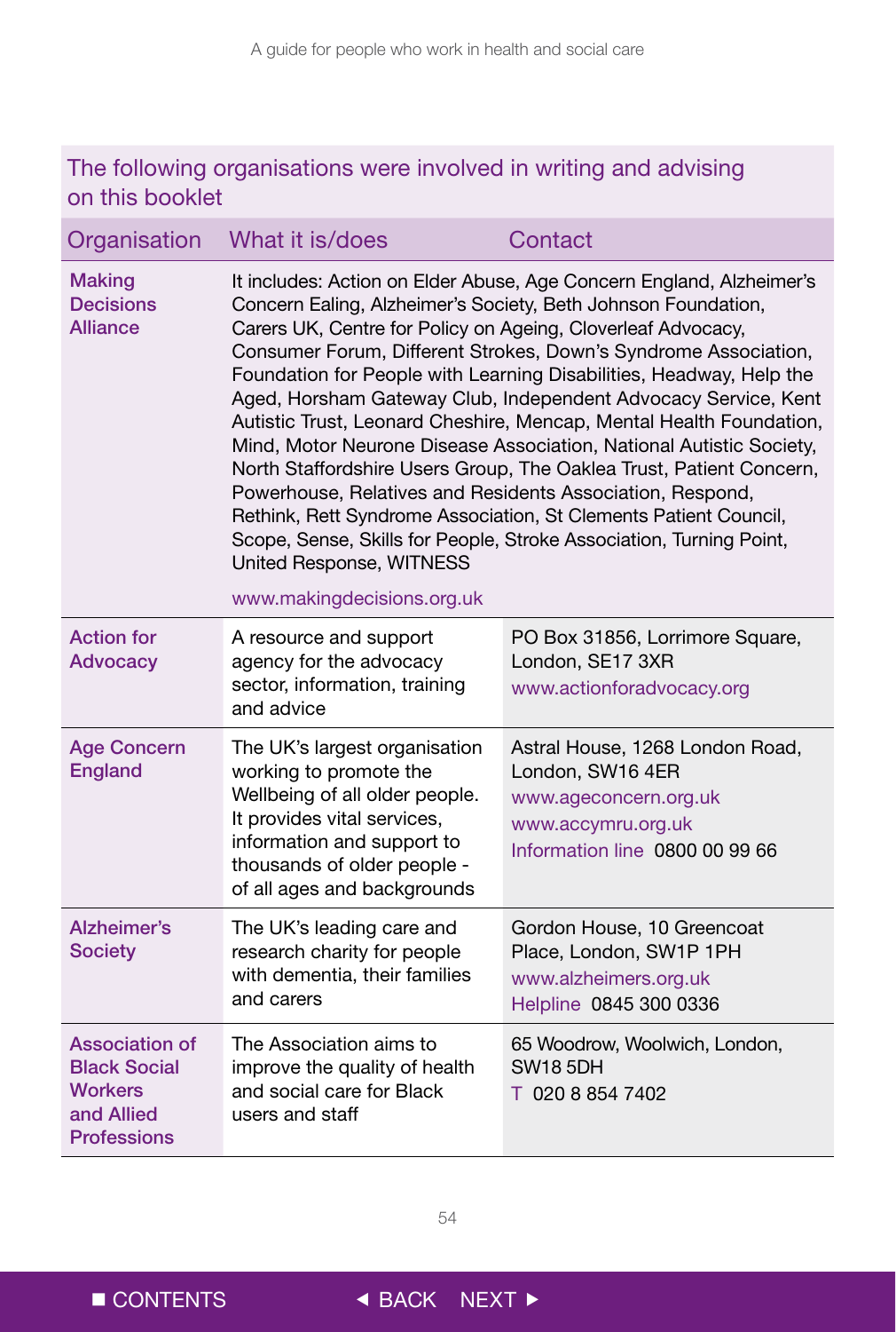## The following organisations were involved in writing and advising on this booklet

| Organisation | What it is/does | Contact |
| --- | --- | --- |
| Making Decisions Alliance | It includes: Action on Elder Abuse, Age Concern England, Alzheimer's Concern Ealing, Alzheimer's Society, Beth Johnson Foundation, Carers UK, Centre for Policy on Ageing, Cloverleaf Advocacy, Consumer Forum, Different Strokes, Down's Syndrome Association, Foundation for People with Learning Disabilities, Headway, Help the Aged, Horsham Gateway Club, Independent Advocacy Service, Kent Autistic Trust, Leonard Cheshire, Mencap, Mental Health Foundation, Mind, Motor Neurone Disease Association, National Autistic Society, North Staffordshire Users Group, The Oaklea Trust, Patient Concern, Powerhouse, Relatives and Residents Association, Respond, Rethink, Rett Syndrome Association, St Clements Patient Council, Scope, Sense, Skills for People, Stroke Association, Turning Point, United Response, WITNESS<br><br>www.makingdecisions.org.uk | |
| Action for Advocacy | A resource and support agency for the advocacy sector, information, training and advice | PO Box 31856, Lorrimore Square, London, SE17 3XR<br>www.actionforadvocacy.org |
| Age Concern England | The UK's largest organisation working to promote the Wellbeing of all older people. It provides vital services, information and support to thousands of older people - of all ages and backgrounds | Astral House, 1268 London Road, London, SW16 4ER<br>www.ageconcern.org.uk<br>www.accymru.org.uk<br>Information line 0800 00 99 66 |
| Alzheimer's Society | The UK's leading care and research charity for people with dementia, their families and carers | Gordon House, 10 Greencoat Place, London, SW1P 1PH<br>www.alzheimers.org.uk<br>Helpline 0845 300 0336 |
| Association of Black Social Workers and Allied Professions | The Association aims to improve the quality of health and social care for Black users and staff | 65 Woodrow, Woolwich, London, SW18 5DH<br>T 020 8 854 7402 |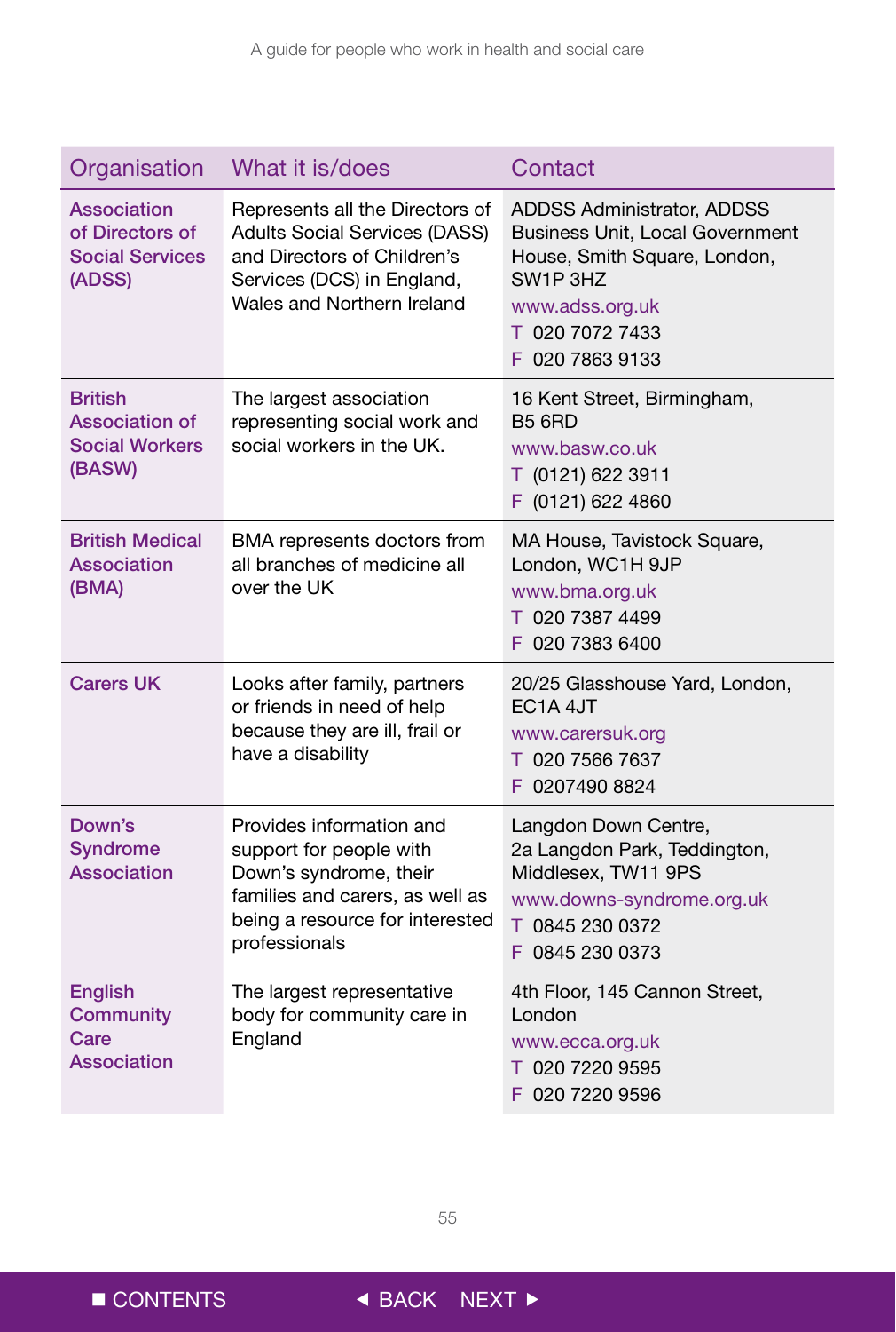| Organisation | What it is/does | Contact |
|---|---|---|
| **Association of Directors of Social Services (ADSS)** | Represents all the Directors of Adults Social Services (DASS) and Directors of Children's Services (DCS) in England, Wales and Northern Ireland | ADDSS Administrator, ADDSS Business Unit, Local Government House, Smith Square, London, SW1P 3HZ<br>www.adss.org.uk<br>T 020 7072 7433<br>F 020 7863 9133 |
| **British Association of Social Workers (BASW)** | The largest association representing social work and social workers in the UK. | 16 Kent Street, Birmingham, B5 6RD<br>www.basw.co.uk<br>T (0121) 622 3911<br>F (0121) 622 4860 |
| **British Medical Association (BMA)** | BMA represents doctors from all branches of medicine all over the UK | MA House, Tavistock Square, London, WC1H 9JP<br>www.bma.org.uk<br>T 020 7387 4499<br>F 020 7383 6400 |
| **Carers UK** | Looks after family, partners or friends in need of help because they are ill, frail or have a disability | 20/25 Glasshouse Yard, London, EC1A 4JT<br>www.carersuk.org<br>T 020 7566 7637<br>F 0207490 8824 |
| **Down's Syndrome Association** | Provides information and support for people with Down's syndrome, their families and carers, as well as being a resource for interested professionals | Langdon Down Centre, 2a Langdon Park, Teddington, Middlesex, TW11 9PS<br>www.downs-syndrome.org.uk<br>T 0845 230 0372<br>F 0845 230 0373 |
| **English Community Care Association** | The largest representative body for community care in England | 4th Floor, 145 Cannon Street, London<br>www.ecca.org.uk<br>T 020 7220 9595<br>F 020 7220 9596 |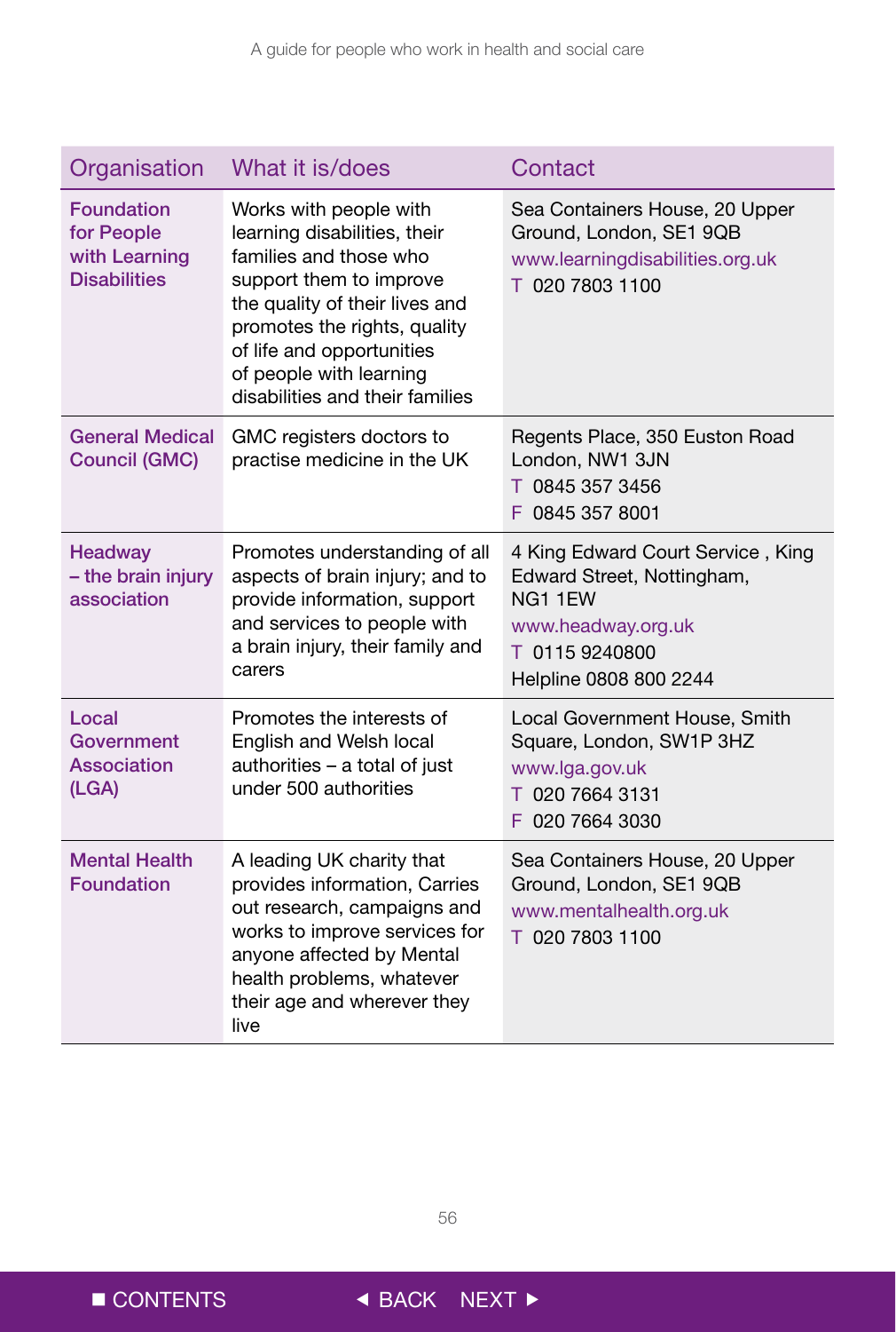| Organisation | What it is/does | Contact |
|---|---|---|
| **Foundation for People with Learning Disabilities** | Works with people with learning disabilities, their families and those who support them to improve the quality of their lives and promotes the rights, quality of life and opportunities of people with learning disabilities and their families | Sea Containers House, 20 Upper Ground, London, SE1 9QB<br>www.learningdisabilities.org.uk<br>T 020 7803 1100 |
| **General Medical Council (GMC)** | GMC registers doctors to practise medicine in the UK | Regents Place, 350 Euston Road London, NW1 3JN<br>T 0845 357 3456<br>F 0845 357 8001 |
| **Headway – the brain injury association** | Promotes understanding of all aspects of brain injury; and to provide information, support and services to people with a brain injury, their family and carers | 4 King Edward Court Service , King Edward Street, Nottingham, NG1 1EW<br>www.headway.org.uk<br>T 0115 9240800<br>Helpline 0808 800 2244 |
| **Local Government Association (LGA)** | Promotes the interests of English and Welsh local authorities – a total of just under 500 authorities | Local Government House, Smith Square, London, SW1P 3HZ<br>www.lga.gov.uk<br>T 020 7664 3131<br>F 020 7664 3030 |
| **Mental Health Foundation** | A leading UK charity that provides information, Carries out research, campaigns and works to improve services for anyone affected by Mental health problems, whatever their age and wherever they live | Sea Containers House, 20 Upper Ground, London, SE1 9QB<br>www.mentalhealth.org.uk<br>T 020 7803 1100 |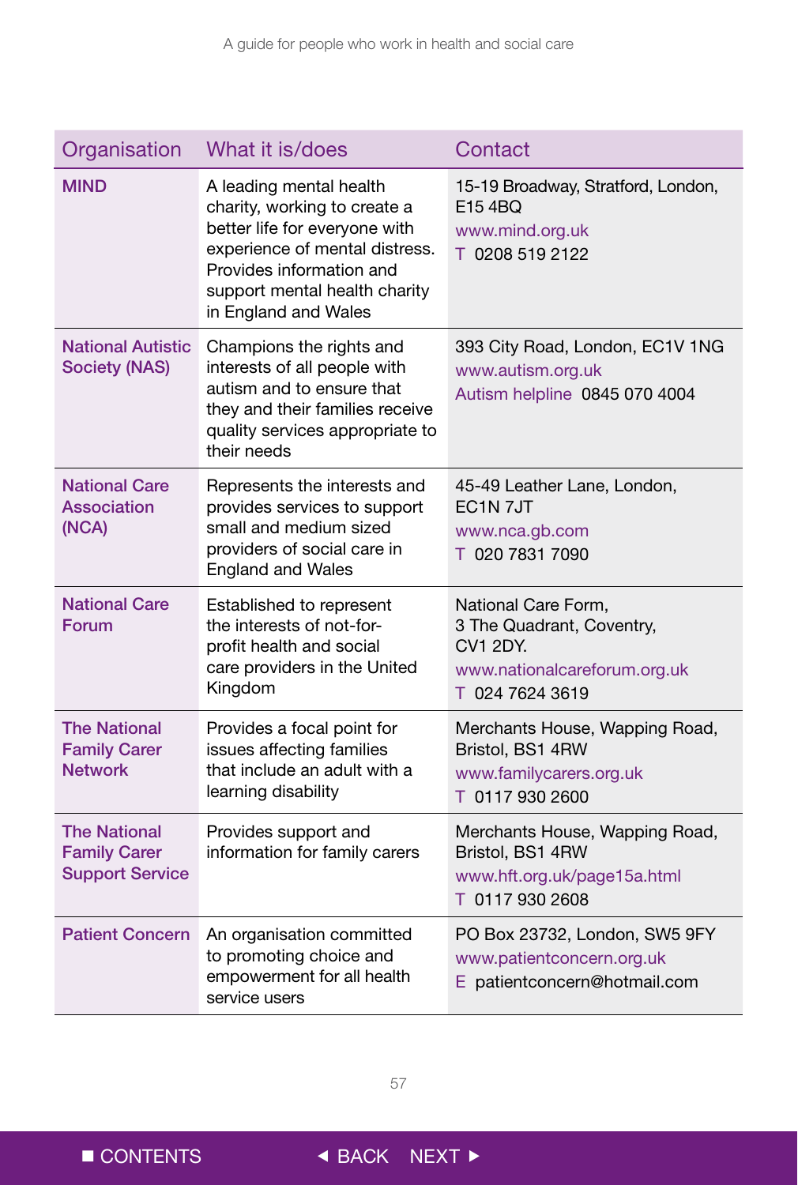| Organisation | What it is/does | Contact |
|---|---|---|
| **MIND** | A leading mental health charity, working to create a better life for everyone with experience of mental distress. Provides information and support mental health charity in England and Wales | 15-19 Broadway, Stratford, London, E15 4BQ<br>www.mind.org.uk<br>T 0208 519 2122 |
| **National Autistic Society (NAS)** | Champions the rights and interests of all people with autism and to ensure that they and their families receive quality services appropriate to their needs | 393 City Road, London, EC1V 1NG<br>www.autism.org.uk<br>Autism helpline 0845 070 4004 |
| **National Care Association (NCA)** | Represents the interests and provides services to support small and medium sized providers of social care in England and Wales | 45-49 Leather Lane, London, EC1N 7JT<br>www.nca.gb.com<br>T 020 7831 7090 |
| **National Care Forum** | Established to represent the interests of not-for-profit health and social care providers in the United Kingdom | National Care Form, 3 The Quadrant, Coventry, CV1 2DY.<br>www.nationalcareforum.org.uk<br>T 024 7624 3619 |
| **The National Family Carer Network** | Provides a focal point for issues affecting families that include an adult with a learning disability | Merchants House, Wapping Road, Bristol, BS1 4RW<br>www.familycarers.org.uk<br>T 0117 930 2600 |
| **The National Family Carer Support Service** | Provides support and information for family carers | Merchants House, Wapping Road, Bristol, BS1 4RW<br>www.hft.org.uk/page15a.html<br>T 0117 930 2608 |
| **Patient Concern** | An organisation committed to promoting choice and empowerment for all health service users | PO Box 23732, London, SW5 9FY<br>www.patientconcern.org.uk<br>E patientconcern@hotmail.com |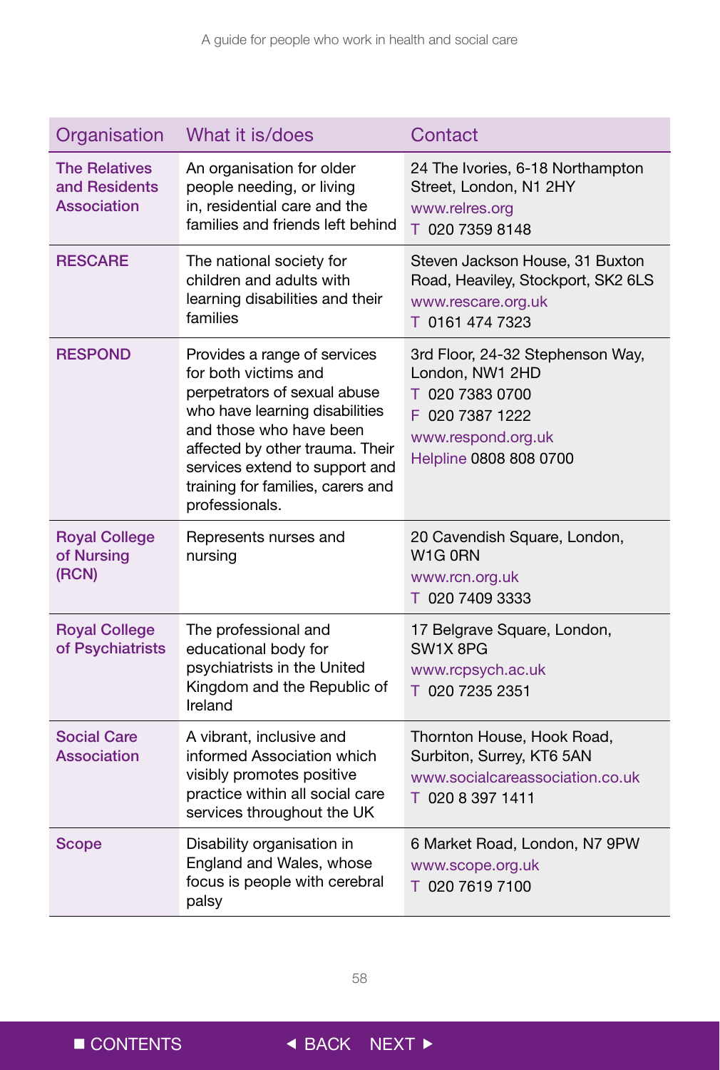| Organisation | What it is/does | Contact |
| --- | --- | --- |
| **The Relatives and Residents Association** | An organisation for older people needing, or living in, residential care and the families and friends left behind | 24 The Ivories, 6-18 Northampton Street, London, N1 2HY<br>www.relres.org<br>T 020 7359 8148 |
| **RESCARE** | The national society for children and adults with learning disabilities and their families | Steven Jackson House, 31 Buxton Road, Heaviley, Stockport, SK2 6LS<br>www.rescare.org.uk<br>T 0161 474 7323 |
| **RESPOND** | Provides a range of services for both victims and perpetrators of sexual abuse who have learning disabilities and those who have been affected by other trauma. Their services extend to support and training for families, carers and professionals. | 3rd Floor, 24-32 Stephenson Way, London, NW1 2HD<br>T 020 7383 0700<br>F 020 7387 1222<br>www.respond.org.uk<br>Helpline 0808 808 0700 |
| **Royal College of Nursing (RCN)** | Represents nurses and nursing | 20 Cavendish Square, London, W1G 0RN<br>www.rcn.org.uk<br>T 020 7409 3333 |
| **Royal College of Psychiatrists** | The professional and educational body for psychiatrists in the United Kingdom and the Republic of Ireland | 17 Belgrave Square, London, SW1X 8PG<br>www.rcpsych.ac.uk<br>T 020 7235 2351 |
| **Social Care Association** | A vibrant, inclusive and informed Association which visibly promotes positive practice within all social care services throughout the UK | Thornton House, Hook Road, Surbiton, Surrey, KT6 5AN<br>www.socialcareassociation.co.uk<br>T 020 8 397 1411 |
| **Scope** | Disability organisation in England and Wales, whose focus is people with cerebral palsy | 6 Market Road, London, N7 9PW<br>www.scope.org.uk<br>T 020 7619 7100 |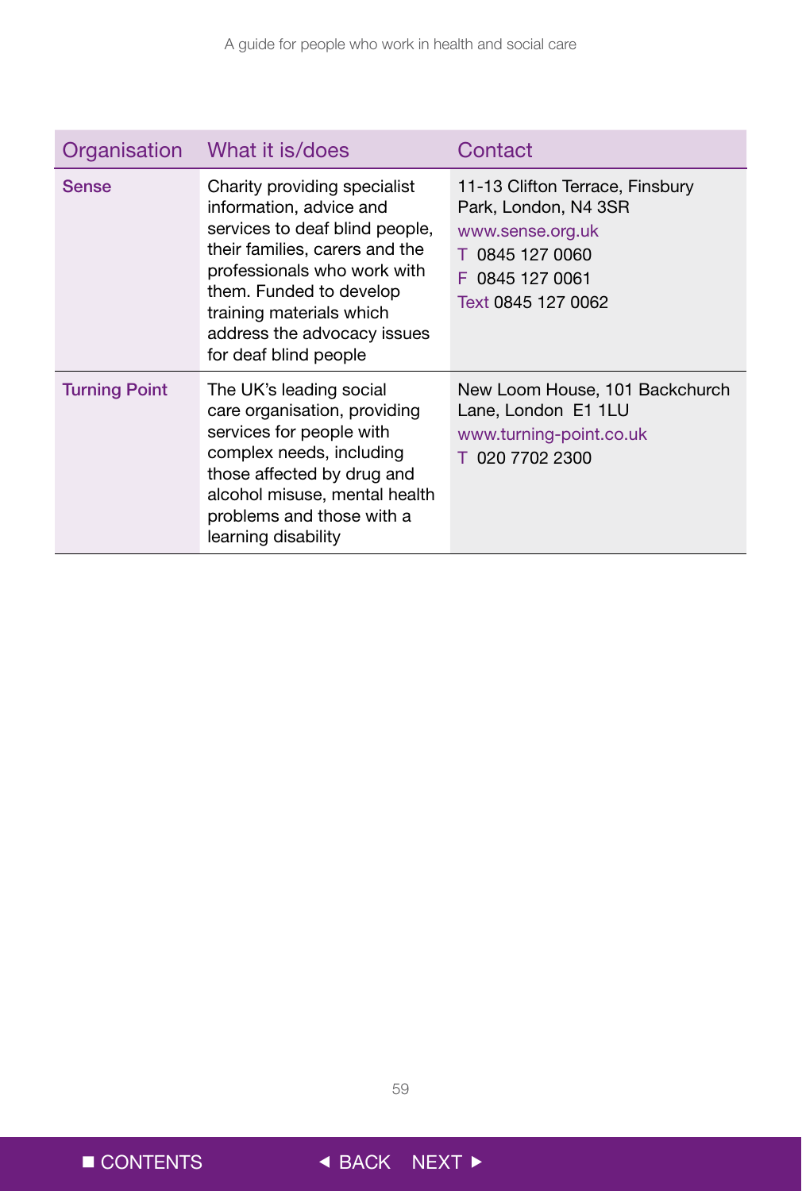| Organisation | What it is/does | Contact |
|---|---|---|
| **Sense** | Charity providing specialist information, advice and services to deaf blind people, their families, carers and the professionals who work with them. Funded to develop training materials which address the advocacy issues for deaf blind people | 11-13 Clifton Terrace, Finsbury Park, London, N4 3SR<br>www.sense.org.uk<br>T 0845 127 0060<br>F 0845 127 0061<br>Text 0845 127 0062 |
| **Turning Point** | The UK's leading social care organisation, providing services for people with complex needs, including those affected by drug and alcohol misuse, mental health problems and those with a learning disability | New Loom House, 101 Backchurch Lane, London E1 1LU<br>www.turning-point.co.uk<br>T 020 7702 2300 |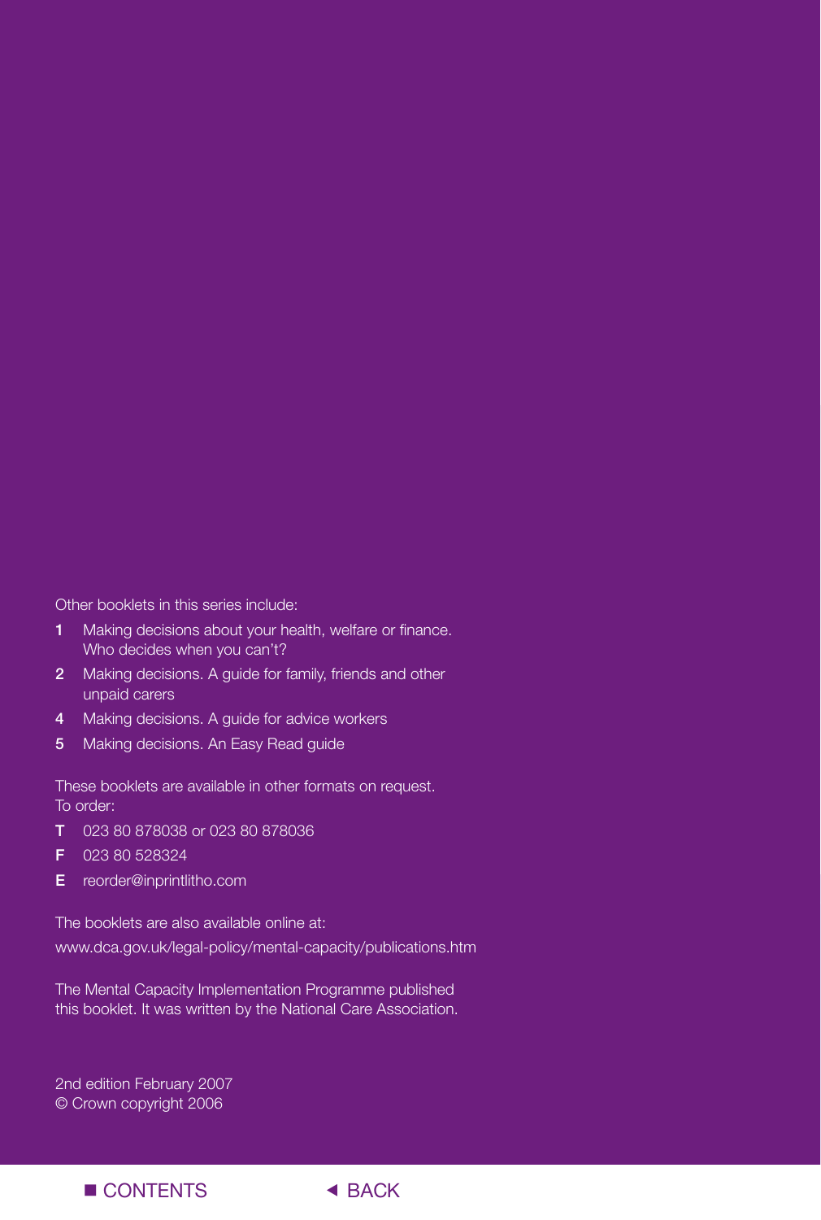Other booklets in this series include:

1. Making decisions about your health, welfare or finance. Who decides when you can't?
2. Making decisions. A guide for family, friends and other unpaid carers
4. Making decisions. A guide for advice workers
5. Making decisions. An Easy Read guide

These booklets are available in other formats on request.
To order:

**T** 023 80 878038 or 023 80 878036

**F** 023 80 528324

**E** reorder@inprintlitho.com

The booklets are also available online at:
www.dca.gov.uk/legal-policy/mental-capacity/publications.htm

The Mental Capacity Implementation Programme published this booklet. It was written by the National Care Association.

2nd edition February 2007
© Crown copyright 2006

■ CONTENTS ◄ BACK